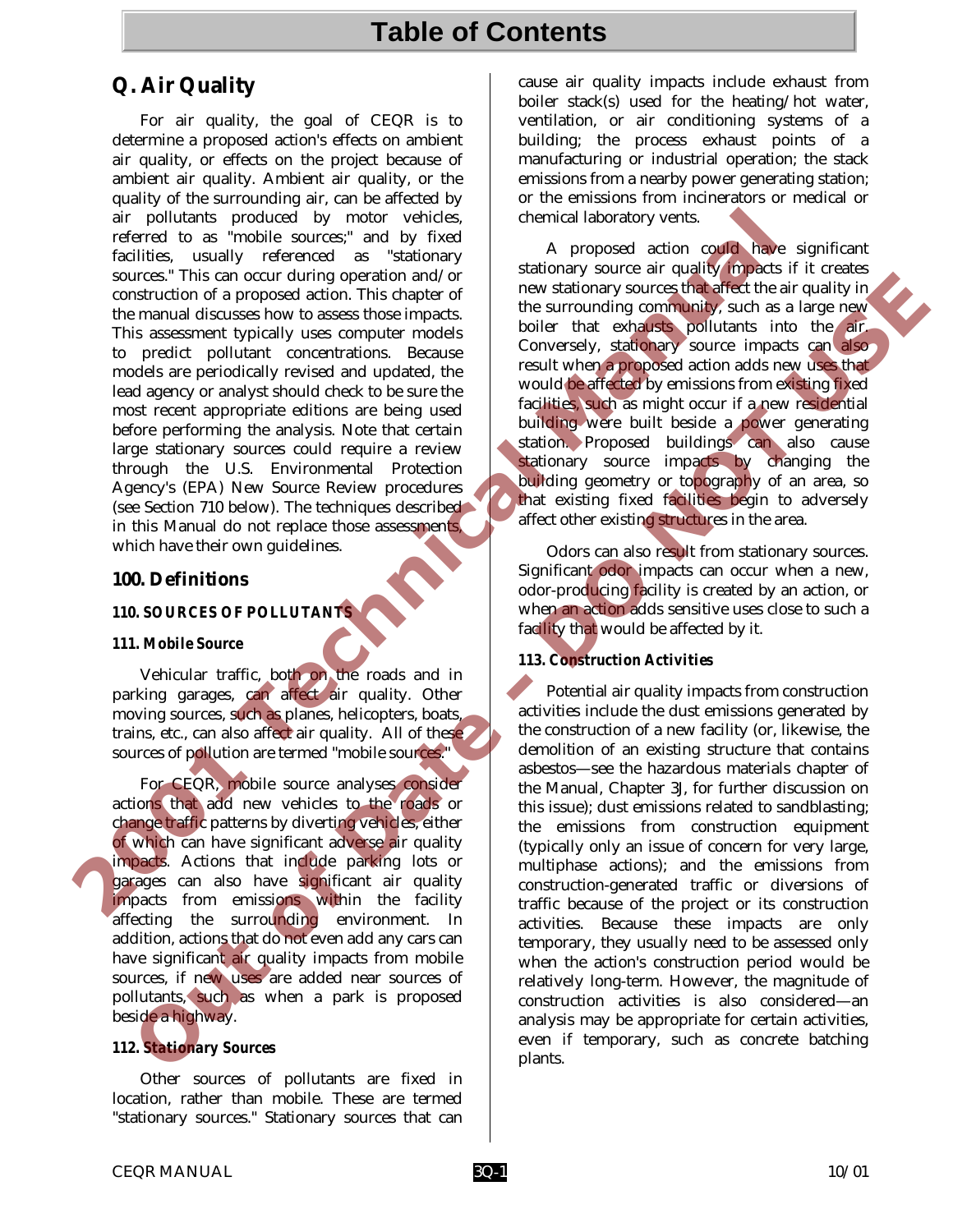# Q. Air Quality

For air quality, the goal of CEQR is to determine a proposed action's effects on ambient air quality, or effects on the project because of ambient air quality. Ambient air quality, or the quality of the surrounding air, can be affected by air pollutants produced by motor vehicles, referred to as "mobile sources;" and by fixed facilities, usually referenced as "stationary sources." This can occur during operation and/or construction of a proposed action. This chapter of the manual discusses how to assess those impacts. This assessment typically uses computer models to predict pollutant concentrations. Because models are periodically revised and updated, the lead agency or analyst should check to be sure the most recent appropriate editions are being used before performing the analysis. Note that certain large stationary sources could require a review through the U.S. Environmental Protection Agency's (EPA) New Source Review procedures (see Section 710 below). The techniques described in this Manual do not replace those assessments, which have their own guidelines.

## 100. Definitions

### 110. SOURCES OF POLLUTANTS

#### 111. Mobile Source

Vehicular traffic, both on the roads and in parking garages, can affect air quality. Other moving sources, such as planes, helicopters, boats, trains, etc., can also affect air quality. All of these sources of pollution are termed "mobile sources."

For CEQR, mobile source analyses consider actions that add new vehicles to the roads or change traffic patterns by diverting vehicles, either of which can have significant adverse air quality impacts. Actions that include parking lots or garages can also have significant air quality impacts from emissions within the facility affecting the surrounding environment. In addition, actions that do not even add any cars can have significant air quality impacts from mobile sources, if new uses are added near sources of pollutants, such as when a park is proposed beside a highway.

#### 112. Stationary Sources

Other sources of pollutants are fixed in location, rather than mobile. These are termed "stationary sources." Stationary sources that can cause air quality impacts include exhaust from boiler stack(s) used for the heating/hot water, ventilation, or air conditioning systems of a building; the process exhaust points of a manufacturing or industrial operation; the stack emissions from a nearby power generating station; or the emissions from incinerators or medical or chemical laboratory vents.

A proposed action could have significant stationary source air quality impacts if it creates new stationary sources that affect the air quality in the surrounding community, such as a large new boiler that exhausts pollutants into the air. Conversely, stationary source impacts can also result when a proposed action adds new uses that would be affected by emissions from existing fixed facilities, such as might occur if a new residential building were built beside a power generating station. Proposed buildings can also cause stationary source impacts by changing the building geometry or topography of an area, so that existing fixed facilities begin to adversely affect other existing structures in the area.

Odors can also result from stationary sources. Significant odor impacts can occur when a new, odor-producing facility is created by an action, or when an action adds sensitive uses close to such a facility that would be affected by it.

#### 113. Construction Activities

Potential air quality impacts from construction activities include the dust emissions generated by the construction of a new facility (or, likewise, the demolition of an existing structure that contains asbestos—see the hazardous materials chapter of the Manual, Chapter 3J, for further discussion on this issue); dust emissions related to sandblasting; the emissions from construction equipment (typically only an issue of concern for very large, multiphase actions); and the emissions from construction-generated traffic or diversions of traffic because of the project or its construction activities. Because these impacts are only temporary, they usually need to be assessed only when the action's construction period would be relatively long-term. However, the magnitude of construction activities is also considered—an analysis may be appropriate for certain activities, even if temporary, such as concrete batching plants.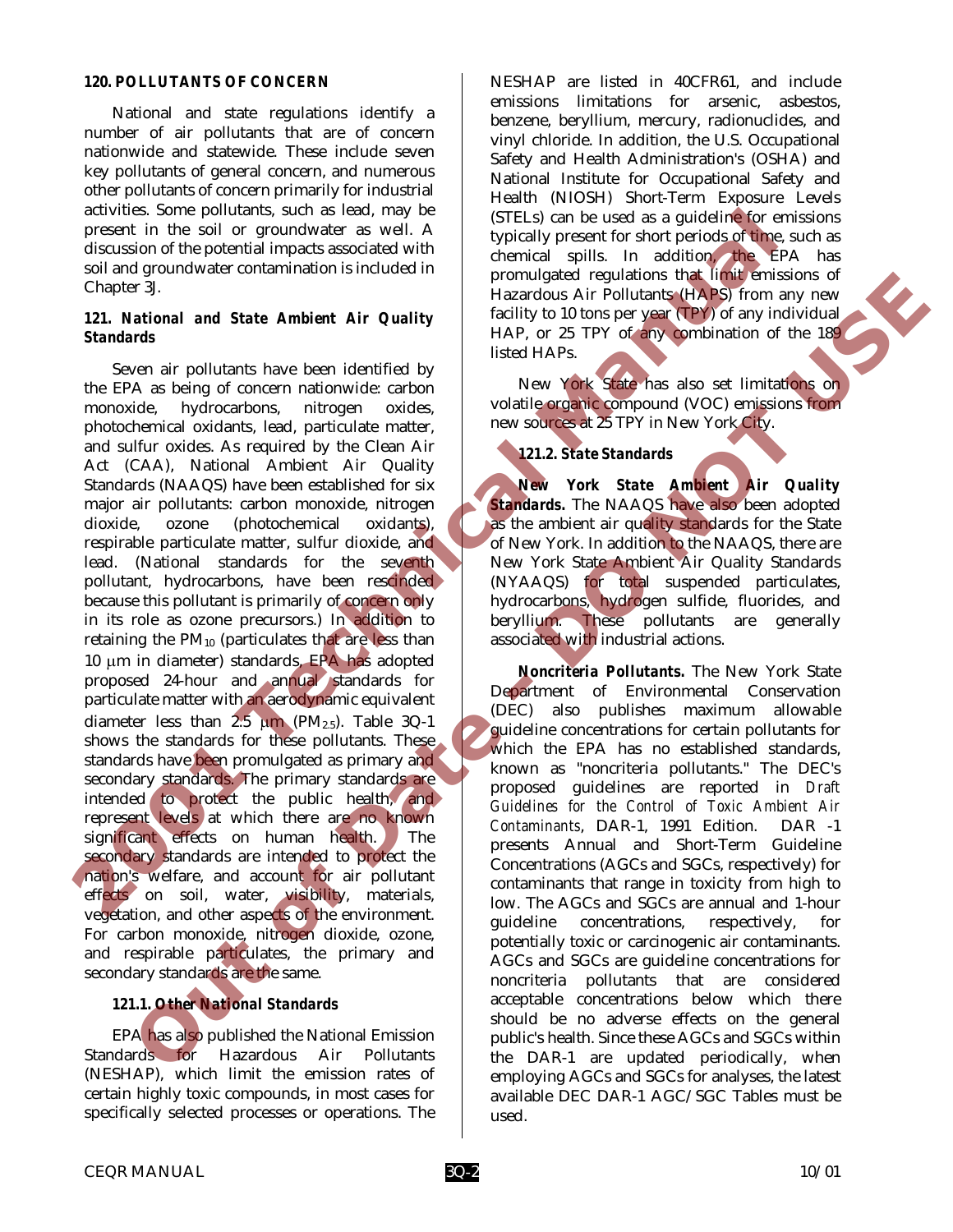### 120. POLLUTANTS OF CONCERN

National and state regulations identify a number of air pollutants that are of concern nationwide and statewide. These include seven key pollutants of general concern, and numerous other pollutants of concern primarily for industrial activities. Some pollutants, such as lead, may be present in the soil or groundwater as well. A discussion of the potential impacts associated with soil and groundwater contamination is included in Chapter 3J.

### 121. *National and State Ambient Air Quality Standards*

Seven air pollutants have been identified by the EPA as being of concern nationwide: carbon monoxide, hydrocarbons, nitrogen oxides, photochemical oxidants, lead, particulate matter, and sulfur oxides. As required by the Clean Air Act (CAA), National Ambient Air Quality Standards (NAAQS) have been established for six major air pollutants: carbon monoxide, nitrogen dioxide, ozone (photochemical oxidants), respirable particulate matter, sulfur dioxide, and lead. (National standards for the seventh pollutant, hydrocarbons, have been rescinded because this pollutant is primarily of concern only in its role as ozone precursors.) In addition to retaining the $PM_{10}$ (particulates that are less than 10 μm in diameter) standards, EPA has adopted proposed 24-hour and annual standards for particulate matter with an aerodynamic equivalent diameter less than 2.5 μm ($PM_{2.5}$). Table 3Q-1 shows the standards for these pollutants. These standards have been promulgated as primary and secondary standards. The primary standards are intended to protect the public health, and represent levels at which there are no known significant effects on human health. The secondary standards are intended to protect the nation's welfare, and account for air pollutant effects on soil, water, visibility, materials, vegetation, and other aspects of the environment. For carbon monoxide, nitrogen dioxide, ozone, and respirable particulates, the primary and secondary standards are the same.

#### *121.1. Other National Standards*

EPA has also published the National Emission Standards for Hazardous Air Pollutants (NESHAP), which limit the emission rates of certain highly toxic compounds, in most cases for specifically selected processes or operations. The NESHAP are listed in 40CFR61, and include emissions limitations for arsenic, asbestos, benzene, beryllium, mercury, radionuclides, and vinyl chloride. In addition, the U.S. Occupational Safety and Health Administration's (OSHA) and National Institute for Occupational Safety and Health (NIOSH) Short-Term Exposure Levels (STELs) can be used as a guideline for emissions typically present for short periods of time, such as chemical spills. In addition, the EPA has promulgated regulations that limit emissions of Hazardous Air Pollutants (HAPS) from any new facility to 10 tons per year (TPY) of any individual HAP, or 25 TPY of any combination of the 189 listed HAPs.

New York State has also set limitations on volatile organic compound (VOC) emissions from new sources at 25 TPY in New York City.

#### *121.2. State Standards*

***New York State Ambient Air Quality Standards.*** The NAAQS have also been adopted as the ambient air quality standards for the State of New York. In addition to the NAAQS, there are New York State Ambient Air Quality Standards (NYAAQS) for total suspended particulates, hydrocarbons, hydrogen sulfide, fluorides, and beryllium. These pollutants are generally associated with industrial actions.

***Noncriteria Pollutants.*** The New York State Department of Environmental Conservation (DEC) also publishes maximum allowable guideline concentrations for certain pollutants for which the EPA has no established standards, known as "noncriteria pollutants." The DEC's proposed guidelines are reported in *Draft Guidelines for the Control of Toxic Ambient Air Contaminants*, DAR-1, 1991 Edition. DAR -1 presents Annual and Short-Term Guideline Concentrations (AGCs and SGCs, respectively) for contaminants that range in toxicity from high to low. The AGCs and SGCs are annual and 1-hour guideline concentrations, respectively, for potentially toxic or carcinogenic air contaminants. AGCs and SGCs are guideline concentrations for noncriteria pollutants that are considered acceptable concentrations below which there should be no adverse effects on the general public's health. Since these AGCs and SGCs within the DAR-1 are updated periodically, when employing AGCs and SGCs for analyses, the latest available DEC DAR-1 AGC/SGC Tables must be used.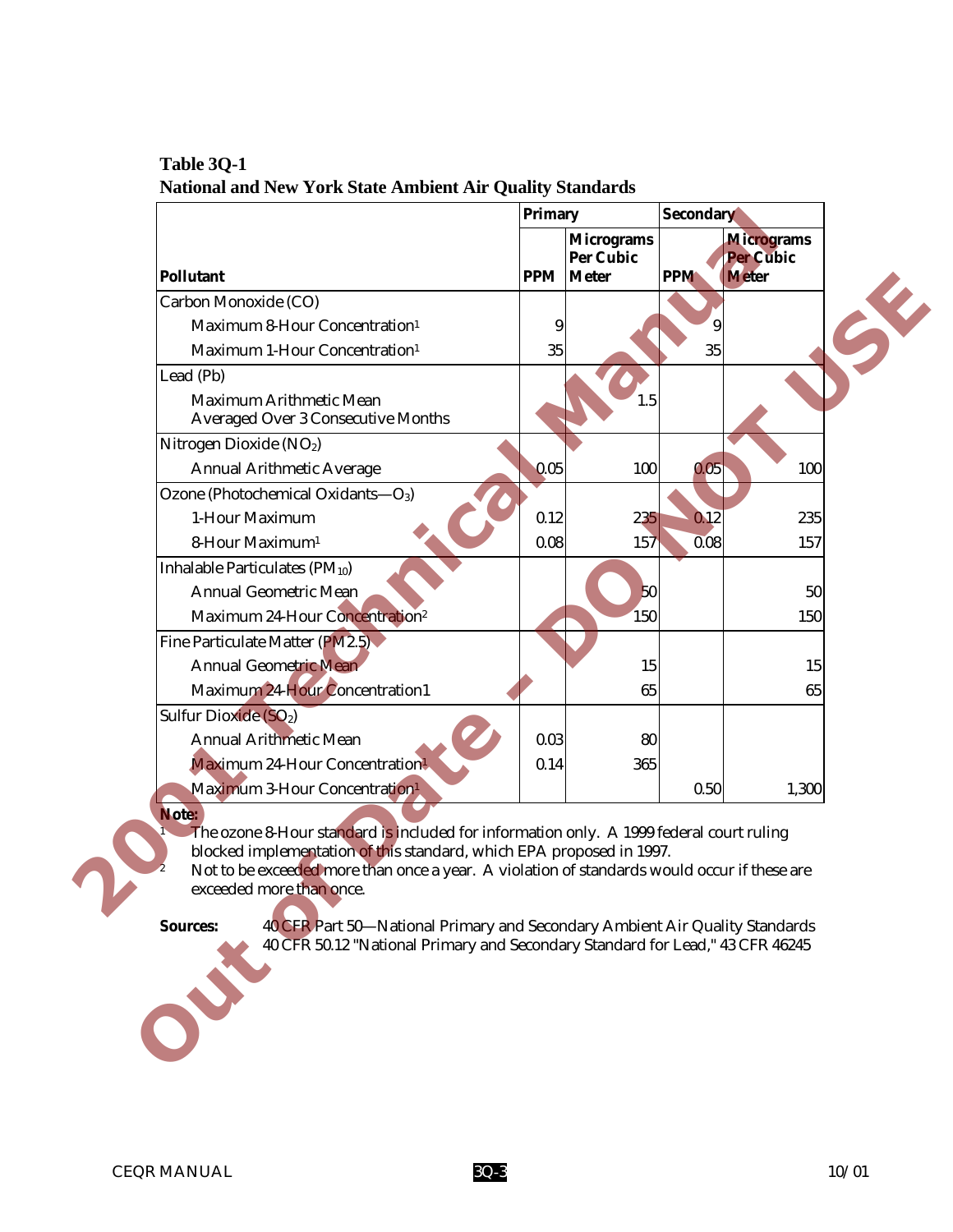**Table 3Q-1**
**National and New York State Ambient Air Quality Standards**

| Pollutant | Primary | | Secondary | |
|---|---|---|---|---|
| | PPM | Micrograms Per Cubic Meter | PPM | Micrograms Per Cubic Meter |
| Carbon Monoxide (CO) | | | | |
| Maximum 8-Hour Concentration[1] | 9 | | 9 | |
| Maximum 1-Hour Concentration[1] | 35 | | 35 | |
| Lead (Pb) | | | | |
| Maximum Arithmetic Mean Averaged Over 3 Consecutive Months | | 1.5 | | |
| Nitrogen Dioxide ($NO_2$) | | | | |
| Annual Arithmetic Average | 0.05 | 100 | 0.05 | 100 |
| Ozone (Photochemical Oxidants—$O_3$) | | | | |
| 1-Hour Maximum | 0.12 | 235 | 0.12 | 235 |
| 8-Hour Maximum[1] | 0.08 | 157 | 0.08 | 157 |
| Inhalable Particulates ($PM_{10}$) | | | | |
| Annual Geometric Mean | | 50 | | 50 |
| Maximum 24-Hour Concentration[2] | | 150 | | 150 |
| Fine Particulate Matter (PM2.5) | | | | |
| Annual Geometric Mean | | 15 | | 15 |
| Maximum 24-Hour Concentration1 | | 65 | | 65 |
| Sulfur Dioxide ($SO_2$) | | | | |
| Annual Arithmetic Mean | 0.03 | 80 | | |
| Maximum 24-Hour Concentration[1] | 0.14 | 365 | | |
| Maximum 3-Hour Concentration[1] | | | 0.50 | 1,300 |

**Note:**

[1] The ozone 8-Hour standard is included for information only. A 1999 federal court ruling blocked implementation of this standard, which EPA proposed in 1997.

[2] Not to be exceeded more than once a year. A violation of standards would occur if these are exceeded more than once.

**Sources:** 40 CFR Part 50—National Primary and Secondary Ambient Air Quality Standards
40 CFR 50.12 "National Primary and Secondary Standard for Lead," 43 CFR 46245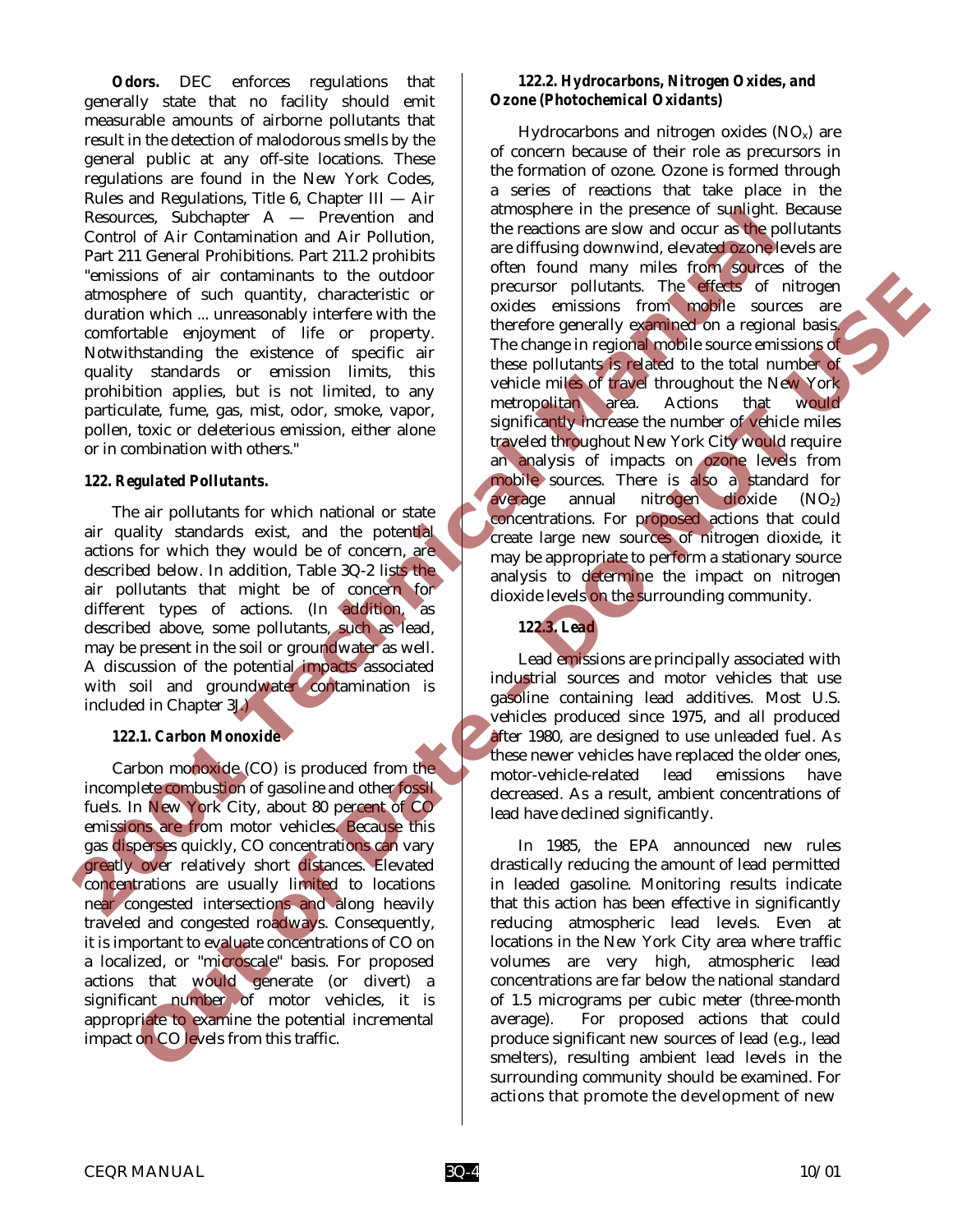**Odors.** DEC enforces regulations that generally state that no facility should emit measurable amounts of airborne pollutants that result in the detection of malodorous smells by the general public at any off-site locations. These regulations are found in the New York Codes, Rules and Regulations, Title 6, Chapter III — Air Resources, Subchapter A — Prevention and Control of Air Contamination and Air Pollution, Part 211 General Prohibitions. Part 211.2 prohibits "emissions of air contaminants to the outdoor atmosphere of such quantity, characteristic or duration which ... unreasonably interfere with the comfortable enjoyment of life or property. Notwithstanding the existence of specific air quality standards or emission limits, this prohibition applies, but is not limited, to any particulate, fume, gas, mist, odor, smoke, vapor, pollen, toxic or deleterious emission, either alone or in combination with others."

### *122. Regulated Pollutants.*

The air pollutants for which national or state air quality standards exist, and the potential actions for which they would be of concern, are described below. In addition, Table 3Q-2 lists the air pollutants that might be of concern for different types of actions. (In addition, as described above, some pollutants, such as lead, may be present in the soil or groundwater as well. A discussion of the potential impacts associated with soil and groundwater contamination is included in Chapter 3J.)

#### *122.1. Carbon Monoxide*

Carbon monoxide (CO) is produced from the incomplete combustion of gasoline and other fossil fuels. In New York City, about 80 percent of CO emissions are from motor vehicles. Because this gas disperses quickly, CO concentrations can vary greatly over relatively short distances. Elevated concentrations are usually limited to locations near congested intersections and along heavily traveled and congested roadways. Consequently, it is important to evaluate concentrations of CO on a localized, or "microscale" basis. For proposed actions that would generate (or divert) a significant number of motor vehicles, it is appropriate to examine the potential incremental impact on CO levels from this traffic.

#### *122.2. Hydrocarbons, Nitrogen Oxides, and Ozone (Photochemical Oxidants)*

Hydrocarbons and nitrogen oxides ($NO_x$) are of concern because of their role as precursors in the formation of ozone. Ozone is formed through a series of reactions that take place in the atmosphere in the presence of sunlight. Because the reactions are slow and occur as the pollutants are diffusing downwind, elevated ozone levels are often found many miles from sources of the precursor pollutants. The effects of nitrogen oxides emissions from mobile sources are therefore generally examined on a regional basis. The change in regional mobile source emissions of these pollutants is related to the total number of vehicle miles of travel throughout the New York metropolitan area. Actions that would significantly increase the number of vehicle miles traveled throughout New York City would require an analysis of impacts on ozone levels from mobile sources. There is also a standard for average annual nitrogen dioxide ($NO_2$) concentrations. For proposed actions that could create large new sources of nitrogen dioxide, it may be appropriate to perform a stationary source analysis to determine the impact on nitrogen dioxide levels on the surrounding community.

#### *122.3. Lead*

Lead emissions are principally associated with industrial sources and motor vehicles that use gasoline containing lead additives. Most U.S. vehicles produced since 1975, and all produced after 1980, are designed to use unleaded fuel. As these newer vehicles have replaced the older ones, motor-vehicle-related lead emissions have decreased. As a result, ambient concentrations of lead have declined significantly.

In 1985, the EPA announced new rules drastically reducing the amount of lead permitted in leaded gasoline. Monitoring results indicate that this action has been effective in significantly reducing atmospheric lead levels. Even at locations in the New York City area where traffic volumes are very high, atmospheric lead concentrations are far below the national standard of 1.5 micrograms per cubic meter (three-month average). For proposed actions that could produce significant new sources of lead (e.g., lead smelters), resulting ambient lead levels in the surrounding community should be examined. For actions that promote the development of new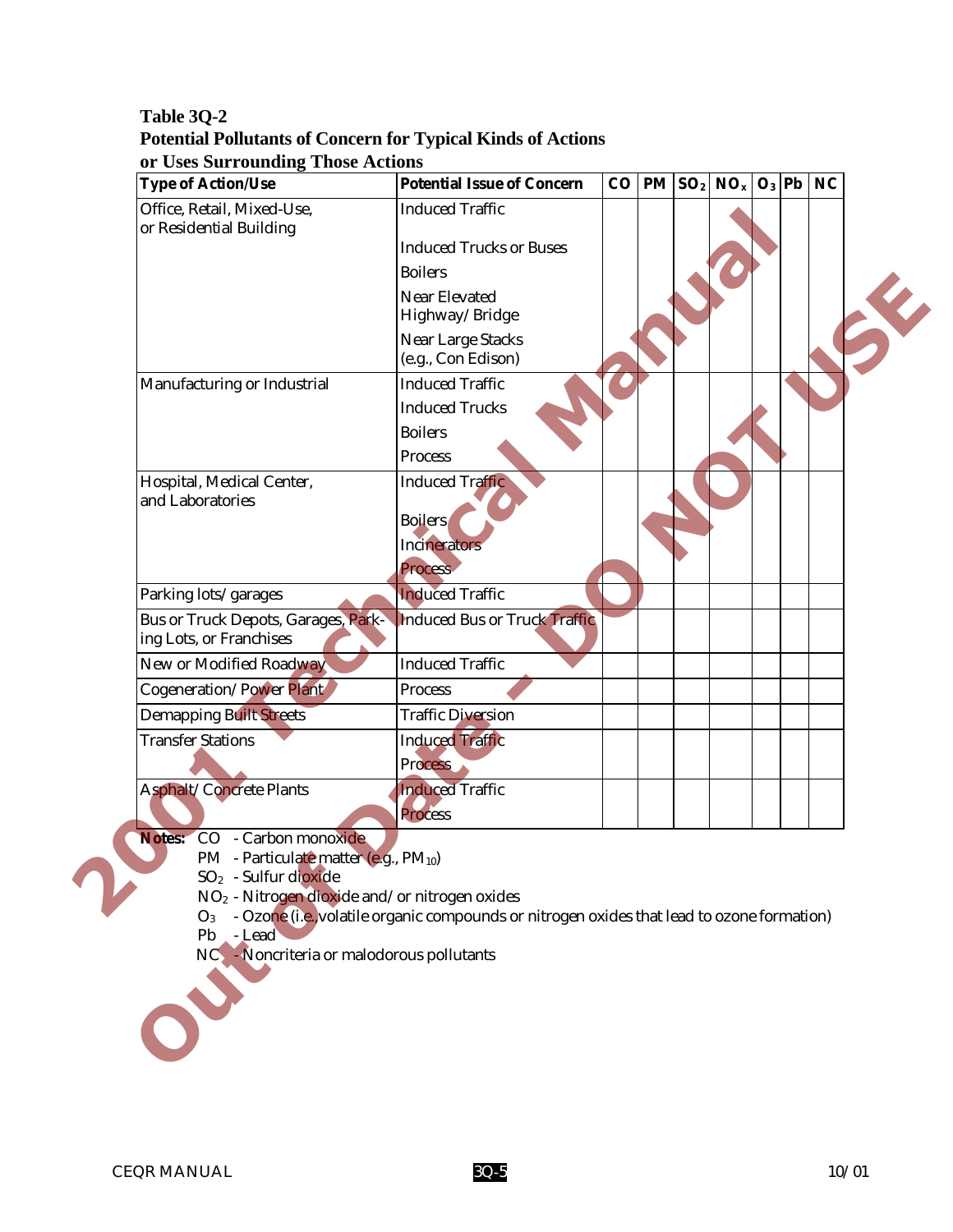**Table 3Q-2**
**Potential Pollutants of Concern for Typical Kinds of Actions or Uses Surrounding Those Actions**

| Type of Action/Use | Potential Issue of Concern | CO | PM | $SO_2$ | $NO_x$ | $O_3$ | Pb | NC |
|---|---|---|---|---|---|---|---|---|
| Office, Retail, Mixed-Use, or Residential Building | Induced Traffic | | | | | | | |
| | Induced Trucks or Buses | | | | | | | |
| | Boilers | | | | | | | |
| | Near Elevated Highway/Bridge | | | | | | | |
| | Near Large Stacks (e.g., Con Edison) | | | | | | | |
| Manufacturing or Industrial | Induced Traffic | | | | | | | |
| | Induced Trucks | | | | | | | |
| | Boilers | | | | | | | |
| | Process | | | | | | | |
| Hospital, Medical Center, and Laboratories | Induced Traffic | | | | | | | |
| | Boilers | | | | | | | |
| | Incinerators | | | | | | | |
| | Process | | | | | | | |
| Parking lots/garages | Induced Traffic | | | | | | | |
| Bus or Truck Depots, Garages, Parking Lots, or Franchises | Induced Bus or Truck Traffic | | | | | | | |
| New or Modified Roadway | Induced Traffic | | | | | | | |
| Cogeneration/Power Plant | Process | | | | | | | |
| Demapping Built Streets | Traffic Diversion | | | | | | | |
| Transfer Stations | Induced Traffic | | | | | | | |
| | Process | | | | | | | |
| Asphalt/Concrete Plants | Induced Traffic | | | | | | | |
| | Process | | | | | | | |

**Notes:**
- CO - Carbon monoxide
- PM - Particulate matter (e.g., $PM_{10}$)
- $SO_2$ - Sulfur dioxide
- $NO_2$ - Nitrogen dioxide and/or nitrogen oxides
- $O_3$ - Ozone (i.e.,volatile organic compounds or nitrogen oxides that lead to ozone formation)
- Pb - Lead
- NC - Noncriteria or malodorous pollutants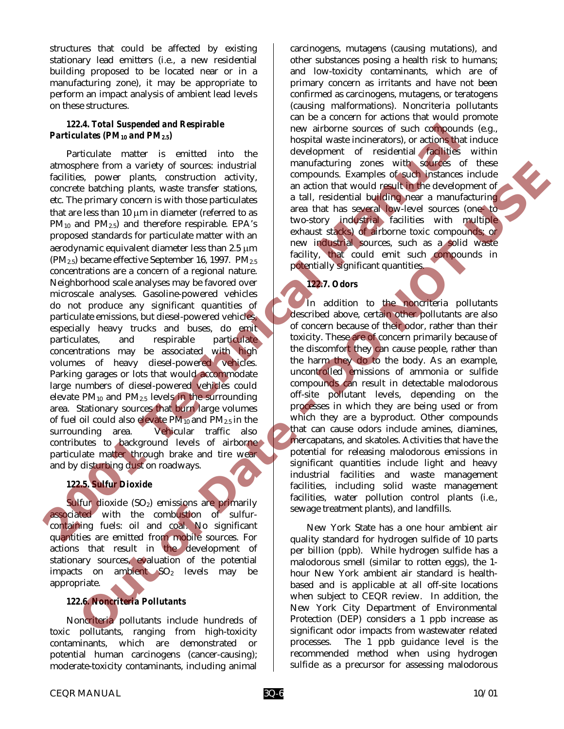structures that could be affected by existing stationary lead emitters (i.e., a new residential building proposed to be located near or in a manufacturing zone), it may be appropriate to perform an impact analysis of ambient lead levels on these structures.

#### *122.4. Total Suspended and Respirable Particulates ($PM_{10}$ and $PM_{2.5}$)*

Particulate matter is emitted into the atmosphere from a variety of sources: industrial facilities, power plants, construction activity, concrete batching plants, waste transfer stations, etc. The primary concern is with those particulates that are less than 10 μm in diameter (referred to as $PM_{10}$ and $PM_{2.5}$) and therefore respirable. EPA's proposed standards for particulate matter with an aerodynamic equivalent diameter less than 2.5 μm ($PM_{2.5}$) became effective September 16, 1997. $PM_{2.5}$ concentrations are a concern of a regional nature. Neighborhood scale analyses may be favored over microscale analyses. Gasoline-powered vehicles do not produce any significant quantities of particulate emissions, but diesel-powered vehicles, especially heavy trucks and buses, do emit particulates, and respirable particulate concentrations may be associated with high volumes of heavy diesel-powered vehicles. Parking garages or lots that would accommodate large numbers of diesel-powered vehicles could elevate $PM_{10}$ and $PM_{2.5}$ levels in the surrounding area. Stationary sources that burn large volumes of fuel oil could also elevate $PM_{10}$ and $PM_{2.5}$ in the surrounding area. Vehicular traffic also contributes to background levels of airborne particulate matter through brake and tire wear and by disturbing dust on roadways.

#### *122.5. Sulfur Dioxide*

Sulfur dioxide ($SO_2$) emissions are primarily associated with the combustion of sulfur-containing fuels: oil and coal. No significant quantities are emitted from mobile sources. For actions that result in the development of stationary sources, evaluation of the potential impacts on ambient $SO_2$ levels may be appropriate.

#### *122.6. Noncriteria Pollutants*

Noncriteria pollutants include hundreds of toxic pollutants, ranging from high-toxicity contaminants, which are demonstrated or potential human carcinogens (cancer-causing); moderate-toxicity contaminants, including animal carcinogens, mutagens (causing mutations), and other substances posing a health risk to humans; and low-toxicity contaminants, which are of primary concern as irritants and have not been confirmed as carcinogens, mutagens, or teratogens (causing malformations). Noncriteria pollutants can be a concern for actions that would promote new airborne sources of such compounds (e.g., hospital waste incinerators), or actions that induce development of residential facilities within manufacturing zones with sources of these compounds. Examples of such instances include an action that would result in the development of a tall, residential building near a manufacturing area that has several low-level sources (one- to two-story industrial facilities with multiple exhaust stacks) of airborne toxic compounds; or new industrial sources, such as a solid waste facility, that could emit such compounds in potentially significant quantities.

#### *122.7. Odors*

In addition to the noncriteria pollutants described above, certain other pollutants are also of concern because of their odor, rather than their toxicity. These are of concern primarily because of the discomfort they can cause people, rather than the harm they do to the body. As an example, uncontrolled emissions of ammonia or sulfide compounds can result in detectable malodorous off-site pollutant levels, depending on the processes in which they are being used or from which they are a byproduct. Other compounds that can cause odors include amines, diamines, mercapatans, and skatoles. Activities that have the potential for releasing malodorous emissions in significant quantities include light and heavy industrial facilities and waste management facilities, including solid waste management facilities, water pollution control plants (i.e., sewage treatment plants), and landfills.

New York State has a one hour ambient air quality standard for hydrogen sulfide of 10 parts per billion (ppb). While hydrogen sulfide has a malodorous smell (similar to rotten eggs), the 1-hour New York ambient air standard is health-based and is applicable at all off-site locations when subject to CEQR review. In addition, the New York City Department of Environmental Protection (DEP) considers a 1 ppb increase as significant odor impacts from wastewater related processes. The 1 ppb guidance level is the recommended method when using hydrogen sulfide as a precursor for assessing malodorous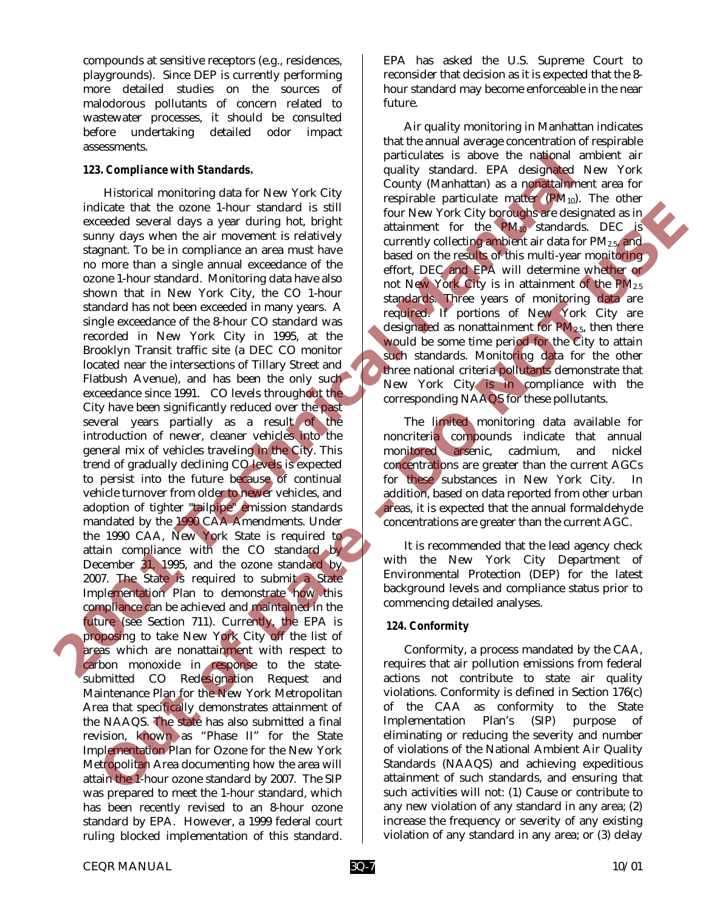compounds at sensitive receptors (e.g., residences, playgrounds). Since DEP is currently performing more detailed studies on the sources of malodorous pollutants of concern related to wastewater processes, it should be consulted before undertaking detailed odor impact assessments.

### 123. Compliance with Standards.

Historical monitoring data for New York City indicate that the ozone 1-hour standard is still exceeded several days a year during hot, bright sunny days when the air movement is relatively stagnant. To be in compliance an area must have no more than a single annual exceedance of the ozone 1-hour standard. Monitoring data have also shown that in New York City, the CO 1-hour standard has not been exceeded in many years. A single exceedance of the 8-hour CO standard was recorded in New York City in 1995, at the Brooklyn Transit traffic site (a DEC CO monitor located near the intersections of Tillary Street and Flatbush Avenue), and has been the only such exceedance since 1991. CO levels throughout the City have been significantly reduced over the past several years partially as a result of the introduction of newer, cleaner vehicles into the general mix of vehicles traveling in the City. This trend of gradually declining CO levels is expected to persist into the future because of continual vehicle turnover from older to newer vehicles, and adoption of tighter "tailpipe" emission standards mandated by the 1990 CAA Amendments. Under the 1990 CAA, New York State is required to attain compliance with the CO standard by December 31, 1995, and the ozone standard by 2007. The State is required to submit a State Implementation Plan to demonstrate how this compliance can be achieved and maintained in the future (see Section 711). Currently, the EPA is proposing to take New York City off the list of areas which are nonattainment with respect to carbon monoxide in response to the state-submitted CO Redesignation Request and Maintenance Plan for the New York Metropolitan Area that specifically demonstrates attainment of the NAAQS. The state has also submitted a final revision, known as "Phase II" for the State Implementation Plan for Ozone for the New York Metropolitan Area documenting how the area will attain the 1-hour ozone standard by 2007. The SIP was prepared to meet the 1-hour standard, which has been recently revised to an 8-hour ozone standard by EPA. However, a 1999 federal court ruling blocked implementation of this standard. EPA has asked the U.S. Supreme Court to reconsider that decision as it is expected that the 8-hour standard may become enforceable in the near future.

Air quality monitoring in Manhattan indicates that the annual average concentration of respirable particulates is above the national ambient air quality standard. EPA designated New York County (Manhattan) as a nonattainment area for respirable particulate matter ($PM_{10}$). The other four New York City boroughs are designated as in attainment for the $PM_{10}$ standards. DEC is currently collecting ambient air data for $PM_{2.5}$ and based on the results of this multi-year monitoring effort, DEC and EPA will determine whether or not New York City is in attainment of the $PM_{2.5}$ standards. Three years of monitoring data are required. If portions of New York City are designated as nonattainment for $PM_{2.5}$, then there would be some time period for the City to attain such standards. Monitoring data for the other three national criteria pollutants demonstrate that New York City is in compliance with the corresponding NAAQS for these pollutants.

The limited monitoring data available for noncriteria compounds indicate that annual monitored arsenic, cadmium, and nickel concentrations are greater than the current AGCs for these substances in New York City. In addition, based on data reported from other urban areas, it is expected that the annual formaldehyde concentrations are greater than the current AGC.

It is recommended that the lead agency check with the New York City Department of Environmental Protection (DEP) for the latest background levels and compliance status prior to commencing detailed analyses.

### 124. Conformity

Conformity, a process mandated by the CAA, requires that air pollution emissions from federal actions not contribute to state air quality violations. Conformity is defined in Section 176(c) of the CAA as conformity to the State Implementation Plan's (SIP) purpose of eliminating or reducing the severity and number of violations of the National Ambient Air Quality Standards (NAAQS) and achieving expeditious attainment of such standards, and ensuring that such activities will not: (1) Cause or contribute to any new violation of any standard in any area; (2) increase the frequency or severity of any existing violation of any standard in any area; or (3) delay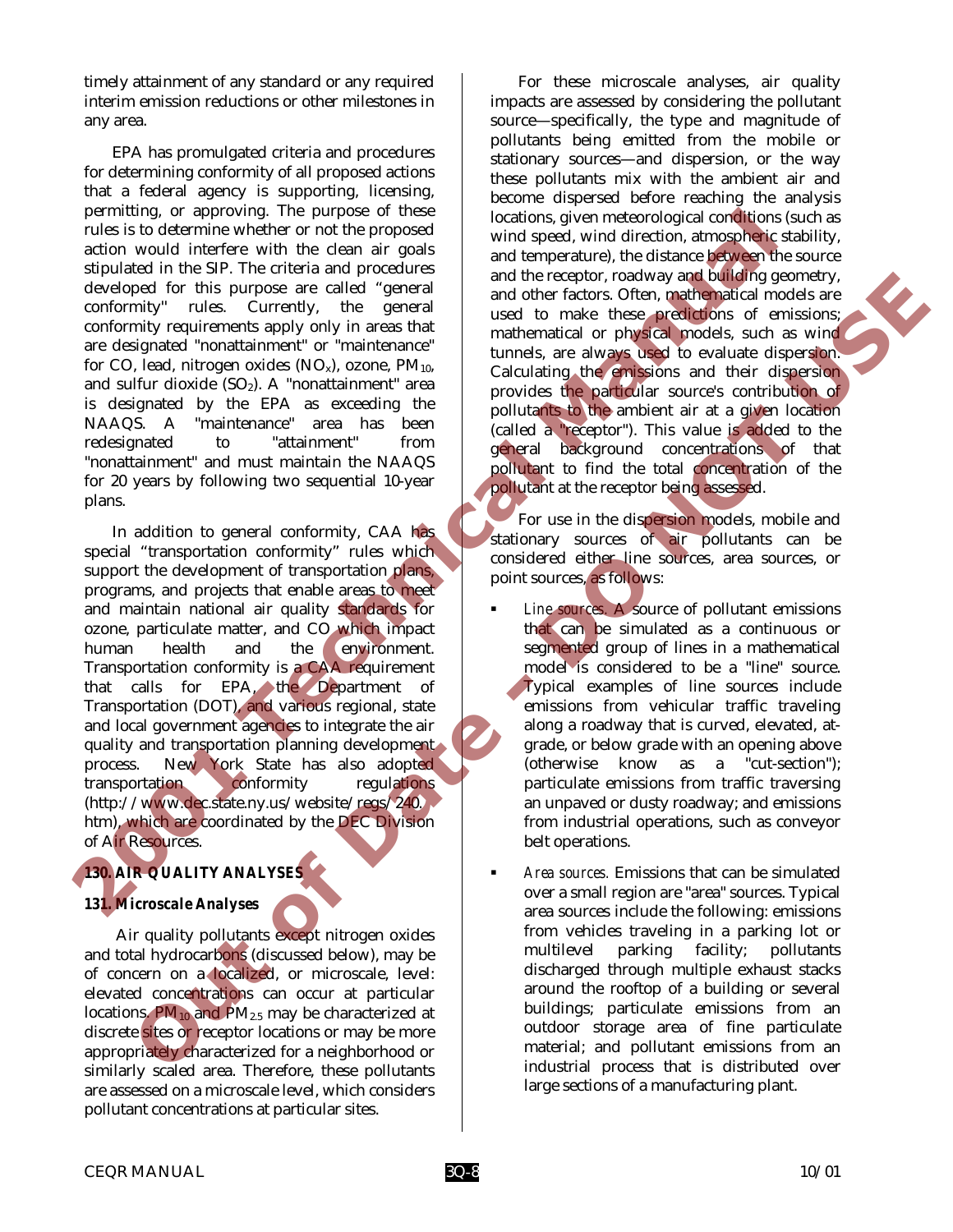timely attainment of any standard or any required interim emission reductions or other milestones in any area.

EPA has promulgated criteria and procedures for determining conformity of all proposed actions that a federal agency is supporting, licensing, permitting, or approving. The purpose of these rules is to determine whether or not the proposed action would interfere with the clean air goals stipulated in the SIP. The criteria and procedures developed for this purpose are called "general conformity" rules. Currently, the general conformity requirements apply only in areas that are designated "nonattainment" or "maintenance" for CO, lead, nitrogen oxides ($NO_x$), ozone, $PM_{10}$, and sulfur dioxide ($SO_2$). A "nonattainment" area is designated by the EPA as exceeding the NAAQS. A "maintenance" area has been redesignated to "attainment" from "nonattainment" and must maintain the NAAQS for 20 years by following two sequential 10-year plans.

In addition to general conformity, CAA has special "transportation conformity" rules which support the development of transportation plans, programs, and projects that enable areas to meet and maintain national air quality standards for ozone, particulate matter, and CO which impact human health and the environment. Transportation conformity is a CAA requirement that calls for EPA, the Department of Transportation (DOT), and various regional, state and local government agencies to integrate the air quality and transportation planning development process. New York State has also adopted transportation conformity regulations (http://www.dec.state.ny.us/website/regs/240.htm), which are coordinated by the DEC Division of Air Resources.

## 130. AIR QUALITY ANALYSES

### 131. *Microscale Analyses*

Air quality pollutants except nitrogen oxides and total hydrocarbons (discussed below), may be of concern on a localized, or microscale, level: elevated concentrations can occur at particular locations. $PM_{10}$ and $PM_{2.5}$ may be characterized at discrete sites or receptor locations or may be more appropriately characterized for a neighborhood or similarly scaled area. Therefore, these pollutants are assessed on a microscale level, which considers pollutant concentrations at particular sites.

For these microscale analyses, air quality impacts are assessed by considering the pollutant source—specifically, the type and magnitude of pollutants being emitted from the mobile or stationary sources—and dispersion, or the way these pollutants mix with the ambient air and become dispersed before reaching the analysis locations, given meteorological conditions (such as wind speed, wind direction, atmospheric stability, and temperature), the distance between the source and the receptor, roadway and building geometry, and other factors. Often, mathematical models are used to make these predictions of emissions; mathematical or physical models, such as wind tunnels, are always used to evaluate dispersion. Calculating the emissions and their dispersion provides the particular source's contribution of pollutants to the ambient air at a given location (called a "receptor"). This value is added to the general background concentrations of that pollutant to find the total concentration of the pollutant at the receptor being assessed.

For use in the dispersion models, mobile and stationary sources of air pollutants can be considered either line sources, area sources, or point sources, as follows:

- *Line sources.* A source of pollutant emissions that can be simulated as a continuous or segmented group of lines in a mathematical model is considered to be a "line" source. Typical examples of line sources include emissions from vehicular traffic traveling along a roadway that is curved, elevated, at-grade, or below grade with an opening above (otherwise know as a "cut-section"); particulate emissions from traffic traversing an unpaved or dusty roadway; and emissions from industrial operations, such as conveyor belt operations.
- *Area sources.* Emissions that can be simulated over a small region are "area" sources. Typical area sources include the following: emissions from vehicles traveling in a parking lot or multilevel parking facility; pollutants discharged through multiple exhaust stacks around the rooftop of a building or several buildings; particulate emissions from an outdoor storage area of fine particulate material; and pollutant emissions from an industrial process that is distributed over large sections of a manufacturing plant.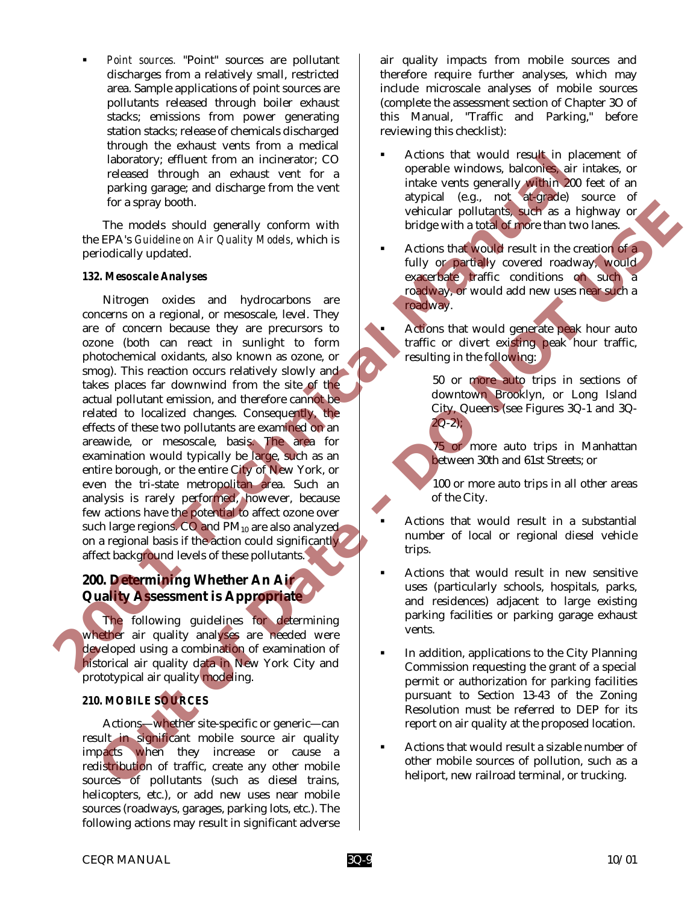- *Point sources.* "Point" sources are pollutant discharges from a relatively small, restricted area. Sample applications of point sources are pollutants released through boiler exhaust stacks; emissions from power generating station stacks; release of chemicals discharged through the exhaust vents from a medical laboratory; effluent from an incinerator; CO released through an exhaust vent for a parking garage; and discharge from the vent for a spray booth.

The models should generally conform with the EPA's *Guideline on Air Quality Models*, which is periodically updated.

### 132. Mesoscale Analyses

Nitrogen oxides and hydrocarbons are concerns on a regional, or mesoscale, level. They are of concern because they are precursors to ozone (both can react in sunlight to form photochemical oxidants, also known as ozone, or smog). This reaction occurs relatively slowly and takes places far downwind from the site of the actual pollutant emission, and therefore cannot be related to localized changes. Consequently, the effects of these two pollutants are examined on an areawide, or mesoscale, basis. The area for examination would typically be large, such as an entire borough, or the entire City of New York, or even the tri-state metropolitan area. Such an analysis is rarely performed, however, because few actions have the potential to affect ozone over such large regions. CO and $PM_{10}$ are also analyzed on a regional basis if the action could significantly affect background levels of these pollutants.

## 200. Determining Whether An Air Quality Assessment is Appropriate

The following guidelines for determining whether air quality analyses are needed were developed using a combination of examination of historical air quality data in New York City and prototypical air quality modeling.

### 210. MOBILE SOURCES

Actions—whether site-specific or generic—can result in significant mobile source air quality impacts when they increase or cause a redistribution of traffic, create any other mobile sources of pollutants (such as diesel trains, helicopters, etc.), or add new uses near mobile sources (roadways, garages, parking lots, etc.). The following actions may result in significant adverse air quality impacts from mobile sources and therefore require further analyses, which may include microscale analyses of mobile sources (complete the assessment section of Chapter 3O of this Manual, "Traffic and Parking," before reviewing this checklist):

- Actions that would result in placement of operable windows, balconies, air intakes, or intake vents generally within 200 feet of an atypical (e.g., not at-grade) source of vehicular pollutants, such as a highway or bridge with a total of more than two lanes.
- Actions that would result in the creation of a fully or partially covered roadway, would exacerbate traffic conditions on such a roadway, or would add new uses near such a roadway.
- Actions that would generate peak hour auto traffic or divert existing peak hour traffic, resulting in the following:
  - 50 or more auto trips in sections of downtown Brooklyn, or Long Island City, Queens (see Figures 3Q-1 and 3Q-2Q-2);
  - 75 or more auto trips in Manhattan between 30th and 61st Streets; or
  - 100 or more auto trips in all other areas of the City.
- Actions that would result in a substantial number of local or regional diesel vehicle trips.
- Actions that would result in new sensitive uses (particularly schools, hospitals, parks, and residences) adjacent to large existing parking facilities or parking garage exhaust vents.
- In addition, applications to the City Planning Commission requesting the grant of a special permit or authorization for parking facilities pursuant to Section 13-43 of the Zoning Resolution must be referred to DEP for its report on air quality at the proposed location.
- Actions that would result a sizable number of other mobile sources of pollution, such as a heliport, new railroad terminal, or trucking.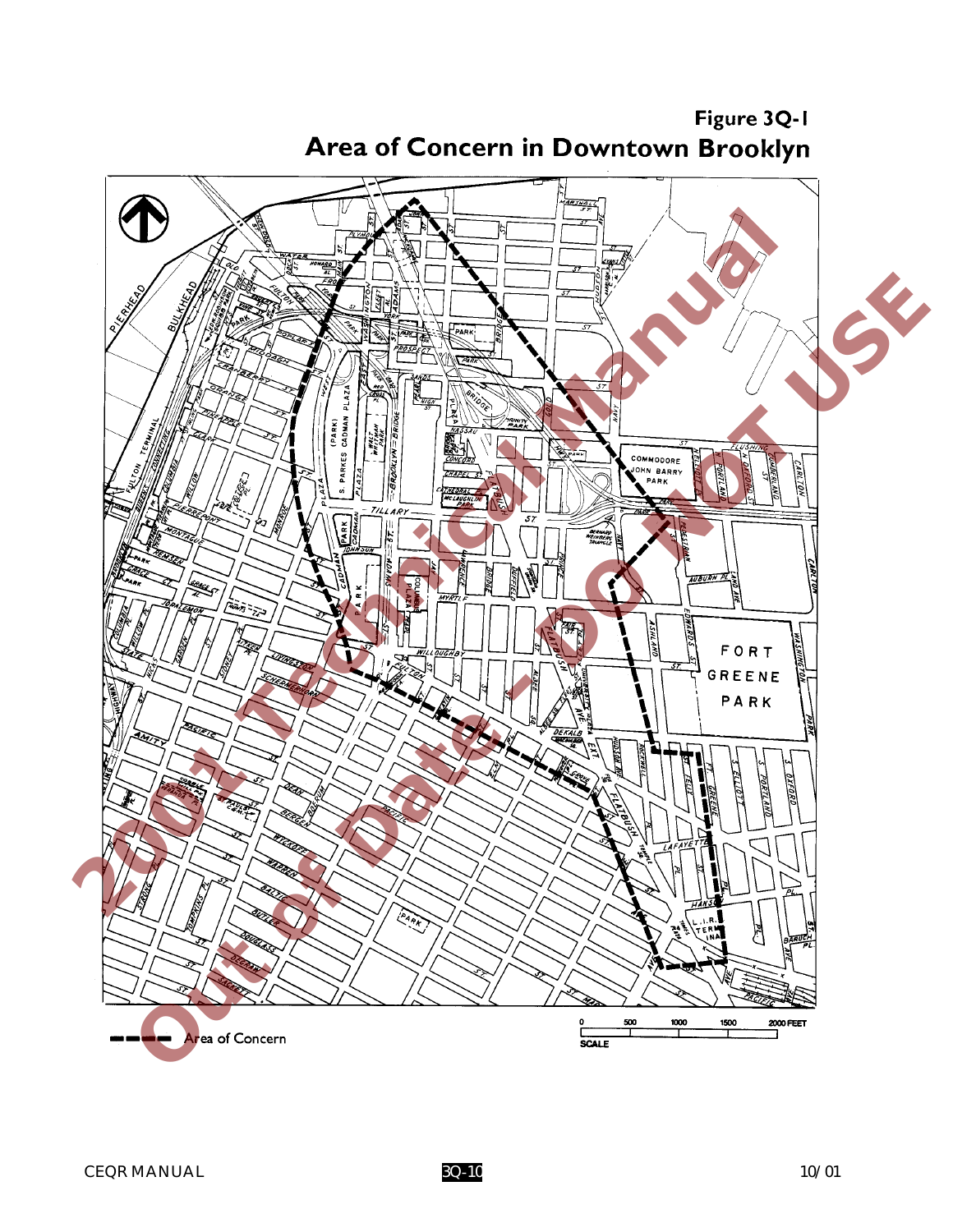# Figure 3Q-1
## Area of Concern in Downtown Brooklyn

Area of Concern

2001 Technical Manual

Out of Date - DO NOT USE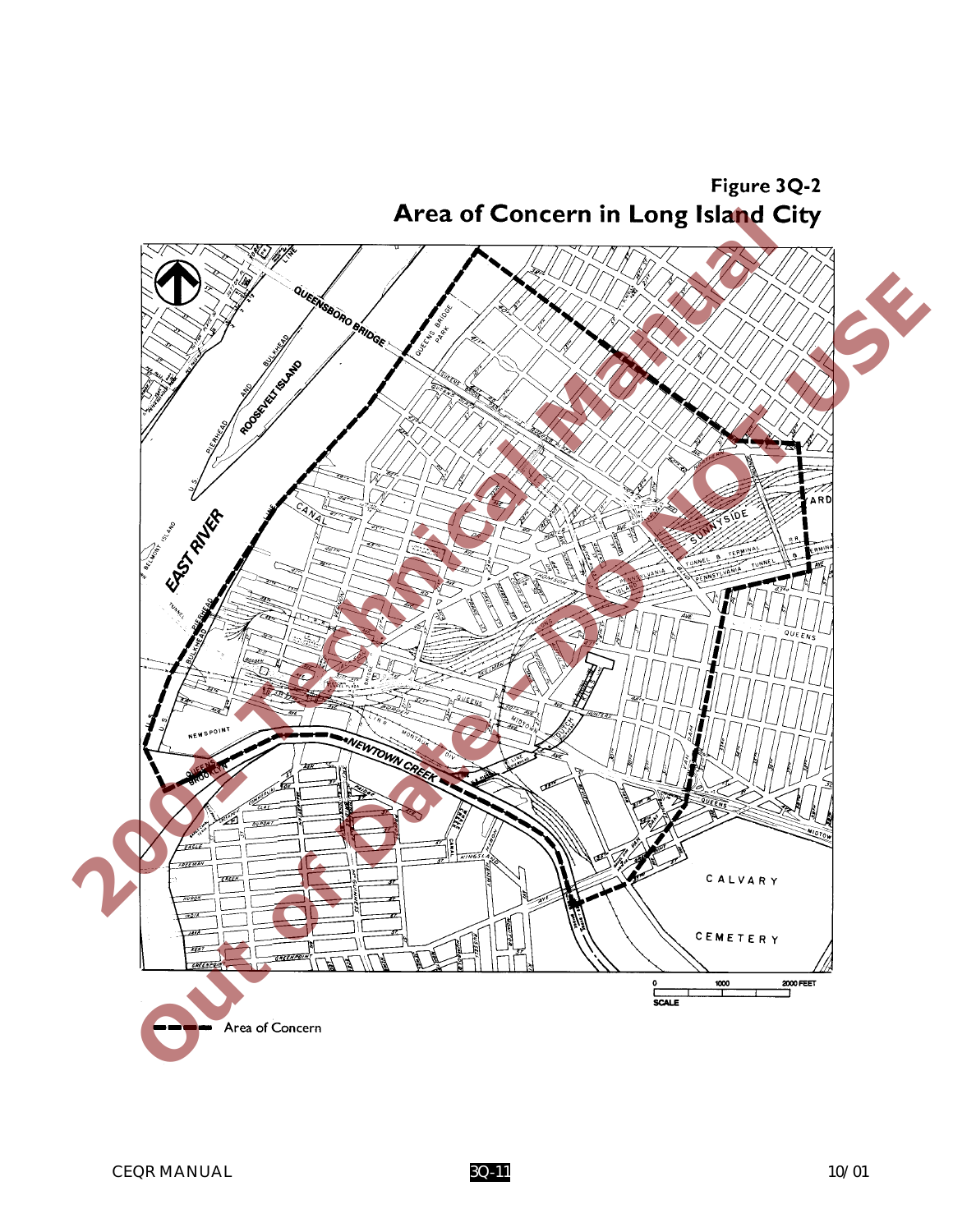**Figure 3Q-2**

**Area of Concern in Long Island City**

Area of Concern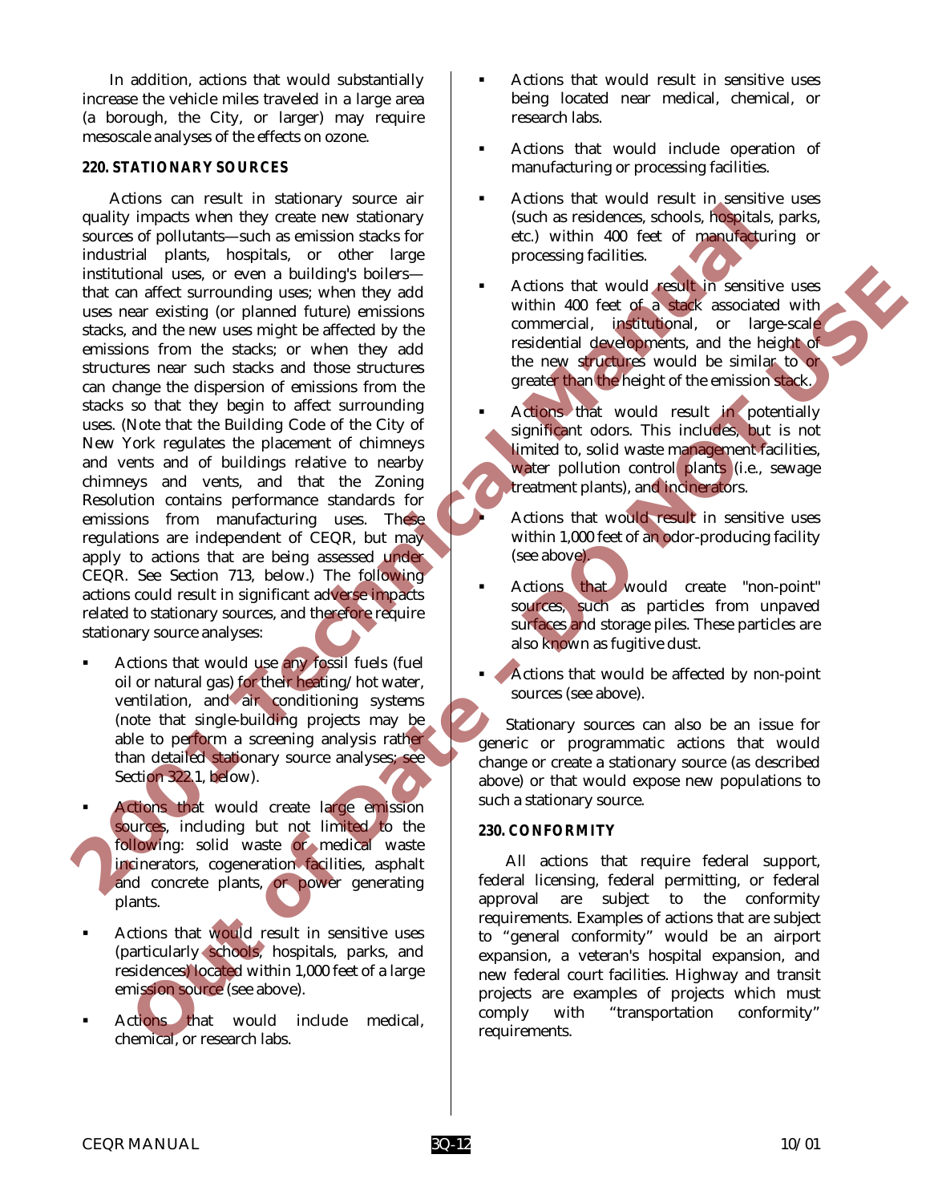In addition, actions that would substantially increase the vehicle miles traveled in a large area (a borough, the City, or larger) may require mesoscale analyses of the effects on ozone.

### 220. STATIONARY SOURCES

Actions can result in stationary source air quality impacts when they create new stationary sources of pollutants—such as emission stacks for industrial plants, hospitals, or other large institutional uses, or even a building's boilers—that can affect surrounding uses; when they add uses near existing (or planned future) emissions stacks, and the new uses might be affected by the emissions from the stacks; or when they add structures near such stacks and those structures can change the dispersion of emissions from the stacks so that they begin to affect surrounding uses. (Note that the Building Code of the City of New York regulates the placement of chimneys and vents and of buildings relative to nearby chimneys and vents, and that the Zoning Resolution contains performance standards for emissions from manufacturing uses. These regulations are independent of CEQR, but may apply to actions that are being assessed under CEQR. See Section 713, below.) The following actions could result in significant adverse impacts related to stationary sources, and therefore require stationary source analyses:

- Actions that would use any fossil fuels (fuel oil or natural gas) for their heating/hot water, ventilation, and air conditioning systems (note that single-building projects may be able to perform a screening analysis rather than detailed stationary source analyses; see Section 322.1, below).
- Actions that would create large emission sources, including but not limited to the following: solid waste or medical waste incinerators, cogeneration facilities, asphalt and concrete plants, or power generating plants.
- Actions that would result in sensitive uses (particularly schools, hospitals, parks, and residences) located within 1,000 feet of a large emission source (see above).
- Actions that would include medical, chemical, or research labs.
- Actions that would result in sensitive uses being located near medical, chemical, or research labs.
- Actions that would include operation of manufacturing or processing facilities.
- Actions that would result in sensitive uses (such as residences, schools, hospitals, parks, etc.) within 400 feet of manufacturing or processing facilities.
- Actions that would result in sensitive uses within 400 feet of a stack associated with commercial, institutional, or large-scale residential developments, and the height of the new structures would be similar to or greater than the height of the emission stack.
- Actions that would result in potentially significant odors. This includes, but is not limited to, solid waste management facilities, water pollution control plants (i.e., sewage treatment plants), and incinerators.
- Actions that would result in sensitive uses within 1,000 feet of an odor-producing facility (see above).
- Actions that would create "non-point" sources, such as particles from unpaved surfaces and storage piles. These particles are also known as fugitive dust.
- Actions that would be affected by non-point sources (see above).

Stationary sources can also be an issue for generic or programmatic actions that would change or create a stationary source (as described above) or that would expose new populations to such a stationary source.

### 230. CONFORMITY

All actions that require federal support, federal licensing, federal permitting, or federal approval are subject to the conformity requirements. Examples of actions that are subject to "general conformity" would be an airport expansion, a veteran's hospital expansion, and new federal court facilities. Highway and transit projects are examples of projects which must comply with "transportation conformity" requirements.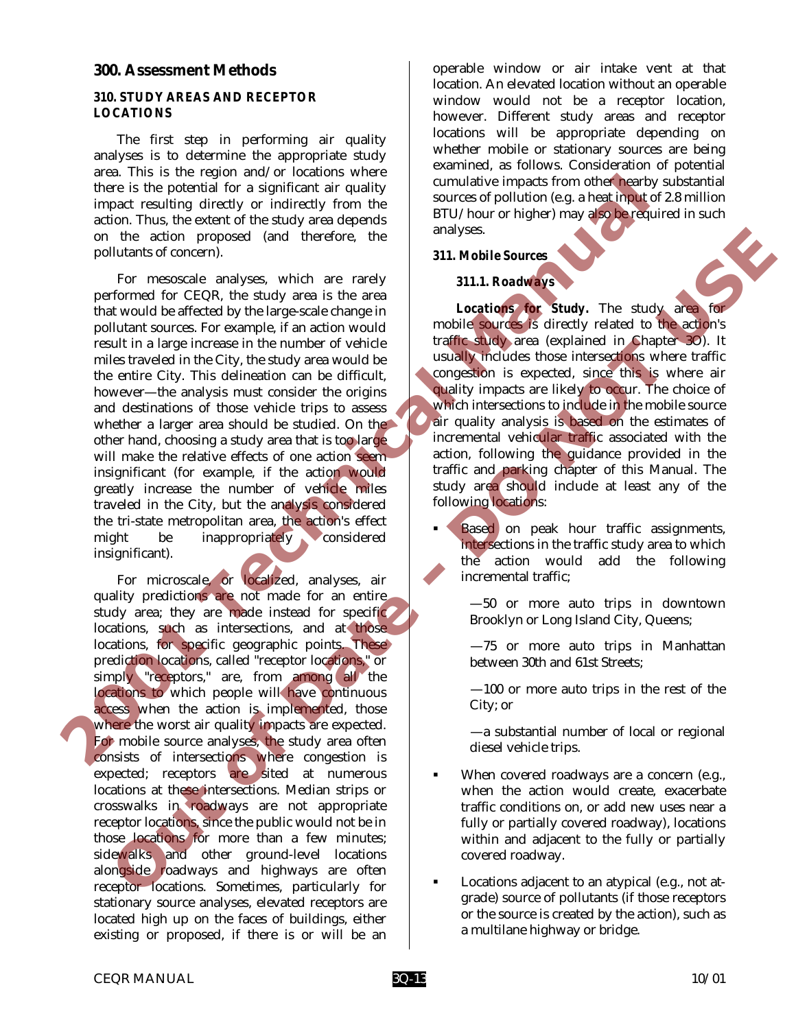## 300. Assessment Methods

### 310. STUDY AREAS AND RECEPTOR LOCATIONS

The first step in performing air quality analyses is to determine the appropriate study area. This is the region and/or locations where there is the potential for a significant air quality impact resulting directly or indirectly from the action. Thus, the extent of the study area depends on the action proposed (and therefore, the pollutants of concern).

For mesoscale analyses, which are rarely performed for CEQR, the study area is the area that would be affected by the large-scale change in pollutant sources. For example, if an action would result in a large increase in the number of vehicle miles traveled in the City, the study area would be the entire City. This delineation can be difficult, however—the analysis must consider the origins and destinations of those vehicle trips to assess whether a larger area should be studied. On the other hand, choosing a study area that is too large will make the relative effects of one action seem insignificant (for example, if the action would greatly increase the number of vehicle miles traveled in the City, but the analysis considered the tri-state metropolitan area, the action's effect might be inappropriately considered insignificant).

For microscale, or localized, analyses, air quality predictions are not made for an entire study area; they are made instead for specific locations, such as intersections, and at those locations, for specific geographic points. These prediction locations, called "receptor locations," or simply "receptors," are, from among all the locations to which people will have continuous access when the action is implemented, those where the worst air quality impacts are expected. For mobile source analyses, the study area often consists of intersections where congestion is expected; receptors are sited at numerous locations at these intersections. Median strips or crosswalks in roadways are not appropriate receptor locations, since the public would not be in those locations for more than a few minutes; sidewalks and other ground-level locations alongside roadways and highways are often receptor locations. Sometimes, particularly for stationary source analyses, elevated receptors are located high up on the faces of buildings, either existing or proposed, if there is or will be an operable window or air intake vent at that location. An elevated location without an operable window would not be a receptor location, however. Different study areas and receptor locations will be appropriate depending on whether mobile or stationary sources are being examined, as follows. Consideration of potential cumulative impacts from other nearby substantial sources of pollution (e.g. a heat input of 2.8 million BTU/hour or higher) may also be required in such analyses.

### 311. Mobile Sources

#### 311.1. Roadways

***Locations for Study.*** The study area for mobile sources is directly related to the action's traffic study area (explained in Chapter 3O). It usually includes those intersections where traffic congestion is expected, since this is where air quality impacts are likely to occur. The choice of which intersections to include in the mobile source air quality analysis is based on the estimates of incremental vehicular traffic associated with the action, following the guidance provided in the traffic and parking chapter of this Manual. The study area should include at least any of the following locations:

- Based on peak hour traffic assignments, intersections in the traffic study area to which the action would add the following incremental traffic;

  —50 or more auto trips in downtown Brooklyn or Long Island City, Queens;

  —75 or more auto trips in Manhattan between 30th and 61st Streets;

  —100 or more auto trips in the rest of the City; or

  —a substantial number of local or regional diesel vehicle trips.

- When covered roadways are a concern (e.g., when the action would create, exacerbate traffic conditions on, or add new uses near a fully or partially covered roadway), locations within and adjacent to the fully or partially covered roadway.

- Locations adjacent to an atypical (e.g., not at-grade) source of pollutants (if those receptors or the source is created by the action), such as a multilane highway or bridge.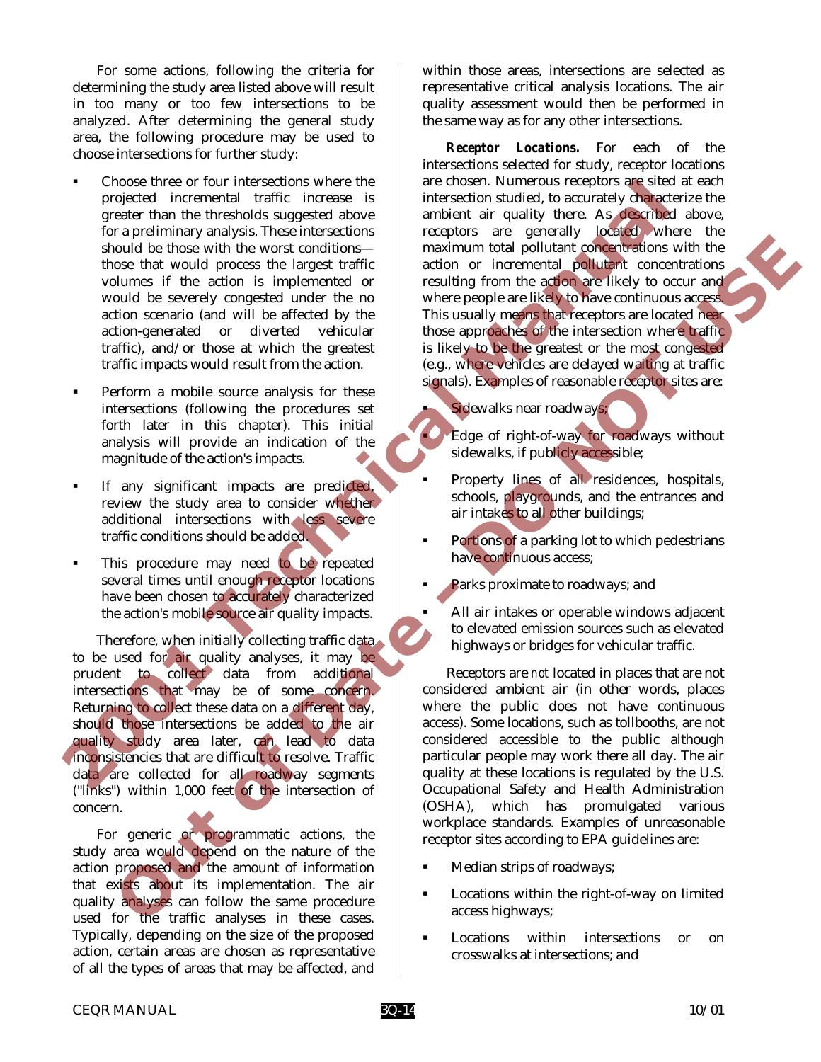For some actions, following the criteria for determining the study area listed above will result in too many or too few intersections to be analyzed. After determining the general study area, the following procedure may be used to choose intersections for further study:

- Choose three or four intersections where the projected incremental traffic increase is greater than the thresholds suggested above for a preliminary analysis. These intersections should be those with the worst conditions—those that would process the largest traffic volumes if the action is implemented or would be severely congested under the no action scenario (and will be affected by the action-generated or diverted vehicular traffic), and/or those at which the greatest traffic impacts would result from the action.

- Perform a mobile source analysis for these intersections (following the procedures set forth later in this chapter). This initial analysis will provide an indication of the magnitude of the action's impacts.

- If any significant impacts are predicted, review the study area to consider whether additional intersections with less severe traffic conditions should be added.

- This procedure may need to be repeated several times until enough receptor locations have been chosen to accurately characterized the action's mobile source air quality impacts.

Therefore, when initially collecting traffic data to be used for air quality analyses, it may be prudent to collect data from additional intersections that may be of some concern. Returning to collect these data on a different day, should those intersections be added to the air quality study area later, can lead to data inconsistencies that are difficult to resolve. Traffic data are collected for all roadway segments ("links") within 1,000 feet of the intersection of concern.

For generic or programmatic actions, the study area would depend on the nature of the action proposed and the amount of information that exists about its implementation. The air quality analyses can follow the same procedure used for the traffic analyses in these cases. Typically, depending on the size of the proposed action, certain areas are chosen as representative of all the types of areas that may be affected, and within those areas, intersections are selected as representative critical analysis locations. The air quality assessment would then be performed in the same way as for any other intersections.

***Receptor Locations.*** For each of the intersections selected for study, receptor locations are chosen. Numerous receptors are sited at each intersection studied, to accurately characterize the ambient air quality there. As described above, receptors are generally located where the maximum total pollutant concentrations with the action or incremental pollutant concentrations resulting from the action are likely to occur and where people are likely to have continuous access. This usually means that receptors are located near those approaches of the intersection where traffic is likely to be the greatest or the most congested (e.g., where vehicles are delayed waiting at traffic signals). Examples of reasonable receptor sites are:

- Sidewalks near roadways;
- Edge of right-of-way for roadways without sidewalks, if publicly accessible;
- Property lines of all residences, hospitals, schools, playgrounds, and the entrances and air intakes to all other buildings;
- Portions of a parking lot to which pedestrians have continuous access;
- Parks proximate to roadways; and
- All air intakes or operable windows adjacent to elevated emission sources such as elevated highways or bridges for vehicular traffic.

Receptors are *not* located in places that are not considered ambient air (in other words, places where the public does not have continuous access). Some locations, such as tollbooths, are not considered accessible to the public although particular people may work there all day. The air quality at these locations is regulated by the U.S. Occupational Safety and Health Administration (OSHA), which has promulgated various workplace standards. Examples of unreasonable receptor sites according to EPA guidelines are:

- Median strips of roadways;
- Locations within the right-of-way on limited access highways;
- Locations within intersections or on crosswalks at intersections; and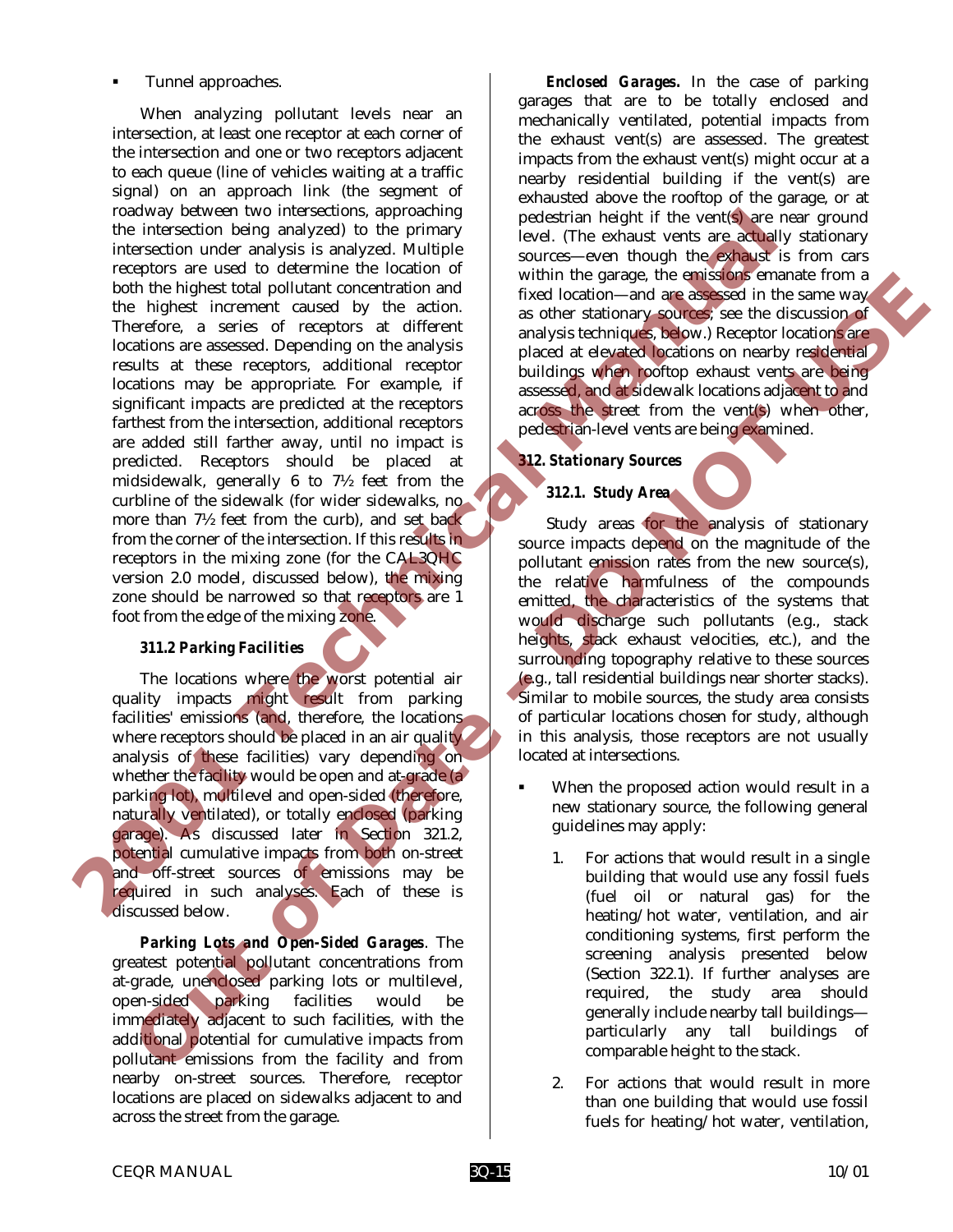- Tunnel approaches.

When analyzing pollutant levels near an intersection, at least one receptor at each corner of the intersection and one or two receptors adjacent to each queue (line of vehicles waiting at a traffic signal) on an approach link (the segment of roadway between two intersections, approaching the intersection being analyzed) to the primary intersection under analysis is analyzed. Multiple receptors are used to determine the location of both the highest total pollutant concentration and the highest increment caused by the action. Therefore, a series of receptors at different locations are assessed. Depending on the analysis results at these receptors, additional receptor locations may be appropriate. For example, if significant impacts are predicted at the receptors farthest from the intersection, additional receptors are added still farther away, until no impact is predicted. Receptors should be placed at midsidewalk, generally 6 to 7½ feet from the curbline of the sidewalk (for wider sidewalks, no more than 7½ feet from the curb), and set back from the corner of the intersection. If this results in receptors in the mixing zone (for the CAL3QHC version 2.0 model, discussed below), the mixing zone should be narrowed so that receptors are 1 foot from the edge of the mixing zone.

#### 311.2 Parking Facilities

The locations where the worst potential air quality impacts might result from parking facilities' emissions (and, therefore, the locations where receptors should be placed in an air quality analysis of these facilities) vary depending on whether the facility would be open and at-grade (a parking lot), multilevel and open-sided (therefore, naturally ventilated), or totally enclosed (parking garage). As discussed later in Section 321.2, potential cumulative impacts from both on-street and off-street sources of emissions may be required in such analyses. Each of these is discussed below.

***Parking Lots and Open-Sided Garages***. The greatest potential pollutant concentrations from at-grade, unenclosed parking lots or multilevel, open-sided parking facilities would be immediately adjacent to such facilities, with the additional potential for cumulative impacts from pollutant emissions from the facility and from nearby on-street sources. Therefore, receptor locations are placed on sidewalks adjacent to and across the street from the garage.

***Enclosed Garages.*** In the case of parking garages that are to be totally enclosed and mechanically ventilated, potential impacts from the exhaust vent(s) are assessed. The greatest impacts from the exhaust vent(s) might occur at a nearby residential building if the vent(s) are exhausted above the rooftop of the garage, or at pedestrian height if the vent(s) are near ground level. (The exhaust vents are actually stationary sources—even though the exhaust is from cars within the garage, the emissions emanate from a fixed location—and are assessed in the same way as other stationary sources; see the discussion of analysis techniques, below.) Receptor locations are placed at elevated locations on nearby residential buildings when rooftop exhaust vents are being assessed, and at sidewalk locations adjacent to and across the street from the vent(s) when other, pedestrian-level vents are being examined.

### 312. Stationary Sources

#### 312.1. Study Area

Study areas for the analysis of stationary source impacts depend on the magnitude of the pollutant emission rates from the new source(s), the relative harmfulness of the compounds emitted, the characteristics of the systems that would discharge such pollutants (e.g., stack heights, stack exhaust velocities, etc.), and the surrounding topography relative to these sources (e.g., tall residential buildings near shorter stacks). Similar to mobile sources, the study area consists of particular locations chosen for study, although in this analysis, those receptors are not usually located at intersections.

- When the proposed action would result in a new stationary source, the following general guidelines may apply:

  1. For actions that would result in a single building that would use any fossil fuels (fuel oil or natural gas) for the heating/hot water, ventilation, and air conditioning systems, first perform the screening analysis presented below (Section 322.1). If further analyses are required, the study area should generally include nearby tall buildings—particularly any tall buildings of comparable height to the stack.

  2. For actions that would result in more than one building that would use fossil fuels for heating/hot water, ventilation,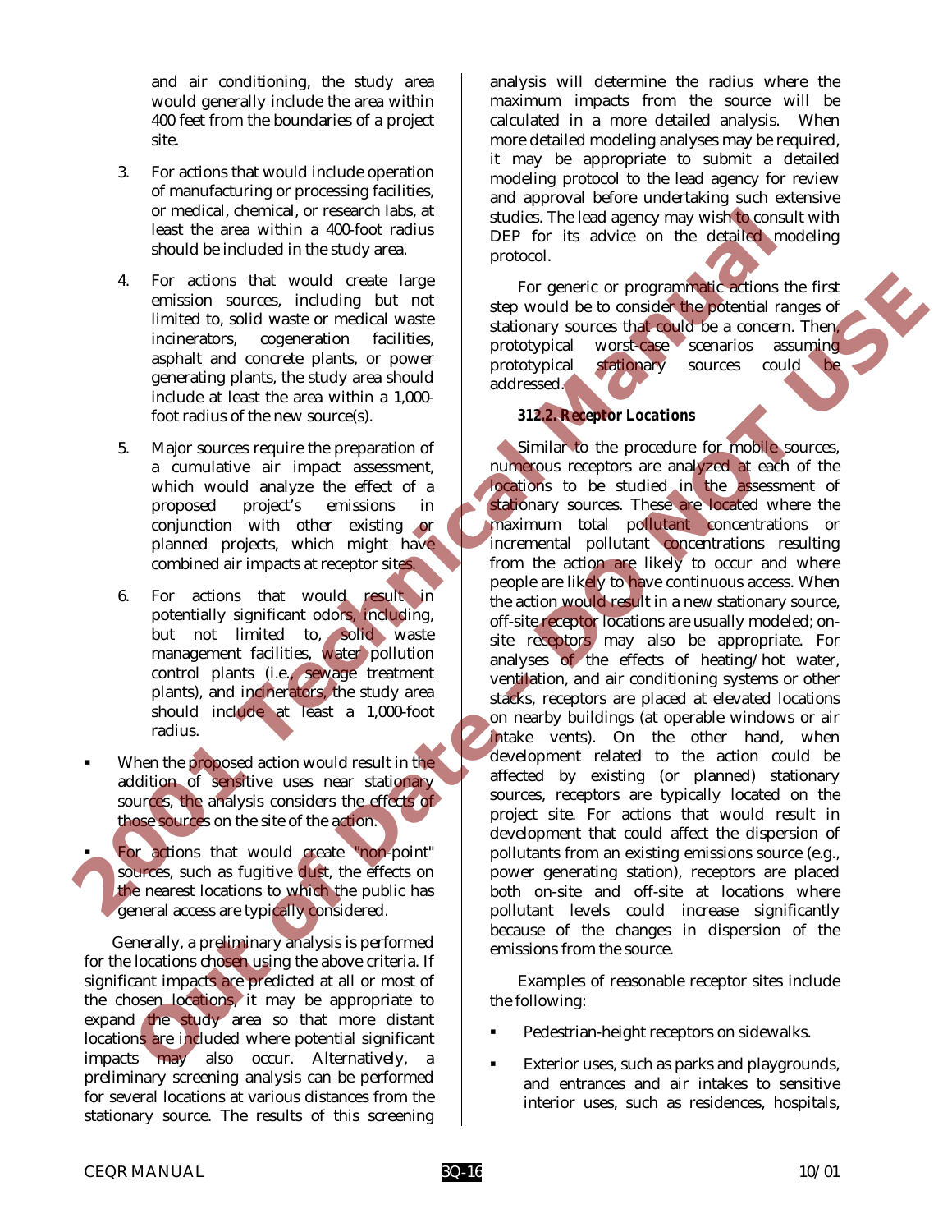and air conditioning, the study area would generally include the area within 400 feet from the boundaries of a project site.

3. For actions that would include operation of manufacturing or processing facilities, or medical, chemical, or research labs, at least the area within a 400-foot radius should be included in the study area.

4. For actions that would create large emission sources, including but not limited to, solid waste or medical waste incinerators, cogeneration facilities, asphalt and concrete plants, or power generating plants, the study area should include at least the area within a 1,000-foot radius of the new source(s).

5. Major sources require the preparation of a cumulative air impact assessment, which would analyze the effect of a proposed project's emissions in conjunction with other existing or planned projects, which might have combined air impacts at receptor sites.

6. For actions that would result in potentially significant odors, including, but not limited to, solid waste management facilities, water pollution control plants (i.e., sewage treatment plants), and incinerators, the study area should include at least a 1,000-foot radius.

- When the proposed action would result in the addition of sensitive uses near stationary sources, the analysis considers the effects of those sources on the site of the action.
- For actions that would create "non-point" sources, such as fugitive dust, the effects on the nearest locations to which the public has general access are typically considered.

Generally, a preliminary analysis is performed for the locations chosen using the above criteria. If significant impacts are predicted at all or most of the chosen locations, it may be appropriate to expand the study area so that more distant locations are included where potential significant impacts may also occur. Alternatively, a preliminary screening analysis can be performed for several locations at various distances from the stationary source. The results of this screening analysis will determine the radius where the maximum impacts from the source will be calculated in a more detailed analysis. When more detailed modeling analyses may be required, it may be appropriate to submit a detailed modeling protocol to the lead agency for review and approval before undertaking such extensive studies. The lead agency may wish to consult with DEP for its advice on the detailed modeling protocol.

For generic or programmatic actions the first step would be to consider the potential ranges of stationary sources that could be a concern. Then, prototypical worst-case scenarios assuming prototypical stationary sources could be addressed.

### *312.2. Receptor Locations*

Similar to the procedure for mobile sources, numerous receptors are analyzed at each of the locations to be studied in the assessment of stationary sources. These are located where the maximum total pollutant concentrations or incremental pollutant concentrations resulting from the action are likely to occur and where people are likely to have continuous access. When the action would result in a new stationary source, off-site receptor locations are usually modeled; on-site receptors may also be appropriate. For analyses of the effects of heating/hot water, ventilation, and air conditioning systems or other stacks, receptors are placed at elevated locations on nearby buildings (at operable windows or air intake vents). On the other hand, when development related to the action could be affected by existing (or planned) stationary sources, receptors are typically located on the project site. For actions that would result in development that could affect the dispersion of pollutants from an existing emissions source (e.g., power generating station), receptors are placed both on-site and off-site at locations where pollutant levels could increase significantly because of the changes in dispersion of the emissions from the source.

Examples of reasonable receptor sites include the following:

- Pedestrian-height receptors on sidewalks.
- Exterior uses, such as parks and playgrounds, and entrances and air intakes to sensitive interior uses, such as residences, hospitals,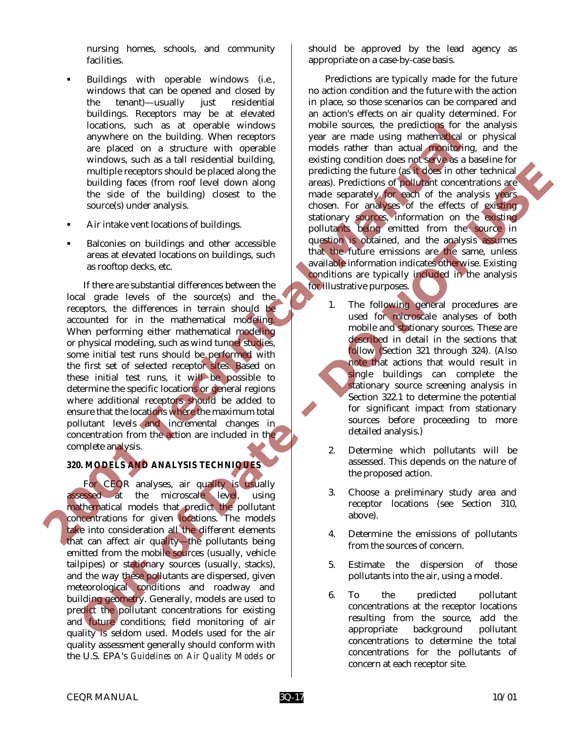nursing homes, schools, and community facilities.

- Buildings with operable windows (i.e., windows that can be opened and closed by the tenant)—usually just residential buildings. Receptors may be at elevated locations, such as at operable windows anywhere on the building. When receptors are placed on a structure with operable windows, such as a tall residential building, multiple receptors should be placed along the building faces (from roof level down along the side of the building) closest to the source(s) under analysis.
- Air intake vent locations of buildings.
- Balconies on buildings and other accessible areas at elevated locations on buildings, such as rooftop decks, etc.

If there are substantial differences between the local grade levels of the source(s) and the receptors, the differences in terrain should be accounted for in the mathematical modeling. When performing either mathematical modeling or physical modeling, such as wind tunnel studies, some initial test runs should be performed with the first set of selected receptor sites. Based on these initial test runs, it will be possible to determine the specific locations or general regions where additional receptors should be added to ensure that the locations where the maximum total pollutant levels and incremental changes in concentration from the action are included in the complete analysis.

## 320. MODELS AND ANALYSIS TECHNIQUES

For CEQR analyses, air quality is usually assessed at the microscale level, using mathematical models that predict the pollutant concentrations for given locations. The models take into consideration all the different elements that can affect air quality—the pollutants being emitted from the mobile sources (usually, vehicle tailpipes) or stationary sources (usually, stacks), and the way these pollutants are dispersed, given meteorological conditions and roadway and building geometry. Generally, models are used to predict the pollutant concentrations for existing and future conditions; field monitoring of air quality is seldom used. Models used for the air quality assessment generally should conform with the U.S. EPA's *Guidelines on Air Quality Models* or should be approved by the lead agency as appropriate on a case-by-case basis.

Predictions are typically made for the future no action condition and the future with the action in place, so those scenarios can be compared and an action's effects on air quality determined. For mobile sources, the predictions for the analysis year are made using mathematical or physical models rather than actual monitoring, and the existing condition does not serve as a baseline for predicting the future (as it does in other technical areas). Predictions of pollutant concentrations are made separately for each of the analysis years chosen. For analyses of the effects of existing stationary sources, information on the existing pollutants being emitted from the source in question is obtained, and the analysis assumes that the future emissions are the same, unless available information indicates otherwise. Existing conditions are typically included in the analysis for illustrative purposes.

1. The following general procedures are used for microscale analyses of both mobile and stationary sources. These are described in detail in the sections that follow (Section 321 through 324). (Also note that actions that would result in single buildings can complete the stationary source screening analysis in Section 322.1 to determine the potential for significant impact from stationary sources before proceeding to more detailed analysis.)
2. Determine which pollutants will be assessed. This depends on the nature of the proposed action.
3. Choose a preliminary study area and receptor locations (see Section 310, above).
4. Determine the emissions of pollutants from the sources of concern.
5. Estimate the dispersion of those pollutants into the air, using a model.
6. To the predicted pollutant concentrations at the receptor locations resulting from the source, add the appropriate background pollutant concentrations to determine the total concentrations for the pollutants of concern at each receptor site.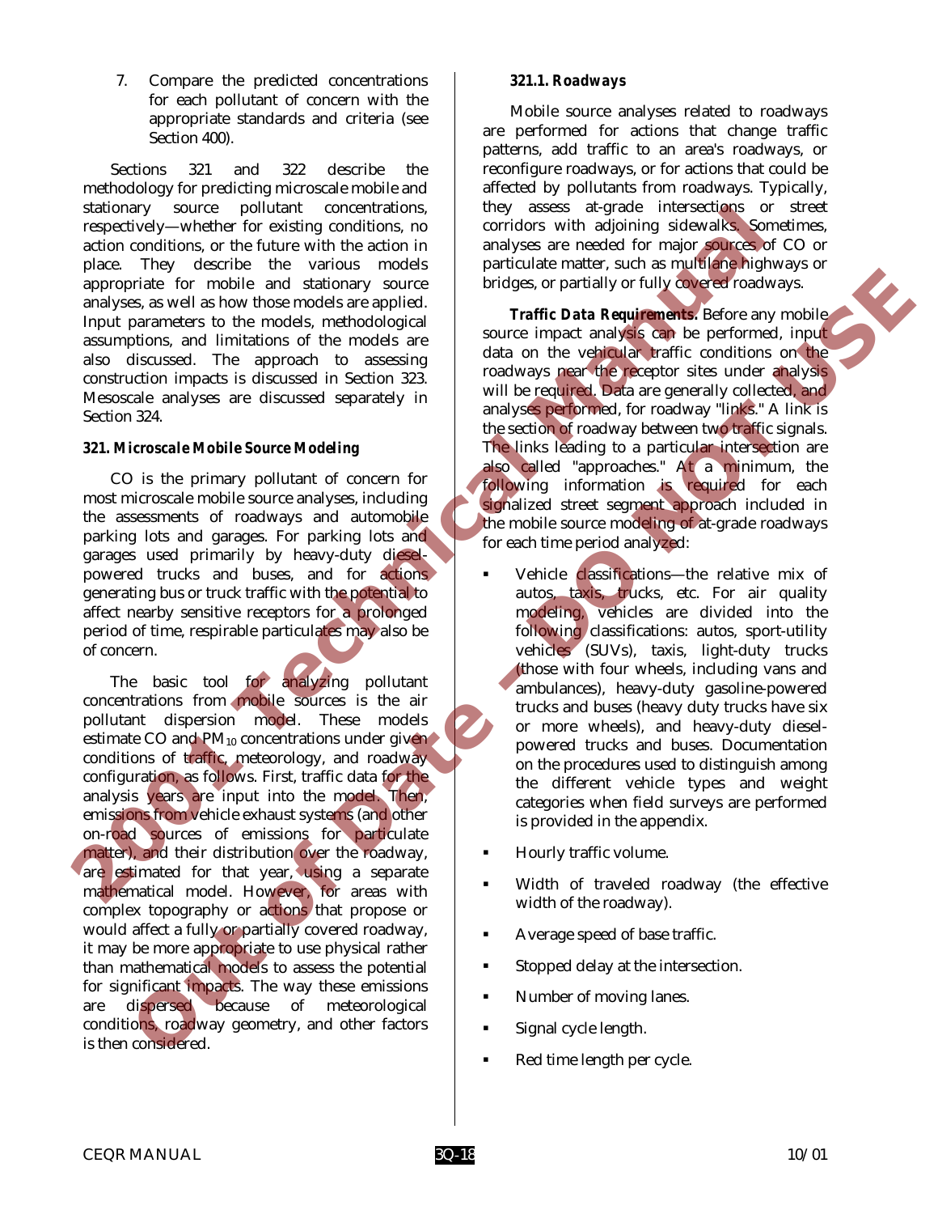7. Compare the predicted concentrations for each pollutant of concern with the appropriate standards and criteria (see Section 400).

Sections 321 and 322 describe the methodology for predicting microscale mobile and stationary source pollutant concentrations, respectively—whether for existing conditions, no action conditions, or the future with the action in place. They describe the various models appropriate for mobile and stationary source analyses, as well as how those models are applied. Input parameters to the models, methodological assumptions, and limitations of the models are also discussed. The approach to assessing construction impacts is discussed in Section 323. Mesoscale analyses are discussed separately in Section 324.

### 321. Microscale Mobile Source Modeling

CO is the primary pollutant of concern for most microscale mobile source analyses, including the assessments of roadways and automobile parking lots and garages. For parking lots and garages used primarily by heavy-duty diesel-powered trucks and buses, and for actions generating bus or truck traffic with the potential to affect nearby sensitive receptors for a prolonged period of time, respirable particulates may also be of concern.

The basic tool for analyzing pollutant concentrations from mobile sources is the air pollutant dispersion model. These models estimate CO and $PM_{10}$ concentrations under given conditions of traffic, meteorology, and roadway configuration, as follows. First, traffic data for the analysis years are input into the model. Then, emissions from vehicle exhaust systems (and other on-road sources of emissions for particulate matter), and their distribution over the roadway, are estimated for that year, using a separate mathematical model. However, for areas with complex topography or actions that propose or would affect a fully or partially covered roadway, it may be more appropriate to use physical rather than mathematical models to assess the potential for significant impacts. The way these emissions are dispersed because of meteorological conditions, roadway geometry, and other factors is then considered.

#### 321.1. Roadways

Mobile source analyses related to roadways are performed for actions that change traffic patterns, add traffic to an area's roadways, or reconfigure roadways, or for actions that could be affected by pollutants from roadways. Typically, they assess at-grade intersections or street corridors with adjoining sidewalks. Sometimes, analyses are needed for major sources of CO or particulate matter, such as multilane highways or bridges, or partially or fully covered roadways.

**Traffic Data Requirements.** Before any mobile source impact analysis can be performed, input data on the vehicular traffic conditions on the roadways near the receptor sites under analysis will be required. Data are generally collected, and analyses performed, for roadway "links." A link is the section of roadway between two traffic signals. The links leading to a particular intersection are also called "approaches." At a minimum, the following information is required for each signalized street segment approach included in the mobile source modeling of at-grade roadways for each time period analyzed:

- Vehicle classifications—the relative mix of autos, taxis, trucks, etc. For air quality modeling, vehicles are divided into the following classifications: autos, sport-utility vehicles (SUVs), taxis, light-duty trucks (those with four wheels, including vans and ambulances), heavy-duty gasoline-powered trucks and buses (heavy duty trucks have six or more wheels), and heavy-duty diesel-powered trucks and buses. Documentation on the procedures used to distinguish among the different vehicle types and weight categories when field surveys are performed is provided in the appendix.
- Hourly traffic volume.
- Width of traveled roadway (the effective width of the roadway).
- Average speed of base traffic.
- Stopped delay at the intersection.
- Number of moving lanes.
- Signal cycle length.
- Red time length per cycle.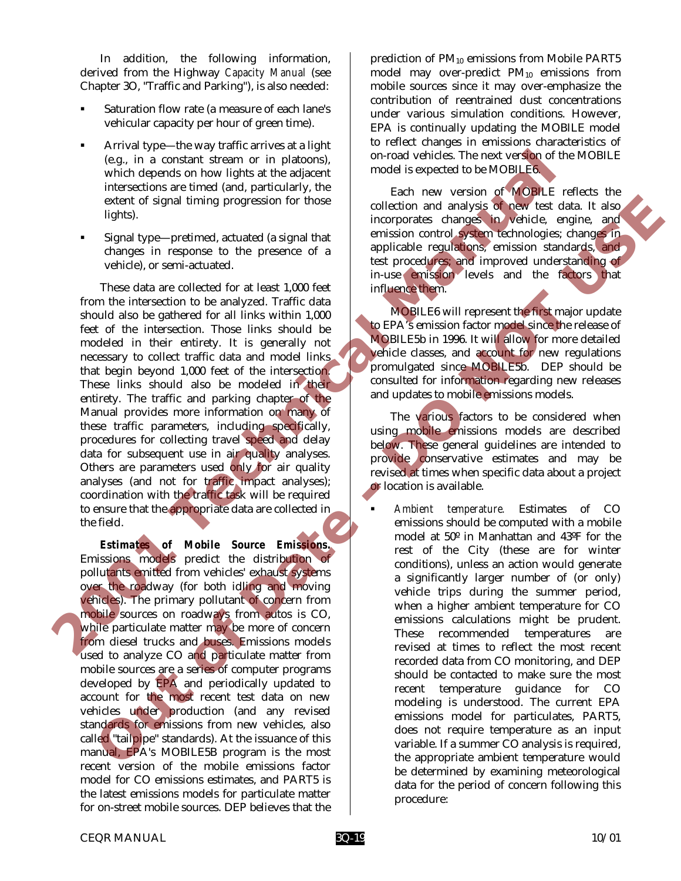In addition, the following information, derived from the Highway *Capacity Manual* (see Chapter 3O, "Traffic and Parking"), is also needed:

- Saturation flow rate (a measure of each lane's vehicular capacity per hour of green time).
- Arrival type—the way traffic arrives at a light (e.g., in a constant stream or in platoons), which depends on how lights at the adjacent intersections are timed (and, particularly, the extent of signal timing progression for those lights).
- Signal type—pretimed, actuated (a signal that changes in response to the presence of a vehicle), or semi-actuated.

These data are collected for at least 1,000 feet from the intersection to be analyzed. Traffic data should also be gathered for all links within 1,000 feet of the intersection. Those links should be modeled in their entirety. It is generally not necessary to collect traffic data and model links that begin beyond 1,000 feet of the intersection. These links should also be modeled in their entirety. The traffic and parking chapter of the Manual provides more information on many of these traffic parameters, including specifically, procedures for collecting travel speed and delay data for subsequent use in air quality analyses. Others are parameters used only for air quality analyses (and not for traffic impact analyses); coordination with the traffic task will be required to ensure that the appropriate data are collected in the field.

***Estimates of Mobile Source Emissions.*** Emissions models predict the distribution of pollutants emitted from vehicles' exhaust systems over the roadway (for both idling and moving vehicles). The primary pollutant of concern from mobile sources on roadways from autos is CO, while particulate matter may be more of concern from diesel trucks and buses. Emissions models used to analyze CO and particulate matter from mobile sources are a series of computer programs developed by EPA and periodically updated to account for the most recent test data on new vehicles under production (and any revised standards for emissions from new vehicles, also called "tailpipe" standards). At the issuance of this manual, EPA's MOBILE5B program is the most recent version of the mobile emissions factor model for CO emissions estimates, and PART5 is the latest emissions models for particulate matter for on-street mobile sources. DEP believes that the prediction of $PM_{10}$ emissions from Mobile PART5 model may over-predict $PM_{10}$ emissions from mobile sources since it may over-emphasize the contribution of reentrained dust concentrations under various simulation conditions. However, EPA is continually updating the MOBILE model to reflect changes in emissions characteristics of on-road vehicles. The next version of the MOBILE model is expected to be MOBILE6.

Each new version of MOBILE reflects the collection and analysis of new test data. It also incorporates changes in vehicle, engine, and emission control system technologies; changes in applicable regulations, emission standards, and test procedures; and improved understanding of in-use emission levels and the factors that influence them.

MOBILE6 will represent the first major update to EPA's emission factor model since the release of MOBILE5b in 1996. It will allow for more detailed vehicle classes, and account for new regulations promulgated since MOBILE5b. DEP should be consulted for information regarding new releases and updates to mobile emissions models.

The various factors to be considered when using mobile emissions models are described below. These general guidelines are intended to provide conservative estimates and may be revised at times when specific data about a project or location is available.

- *Ambient temperature.* Estimates of CO emissions should be computed with a mobile model at 50º in Manhattan and 43ºF for the rest of the City (these are for winter conditions), unless an action would generate a significantly larger number of (or only) vehicle trips during the summer period, when a higher ambient temperature for CO emissions calculations might be prudent. These recommended temperatures are revised at times to reflect the most recent recorded data from CO monitoring, and DEP should be contacted to make sure the most recent temperature guidance for CO modeling is understood. The current EPA emissions model for particulates, PART5, does not require temperature as an input variable. If a summer CO analysis is required, the appropriate ambient temperature would be determined by examining meteorological data for the period of concern following this procedure: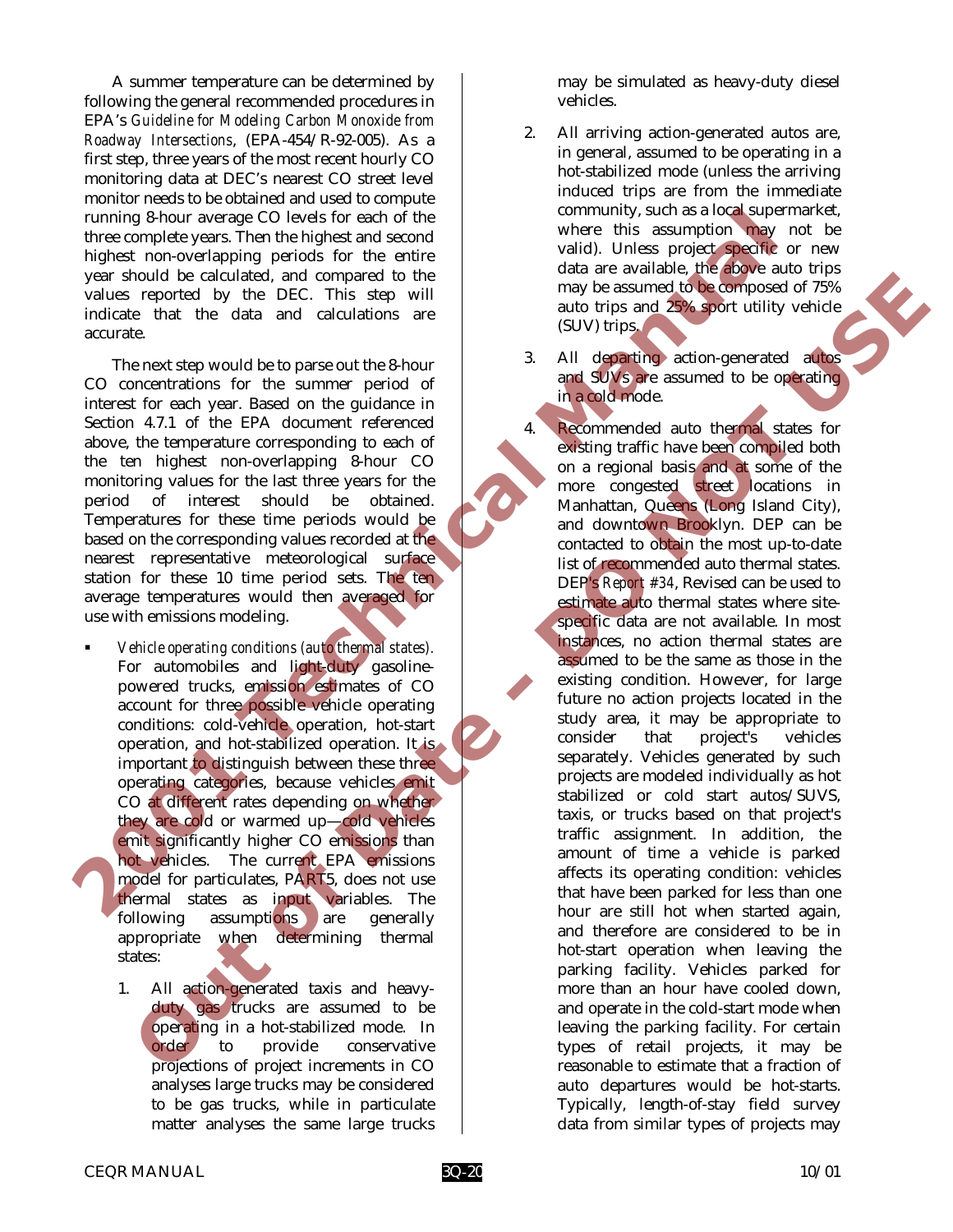A summer temperature can be determined by following the general recommended procedures in EPA's *Guideline for Modeling Carbon Monoxide from Roadway Intersections*, (EPA-454/R-92-005). As a first step, three years of the most recent hourly CO monitoring data at DEC's nearest CO street level monitor needs to be obtained and used to compute running 8-hour average CO levels for each of the three complete years. Then the highest and second highest non-overlapping periods for the entire year should be calculated, and compared to the values reported by the DEC. This step will indicate that the data and calculations are accurate.

The next step would be to parse out the 8-hour CO concentrations for the summer period of interest for each year. Based on the guidance in Section 4.7.1 of the EPA document referenced above, the temperature corresponding to each of the ten highest non-overlapping 8-hour CO monitoring values for the last three years for the period of interest should be obtained. Temperatures for these time periods would be based on the corresponding values recorded at the nearest representative meteorological surface station for these 10 time period sets. The ten average temperatures would then averaged for use with emissions modeling.

- *Vehicle operating conditions (auto thermal states).* For automobiles and light-duty gasoline-powered trucks, emission estimates of CO account for three possible vehicle operating conditions: cold-vehicle operation, hot-start operation, and hot-stabilized operation. It is important to distinguish between these three operating categories, because vehicles emit CO at different rates depending on whether they are cold or warmed up—cold vehicles emit significantly higher CO emissions than hot vehicles. The current EPA emissions model for particulates, PART5, does not use thermal states as input variables. The following assumptions are generally appropriate when determining thermal states:

  1. All action-generated taxis and heavy-duty gas trucks are assumed to be operating in a hot-stabilized mode. In order to provide conservative projections of project increments in CO analyses large trucks may be considered to be gas trucks, while in particulate matter analyses the same large trucks may be simulated as heavy-duty diesel vehicles.

  2. All arriving action-generated autos are, in general, assumed to be operating in a hot-stabilized mode (unless the arriving induced trips are from the immediate community, such as a local supermarket, where this assumption may not be valid). Unless project specific or new data are available, the above auto trips may be assumed to be composed of 75% auto trips and 25% sport utility vehicle (SUV) trips.

  3. All departing action-generated autos and SUVs are assumed to be operating in a cold mode.

  4. Recommended auto thermal states for existing traffic have been compiled both on a regional basis and at some of the more congested street locations in Manhattan, Queens (Long Island City), and downtown Brooklyn. DEP can be contacted to obtain the most up-to-date list of recommended auto thermal states. DEP's *Report #34*, Revised can be used to estimate auto thermal states where site-specific data are not available. In most instances, no action thermal states are assumed to be the same as those in the existing condition. However, for large future no action projects located in the study area, it may be appropriate to consider that project's vehicles separately. Vehicles generated by such projects are modeled individually as hot stabilized or cold start autos/SUVS, taxis, or trucks based on that project's traffic assignment. In addition, the amount of time a vehicle is parked affects its operating condition: vehicles that have been parked for less than one hour are still hot when started again, and therefore are considered to be in hot-start operation when leaving the parking facility. Vehicles parked for more than an hour have cooled down, and operate in the cold-start mode when leaving the parking facility. For certain types of retail projects, it may be reasonable to estimate that a fraction of auto departures would be hot-starts. Typically, length-of-stay field survey data from similar types of projects may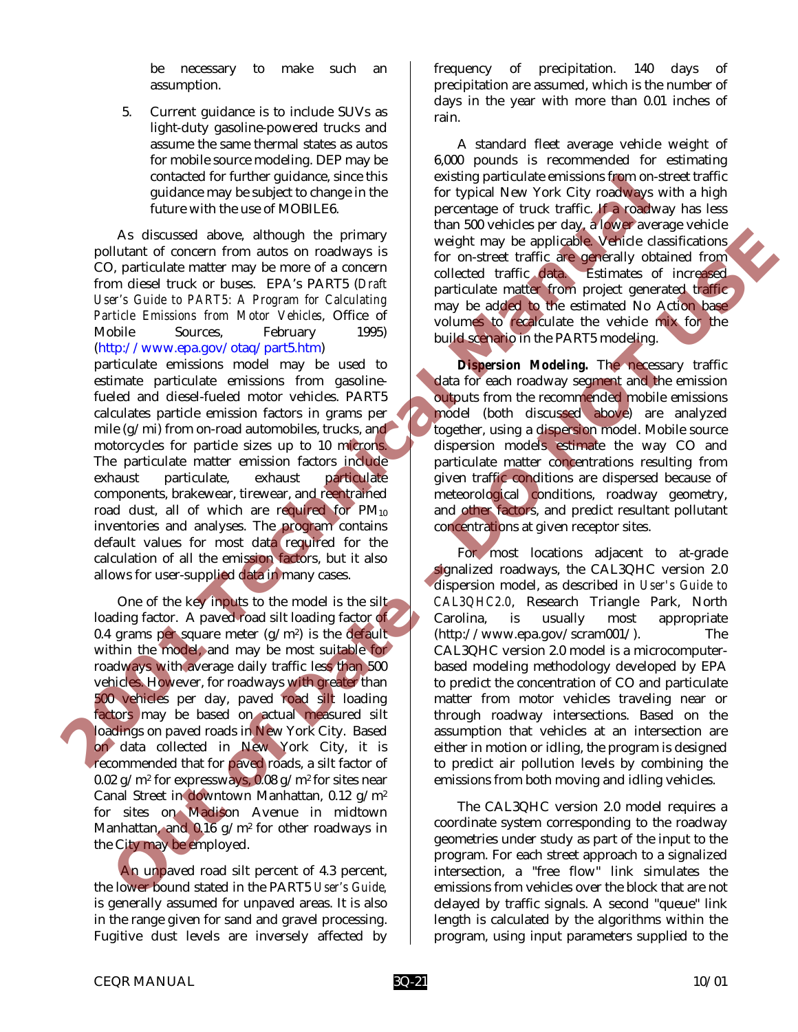be necessary to make such an assumption.

5. Current guidance is to include SUVs as light-duty gasoline-powered trucks and assume the same thermal states as autos for mobile source modeling. DEP may be contacted for further guidance, since this guidance may be subject to change in the future with the use of MOBILE6.

As discussed above, although the primary pollutant of concern from autos on roadways is CO, particulate matter may be more of a concern from diesel truck or buses. EPA's PART5 (*Draft User's Guide to PART5: A Program for Calculating Particle Emissions from Motor Vehicles*, Office of Mobile Sources, February 1995) (http://www.epa.gov/otaq/part5.htm) particulate emissions model may be used to estimate particulate emissions from gasoline-fueled and diesel-fueled motor vehicles. PART5 calculates particle emission factors in grams per mile (g/mi) from on-road automobiles, trucks, and motorcycles for particle sizes up to 10 microns. The particulate matter emission factors include exhaust particulate, exhaust particulate components, brakewear, tirewear, and reentrained road dust, all of which are required for $PM_{10}$ inventories and analyses. The program contains default values for most data required for the calculation of all the emission factors, but it also allows for user-supplied data in many cases.

One of the key inputs to the model is the silt loading factor. A paved road silt loading factor of 0.4 grams per square meter ($g/m^2$) is the default within the model, and may be most suitable for roadways with average daily traffic less than 500 vehicles. However, for roadways with greater than 500 vehicles per day, paved road silt loading factors may be based on actual measured silt loadings on paved roads in New York City. Based on data collected in New York City, it is recommended that for paved roads, a silt factor of 0.02 $g/m^2$ for expressways, 0.08 $g/m^2$ for sites near Canal Street in downtown Manhattan, 0.12 $g/m^2$ for sites on Madison Avenue in midtown Manhattan, and 0.16 $g/m^2$ for other roadways in the City may be employed.

An unpaved road silt percent of 4.3 percent, the lower bound stated in the PART5 *User's Guide*, is generally assumed for unpaved areas. It is also in the range given for sand and gravel processing. Fugitive dust levels are inversely affected by frequency of precipitation. 140 days of precipitation are assumed, which is the number of days in the year with more than 0.01 inches of rain.

A standard fleet average vehicle weight of 6,000 pounds is recommended for estimating existing particulate emissions from on-street traffic for typical New York City roadways with a high percentage of truck traffic. If a roadway has less than 500 vehicles per day, a lower average vehicle weight may be applicable. Vehicle classifications for on-street traffic are generally obtained from collected traffic data. Estimates of increased particulate matter from project generated traffic may be added to the estimated No Action base volumes to recalculate the vehicle mix for the build scenario in the PART5 modeling.

***Dispersion Modeling.*** The necessary traffic data for each roadway segment and the emission outputs from the recommended mobile emissions model (both discussed above) are analyzed together, using a dispersion model. Mobile source dispersion models estimate the way CO and particulate matter concentrations resulting from given traffic conditions are dispersed because of meteorological conditions, roadway geometry, and other factors, and predict resultant pollutant concentrations at given receptor sites.

For most locations adjacent to at-grade signalized roadways, the CAL3QHC version 2.0 dispersion model, as described in *User's Guide to CAL3QHC2.0*, Research Triangle Park, North Carolina, is usually most appropriate (http://www.epa.gov/scram001/). The CAL3QHC version 2.0 model is a microcomputer-based modeling methodology developed by EPA to predict the concentration of CO and particulate matter from motor vehicles traveling near or through roadway intersections. Based on the assumption that vehicles at an intersection are either in motion or idling, the program is designed to predict air pollution levels by combining the emissions from both moving and idling vehicles.

The CAL3QHC version 2.0 model requires a coordinate system corresponding to the roadway geometries under study as part of the input to the program. For each street approach to a signalized intersection, a "free flow" link simulates the emissions from vehicles over the block that are not delayed by traffic signals. A second "queue" link length is calculated by the algorithms within the program, using input parameters supplied to the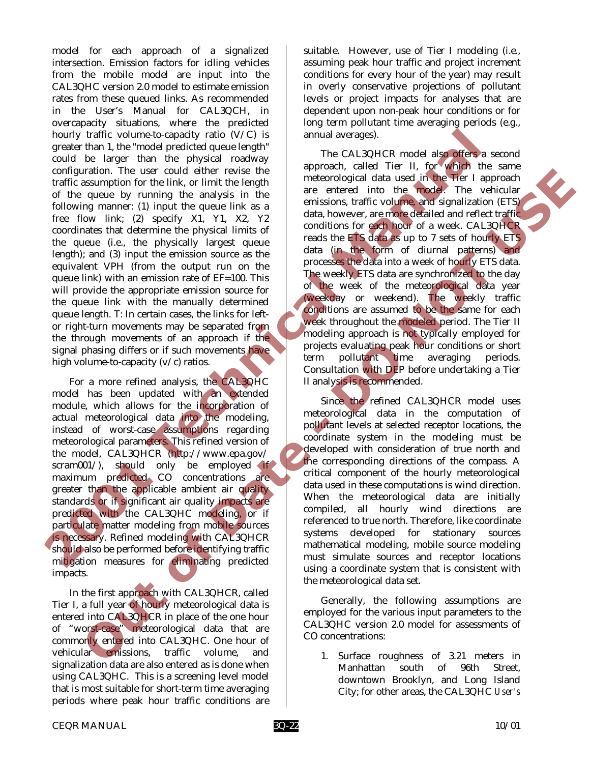model for each approach of a signalized intersection. Emission factors for idling vehicles from the mobile model are input into the CAL3QHC version 2.0 model to estimate emission rates from these queued links. As recommended in the User's Manual for CAL3QCH, in overcapacity situations, where the predicted hourly traffic volume-to-capacity ratio (V/C) is greater than 1, the "model predicted queue length" could be larger than the physical roadway configuration. The user could either revise the traffic assumption for the link, or limit the length of the queue by running the analysis in the following manner: (1) input the queue link as a free flow link; (2) specify X1, Y1, X2, Y2 coordinates that determine the physical limits of the queue (i.e., the physically largest queue length); and (3) input the emission source as the equivalent VPH (from the output run on the queue link) with an emission rate of EF=100. This will provide the appropriate emission source for the queue link with the manually determined queue length. T: In certain cases, the links for left- or right-turn movements may be separated from the through movements of an approach if the signal phasing differs or if such movements have high volume-to-capacity (v/c) ratios.

For a more refined analysis, the CAL3QHC model has been updated with an extended module, which allows for the incorporation of actual meteorological data into the modeling, instead of worst-case assumptions regarding meteorological parameters. This refined version of the model, CAL3QHCR (http://www.epa.gov/scram001/), should only be employed if maximum predicted CO concentrations are greater than the applicable ambient air quality standards or if significant air quality impacts are predicted with the CAL3QHC modeling, or if particulate matter modeling from mobile sources is necessary. Refined modeling with CAL3QHCR should also be performed before identifying traffic mitigation measures for eliminating predicted impacts.

In the first approach with CAL3QHCR, called Tier I, a full year of hourly meteorological data is entered into CAL3QHCR in place of the one hour of "worst-case" meteorological data that are commonly entered into CAL3QHC. One hour of vehicular emissions, traffic volume, and signalization data are also entered as is done when using CAL3QHC. This is a screening level model that is most suitable for short-term time averaging periods where peak hour traffic conditions are suitable. However, use of Tier I modeling (i.e., assuming peak hour traffic and project increment conditions for every hour of the year) may result in overly conservative projections of pollutant levels or project impacts for analyses that are dependent upon non-peak hour conditions or for long term pollutant time averaging periods (e.g., annual averages).

The CAL3QHCR model also offers a second approach, called Tier II, for which the same meteorological data used in the Tier I approach are entered into the model. The vehicular emissions, traffic volume, and signalization (ETS) data, however, are more detailed and reflect traffic conditions for each hour of a week. CAL3QHCR reads the ETS data as up to 7 sets of hourly ETS data (in the form of diurnal patterns) and processes the data into a week of hourly ETS data. The weekly ETS data are synchronized to the day of the week of the meteorological data year (weekday or weekend). The weekly traffic conditions are assumed to be the same for each week throughout the modeled period. The Tier II modeling approach is not typically employed for projects evaluating peak hour conditions or short term pollutant time averaging periods. Consultation with DEP before undertaking a Tier II analysis is recommended.

Since the refined CAL3QHCR model uses meteorological data in the computation of pollutant levels at selected receptor locations, the coordinate system in the modeling must be developed with consideration of true north and the corresponding directions of the compass. A critical component of the hourly meteorological data used in these computations is wind direction. When the meteorological data are initially compiled, all hourly wind directions are referenced to true north. Therefore, like coordinate systems developed for stationary sources mathematical modeling, mobile source modeling must simulate sources and receptor locations using a coordinate system that is consistent with the meteorological data set.

Generally, the following assumptions are employed for the various input parameters to the CAL3QHC version 2.0 model for assessments of CO concentrations:

1. Surface roughness of 3.21 meters in Manhattan south of 96th Street, downtown Brooklyn, and Long Island City; for other areas, the CAL3QHC *User's*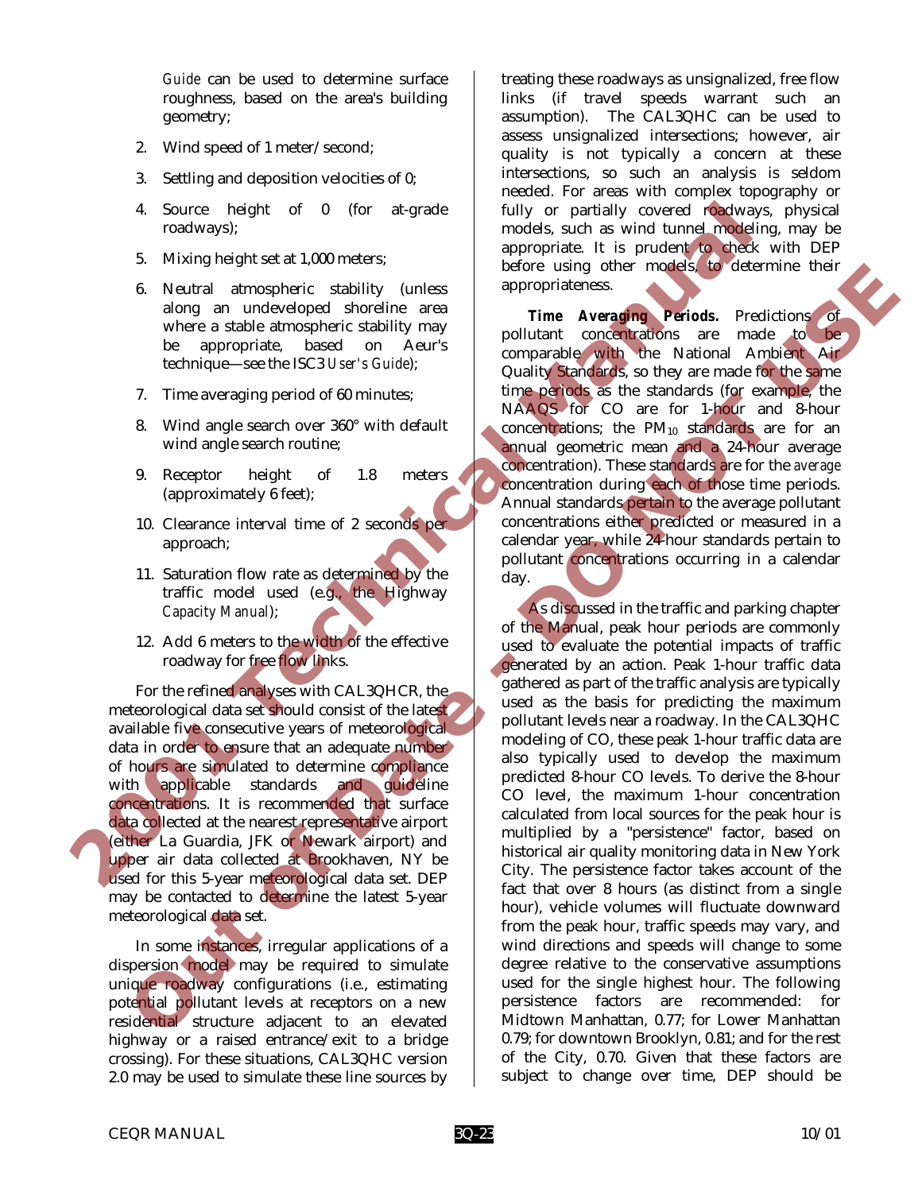*Guide* can be used to determine surface roughness, based on the area's building geometry;

2. Wind speed of 1 meter/second;

3. Settling and deposition velocities of 0;

4. Source height of 0 (for at-grade roadways);

5. Mixing height set at 1,000 meters;

6. Neutral atmospheric stability (unless along an undeveloped shoreline area where a stable atmospheric stability may be appropriate, based on Aeur's technique—see the ISC3 *User's Guide*);

7. Time averaging period of 60 minutes;

8. Wind angle search over 360° with default wind angle search routine;

9. Receptor height of 1.8 meters (approximately 6 feet);

10. Clearance interval time of 2 seconds per approach;

11. Saturation flow rate as determined by the traffic model used (e.g., the Highway *Capacity Manual*);

12. Add 6 meters to the width of the effective roadway for free flow links.

For the refined analyses with CAL3QHCR, the meteorological data set should consist of the latest available five consecutive years of meteorological data in order to ensure that an adequate number of hours are simulated to determine compliance with applicable standards and guideline concentrations. It is recommended that surface data collected at the nearest representative airport (either La Guardia, JFK or Newark airport) and upper air data collected at Brookhaven, NY be used for this 5-year meteorological data set. DEP may be contacted to determine the latest 5-year meteorological data set.

In some instances, irregular applications of a dispersion model may be required to simulate unique roadway configurations (i.e., estimating potential pollutant levels at receptors on a new residential structure adjacent to an elevated highway or a raised entrance/exit to a bridge crossing). For these situations, CAL3QHC version 2.0 may be used to simulate these line sources by treating these roadways as unsignalized, free flow links (if travel speeds warrant such an assumption). The CAL3QHC can be used to assess unsignalized intersections; however, air quality is not typically a concern at these intersections, so such an analysis is seldom needed. For areas with complex topography or fully or partially covered roadways, physical models, such as wind tunnel modeling, may be appropriate. It is prudent to check with DEP before using other models, to determine their appropriateness.

**Time Averaging Periods.** Predictions of pollutant concentrations are made to be comparable with the National Ambient Air Quality Standards, so they are made for the same time periods as the standards (for example, the NAAQS for CO are for 1-hour and 8-hour concentrations; the $PM_{10}$ standards are for an annual geometric mean and a 24-hour average concentration). These standards are for the *average* concentration during each of those time periods. Annual standards pertain to the average pollutant concentrations either predicted or measured in a calendar year, while 24-hour standards pertain to pollutant concentrations occurring in a calendar day.

As discussed in the traffic and parking chapter of the Manual, peak hour periods are commonly used to evaluate the potential impacts of traffic generated by an action. Peak 1-hour traffic data gathered as part of the traffic analysis are typically used as the basis for predicting the maximum pollutant levels near a roadway. In the CAL3QHC modeling of CO, these peak 1-hour traffic data are also typically used to develop the maximum predicted 8-hour CO levels. To derive the 8-hour CO level, the maximum 1-hour concentration calculated from local sources for the peak hour is multiplied by a "persistence" factor, based on historical air quality monitoring data in New York City. The persistence factor takes account of the fact that over 8 hours (as distinct from a single hour), vehicle volumes will fluctuate downward from the peak hour, traffic speeds may vary, and wind directions and speeds will change to some degree relative to the conservative assumptions used for the single highest hour. The following persistence factors are recommended: for Midtown Manhattan, 0.77; for Lower Manhattan 0.79; for downtown Brooklyn, 0.81; and for the rest of the City, 0.70. Given that these factors are subject to change over time, DEP should be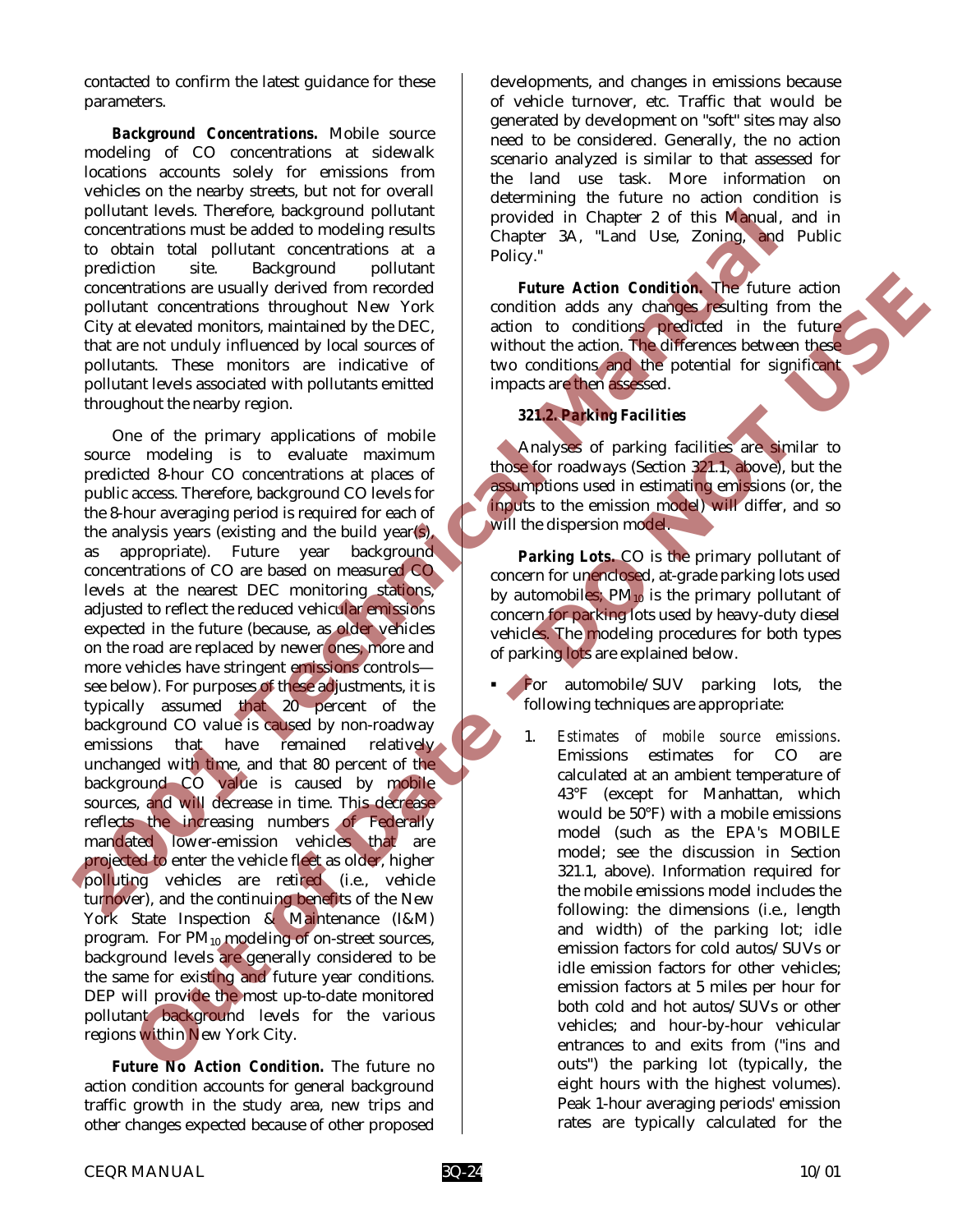contacted to confirm the latest guidance for these parameters.

**Background Concentrations.** Mobile source modeling of CO concentrations at sidewalk locations accounts solely for emissions from vehicles on the nearby streets, but not for overall pollutant levels. Therefore, background pollutant concentrations must be added to modeling results to obtain total pollutant concentrations at a prediction site. Background pollutant concentrations are usually derived from recorded pollutant concentrations throughout New York City at elevated monitors, maintained by the DEC, that are not unduly influenced by local sources of pollutants. These monitors are indicative of pollutant levels associated with pollutants emitted throughout the nearby region.

One of the primary applications of mobile source modeling is to evaluate maximum predicted 8-hour CO concentrations at places of public access. Therefore, background CO levels for the 8-hour averaging period is required for each of the analysis years (existing and the build year(s), as appropriate). Future year background concentrations of CO are based on measured CO levels at the nearest DEC monitoring stations, adjusted to reflect the reduced vehicular emissions expected in the future (because, as older vehicles on the road are replaced by newer ones, more and more vehicles have stringent emissions controls—see below). For purposes of these adjustments, it is typically assumed that 20 percent of the background CO value is caused by non-roadway emissions that have remained relatively unchanged with time, and that 80 percent of the background CO value is caused by mobile sources, and will decrease in time. This decrease reflects the increasing numbers of Federally mandated lower-emission vehicles that are projected to enter the vehicle fleet as older, higher polluting vehicles are retired (i.e., vehicle turnover), and the continuing benefits of the New York State Inspection & Maintenance (I&M) program. For $PM_{10}$ modeling of on-street sources, background levels are generally considered to be the same for existing and future year conditions. DEP will provide the most up-to-date monitored pollutant background levels for the various regions within New York City.

**Future No Action Condition.** The future no action condition accounts for general background traffic growth in the study area, new trips and other changes expected because of other proposed developments, and changes in emissions because of vehicle turnover, etc. Traffic that would be generated by development on "soft" sites may also need to be considered. Generally, the no action scenario analyzed is similar to that assessed for the land use task. More information on determining the future no action condition is provided in Chapter 2 of this Manual, and in Chapter 3A, "Land Use, Zoning, and Public Policy."

**Future Action Condition.** The future action condition adds any changes resulting from the action to conditions predicted in the future without the action. The differences between these two conditions and the potential for significant impacts are then assessed.

### *321.2. Parking Facilities*

Analyses of parking facilities are similar to those for roadways (Section 321.1, above), but the assumptions used in estimating emissions (or, the inputs to the emission model) will differ, and so will the dispersion model.

**Parking Lots.** CO is the primary pollutant of concern for unenclosed, at-grade parking lots used by automobiles; $PM_{10}$ is the primary pollutant of concern for parking lots used by heavy-duty diesel vehicles. The modeling procedures for both types of parking lots are explained below.

- For automobile/SUV parking lots, the following techniques are appropriate:

  1. *Estimates of mobile source emissions*. Emissions estimates for CO are calculated at an ambient temperature of 43°F (except for Manhattan, which would be 50°F) with a mobile emissions model (such as the EPA's MOBILE model; see the discussion in Section 321.1, above). Information required for the mobile emissions model includes the following: the dimensions (i.e., length and width) of the parking lot; idle emission factors for cold autos/SUVs or idle emission factors for other vehicles; emission factors at 5 miles per hour for both cold and hot autos/SUVs or other vehicles; and hour-by-hour vehicular entrances to and exits from ("ins and outs") the parking lot (typically, the eight hours with the highest volumes). Peak 1-hour averaging periods' emission rates are typically calculated for the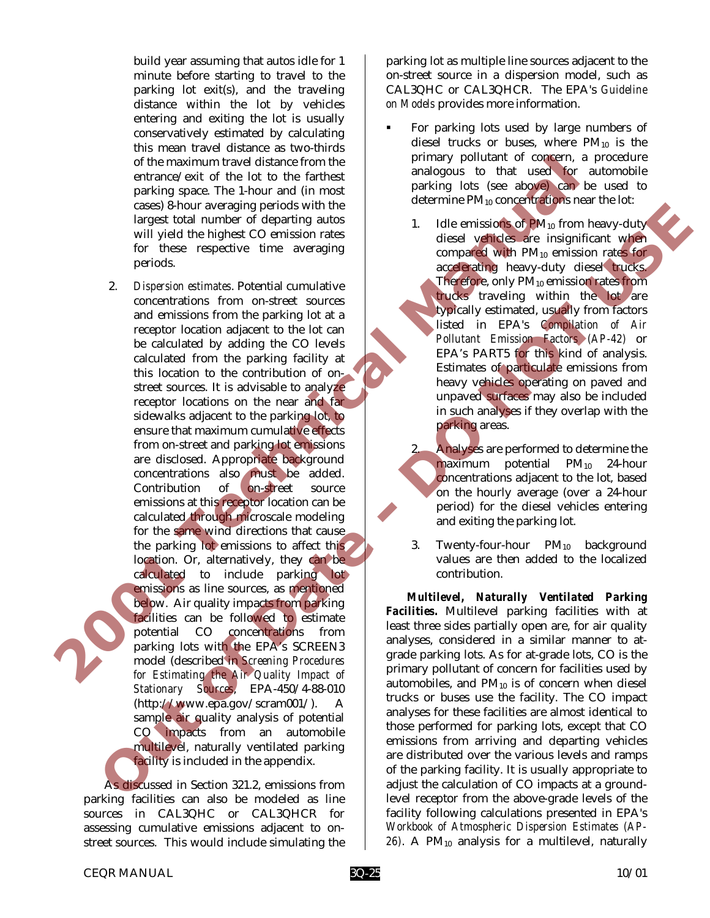build year assuming that autos idle for 1 minute before starting to travel to the parking lot exit(s), and the traveling distance within the lot by vehicles entering and exiting the lot is usually conservatively estimated by calculating this mean travel distance as two-thirds of the maximum travel distance from the entrance/exit of the lot to the farthest parking space. The 1-hour and (in most cases) 8-hour averaging periods with the largest total number of departing autos will yield the highest CO emission rates for these respective time averaging periods.

2. *Dispersion estimates*. Potential cumulative concentrations from on-street sources and emissions from the parking lot at a receptor location adjacent to the lot can be calculated by adding the CO levels calculated from the parking facility at this location to the contribution of on-street sources. It is advisable to analyze receptor locations on the near and far sidewalks adjacent to the parking lot, to ensure that maximum cumulative effects from on-street and parking lot emissions are disclosed. Appropriate background concentrations also must be added. Contribution of on-street source emissions at this receptor location can be calculated through microscale modeling for the same wind directions that cause the parking lot emissions to affect this location. Or, alternatively, they can be calculated to include parking lot emissions as line sources, as mentioned below. Air quality impacts from parking facilities can be followed to estimate potential CO concentrations from parking lots with the EPA's SCREEN3 model (described in *Screening Procedures for Estimating the Air Quality Impact of Stationary Sources*, EPA-450/4-88-010 (http://www.epa.gov/scram001/). A sample air quality analysis of potential CO impacts from an automobile multilevel, naturally ventilated parking facility is included in the appendix.

As discussed in Section 321.2, emissions from parking facilities can also be modeled as line sources in CAL3QHC or CAL3QHCR for assessing cumulative emissions adjacent to on-street sources. This would include simulating the parking lot as multiple line sources adjacent to the on-street source in a dispersion model, such as CAL3QHC or CAL3QHCR. The EPA's *Guideline on Models* provides more information.

- For parking lots used by large numbers of diesel trucks or buses, where $PM_{10}$ is the primary pollutant of concern, a procedure analogous to that used for automobile parking lots (see above) can be used to determine $PM_{10}$ concentrations near the lot:

  1. Idle emissions of $PM_{10}$ from heavy-duty diesel vehicles are insignificant when compared with $PM_{10}$ emission rates for accelerating heavy-duty diesel trucks. Therefore, only $PM_{10}$ emission rates from trucks traveling within the lot are typically estimated, usually from factors listed in EPA's *Compilation of Air Pollutant Emission Factors (AP-42)* or EPA's PART5 for this kind of analysis. Estimates of particulate emissions from heavy vehicles operating on paved and unpaved surfaces may also be included in such analyses if they overlap with the parking areas.

  2. Analyses are performed to determine the maximum potential $PM_{10}$ 24-hour concentrations adjacent to the lot, based on the hourly average (over a 24-hour period) for the diesel vehicles entering and exiting the parking lot.

  3. Twenty-four-hour $PM_{10}$ background values are then added to the localized contribution.

***Multilevel, Naturally Ventilated Parking Facilities.*** Multilevel parking facilities with at least three sides partially open are, for air quality analyses, considered in a similar manner to at-grade parking lots. As for at-grade lots, CO is the primary pollutant of concern for facilities used by automobiles, and $PM_{10}$ is of concern when diesel trucks or buses use the facility. The CO impact analyses for these facilities are almost identical to those performed for parking lots, except that CO emissions from arriving and departing vehicles are distributed over the various levels and ramps of the parking facility. It is usually appropriate to adjust the calculation of CO impacts at a ground-level receptor from the above-grade levels of the facility following calculations presented in EPA's *Workbook of Atmospheric Dispersion Estimates (AP-26)*. A $PM_{10}$ analysis for a multilevel, naturally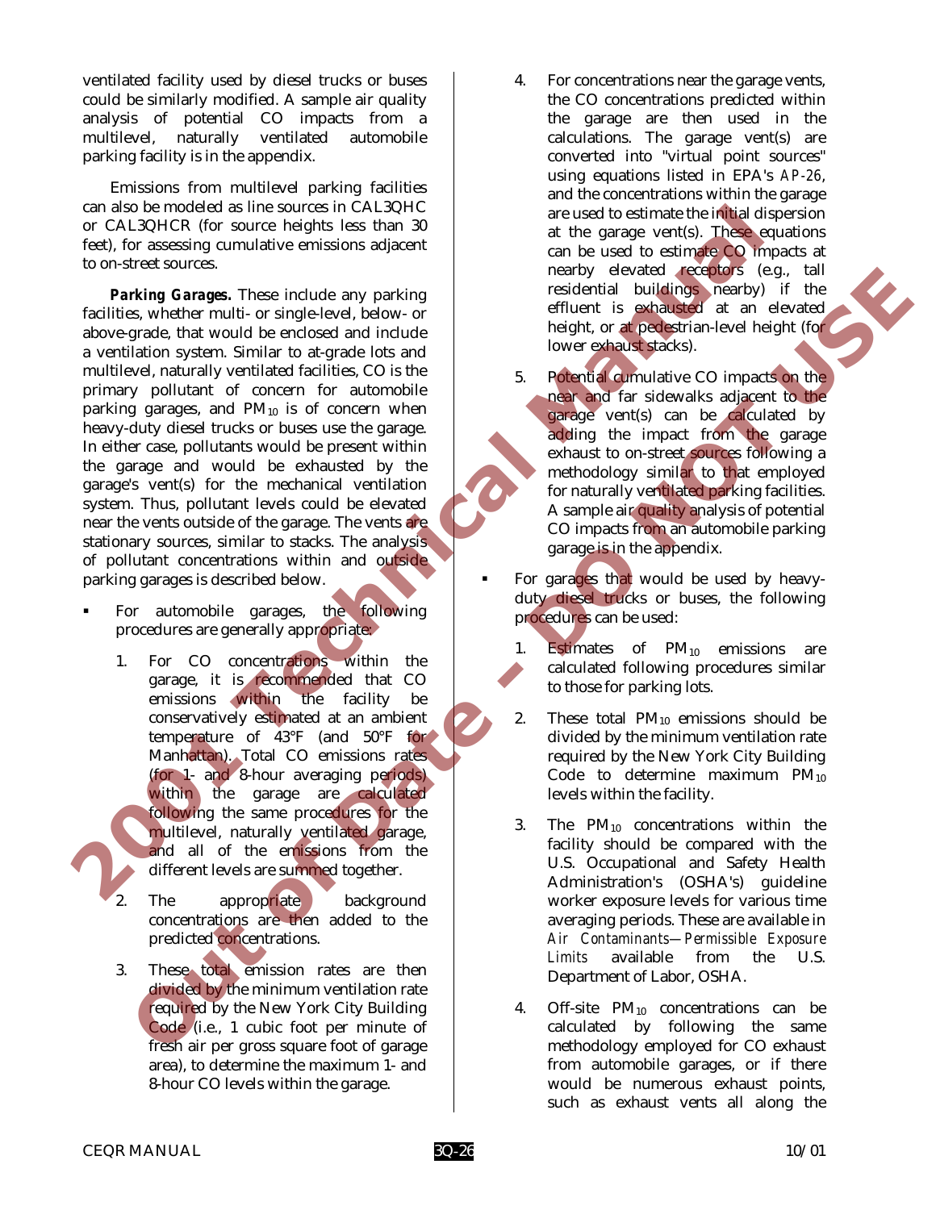ventilated facility used by diesel trucks or buses could be similarly modified. A sample air quality analysis of potential CO impacts from a multilevel, naturally ventilated automobile parking facility is in the appendix.

Emissions from multilevel parking facilities can also be modeled as line sources in CAL3QHC or CAL3QHCR (for source heights less than 30 feet), for assessing cumulative emissions adjacent to on-street sources.

***Parking Garages.*** These include any parking facilities, whether multi- or single-level, below- or above-grade, that would be enclosed and include a ventilation system. Similar to at-grade lots and multilevel, naturally ventilated facilities, CO is the primary pollutant of concern for automobile parking garages, and $PM_{10}$ is of concern when heavy-duty diesel trucks or buses use the garage. In either case, pollutants would be present within the garage and would be exhausted by the garage's vent(s) for the mechanical ventilation system. Thus, pollutant levels could be elevated near the vents outside of the garage. The vents are stationary sources, similar to stacks. The analysis of pollutant concentrations within and outside parking garages is described below.

- For automobile garages, the following procedures are generally appropriate:

  1. For CO concentrations within the garage, it is recommended that CO emissions within the facility be conservatively estimated at an ambient temperature of 43°F (and 50°F for Manhattan). Total CO emissions rates (for 1- and 8-hour averaging periods) within the garage are calculated following the same procedures for the multilevel, naturally ventilated garage, and all of the emissions from the different levels are summed together.

  2. The appropriate background concentrations are then added to the predicted concentrations.

  3. These total emission rates are then divided by the minimum ventilation rate required by the New York City Building Code (i.e., 1 cubic foot per minute of fresh air per gross square foot of garage area), to determine the maximum 1- and 8-hour CO levels within the garage.

  4. For concentrations near the garage vents, the CO concentrations predicted within the garage are then used in the calculations. The garage vent(s) are converted into "virtual point sources" using equations listed in EPA's *AP-26*, and the concentrations within the garage are used to estimate the initial dispersion at the garage vent(s). These equations can be used to estimate CO impacts at nearby elevated receptors (e.g., tall residential buildings nearby) if the effluent is exhausted at an elevated height, or at pedestrian-level height (for lower exhaust stacks).

  5. Potential cumulative CO impacts on the near and far sidewalks adjacent to the garage vent(s) can be calculated by adding the impact from the garage exhaust to on-street sources following a methodology similar to that employed for naturally ventilated parking facilities. A sample air quality analysis of potential CO impacts from an automobile parking garage is in the appendix.

- For garages that would be used by heavy-duty diesel trucks or buses, the following procedures can be used:

  1. Estimates of $PM_{10}$ emissions are calculated following procedures similar to those for parking lots.

  2. These total $PM_{10}$ emissions should be divided by the minimum ventilation rate required by the New York City Building Code to determine maximum $PM_{10}$ levels within the facility.

  3. The $PM_{10}$ concentrations within the facility should be compared with the U.S. Occupational and Safety Health Administration's (OSHA's) guideline worker exposure levels for various time averaging periods. These are available in *Air Contaminants—Permissible Exposure Limits* available from the U.S. Department of Labor, OSHA.

  4. Off-site $PM_{10}$ concentrations can be calculated by following the same methodology employed for CO exhaust from automobile garages, or if there would be numerous exhaust points, such as exhaust vents all along the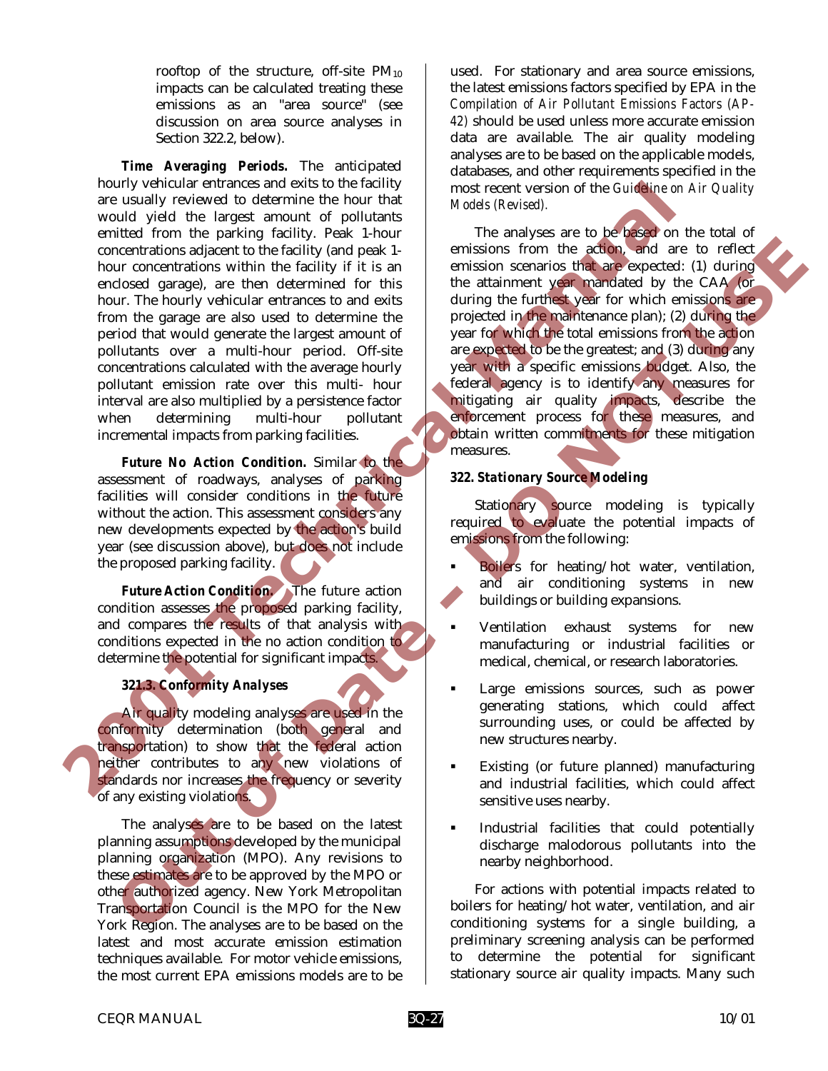rooftop of the structure, off-site $PM_{10}$ impacts can be calculated treating these emissions as an "area source" (see discussion on area source analyses in Section 322.2, below).

***Time Averaging Periods.*** The anticipated hourly vehicular entrances and exits to the facility are usually reviewed to determine the hour that would yield the largest amount of pollutants emitted from the parking facility. Peak 1-hour concentrations adjacent to the facility (and peak 1-hour concentrations within the facility if it is an enclosed garage), are then determined for this hour. The hourly vehicular entrances to and exits from the garage are also used to determine the period that would generate the largest amount of pollutants over a multi-hour period. Off-site concentrations calculated with the average hourly pollutant emission rate over this multi- hour interval are also multiplied by a persistence factor when determining multi-hour pollutant incremental impacts from parking facilities.

***Future No Action Condition.*** Similar to the assessment of roadways, analyses of parking facilities will consider conditions in the future without the action. This assessment considers any new developments expected by the action's build year (see discussion above), but does not include the proposed parking facility.

***Future Action Condition.*** The future action condition assesses the proposed parking facility, and compares the results of that analysis with conditions expected in the no action condition to determine the potential for significant impacts.

### *321.3. Conformity Analyses*

Air quality modeling analyses are used in the conformity determination (both general and transportation) to show that the federal action neither contributes to any new violations of standards nor increases the frequency or severity of any existing violations.

The analyses are to be based on the latest planning assumptions developed by the municipal planning organization (MPO). Any revisions to these estimates are to be approved by the MPO or other authorized agency. New York Metropolitan Transportation Council is the MPO for the New York Region. The analyses are to be based on the latest and most accurate emission estimation techniques available. For motor vehicle emissions, the most current EPA emissions models are to be used. For stationary and area source emissions, the latest emissions factors specified by EPA in the *Compilation of Air Pollutant Emissions Factors (AP-42)* should be used unless more accurate emission data are available. The air quality modeling analyses are to be based on the applicable models, databases, and other requirements specified in the most recent version of the *Guideline on Air Quality Models (Revised).*

The analyses are to be based on the total of emissions from the action, and are to reflect emission scenarios that are expected: (1) during the attainment year mandated by the CAA (or during the furthest year for which emissions are projected in the maintenance plan); (2) during the year for which the total emissions from the action are expected to be the greatest; and (3) during any year with a specific emissions budget. Also, the federal agency is to identify any measures for mitigating air quality impacts, describe the enforcement process for these measures, and obtain written commitments for these mitigation measures.

## *322. Stationary Source Modeling*

Stationary source modeling is typically required to evaluate the potential impacts of emissions from the following:

- Boilers for heating/hot water, ventilation, and air conditioning systems in new buildings or building expansions.
- Ventilation exhaust systems for new manufacturing or industrial facilities or medical, chemical, or research laboratories.
- Large emissions sources, such as power generating stations, which could affect surrounding uses, or could be affected by new structures nearby.
- Existing (or future planned) manufacturing and industrial facilities, which could affect sensitive uses nearby.
- Industrial facilities that could potentially discharge malodorous pollutants into the nearby neighborhood.

For actions with potential impacts related to boilers for heating/hot water, ventilation, and air conditioning systems for a single building, a preliminary screening analysis can be performed to determine the potential for significant stationary source air quality impacts. Many such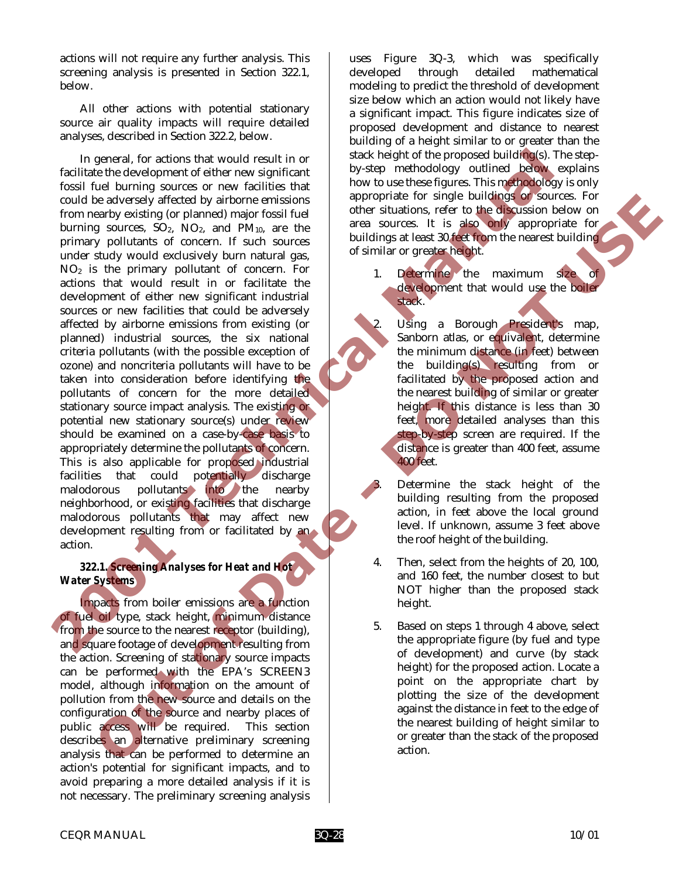actions will not require any further analysis. This screening analysis is presented in Section 322.1, below.

All other actions with potential stationary source air quality impacts will require detailed analyses, described in Section 322.2, below.

In general, for actions that would result in or facilitate the development of either new significant fossil fuel burning sources or new facilities that could be adversely affected by airborne emissions from nearby existing (or planned) major fossil fuel burning sources, $SO_2$, $NO_2$, and $PM_{10}$, are the primary pollutants of concern. If such sources under study would exclusively burn natural gas, $NO_2$ is the primary pollutant of concern. For actions that would result in or facilitate the development of either new significant industrial sources or new facilities that could be adversely affected by airborne emissions from existing (or planned) industrial sources, the six national criteria pollutants (with the possible exception of ozone) and noncriteria pollutants will have to be taken into consideration before identifying the pollutants of concern for the more detailed stationary source impact analysis. The existing or potential new stationary source(s) under review should be examined on a case-by-case basis to appropriately determine the pollutants of concern. This is also applicable for proposed industrial facilities that could potentially discharge malodorous pollutants into the nearby neighborhood, or existing facilities that discharge malodorous pollutants that may affect new development resulting from or facilitated by an action.

### *322.1. Screening Analyses for Heat and Hot Water Systems*

Impacts from boiler emissions are a function of fuel oil type, stack height, minimum distance from the source to the nearest receptor (building), and square footage of development resulting from the action. Screening of stationary source impacts can be performed with the EPA's SCREEN3 model, although information on the amount of pollution from the new source and details on the configuration of the source and nearby places of public access will be required. This section describes an alternative preliminary screening analysis that can be performed to determine an action's potential for significant impacts, and to avoid preparing a more detailed analysis if it is not necessary. The preliminary screening analysis uses Figure 3Q-3, which was specifically developed through detailed mathematical modeling to predict the threshold of development size below which an action would not likely have a significant impact. This figure indicates size of proposed development and distance to nearest building of a height similar to or greater than the stack height of the proposed building(s). The step-by-step methodology outlined below explains how to use these figures. This methodology is only appropriate for single buildings or sources. For other situations, refer to the discussion below on area sources. It is also only appropriate for buildings at least 30 feet from the nearest building of similar or greater height.

1. Determine the maximum size of development that would use the boiler stack.

2. Using a Borough President's map, Sanborn atlas, or equivalent, determine the minimum distance (in feet) between the building(s) resulting from or facilitated by the proposed action and the nearest building of similar or greater height. If this distance is less than 30 feet, more detailed analyses than this step-by-step screen are required. If the distance is greater than 400 feet, assume 400 feet.

3. Determine the stack height of the building resulting from the proposed action, in feet above the local ground level. If unknown, assume 3 feet above the roof height of the building.

4. Then, select from the heights of 20, 100, and 160 feet, the number closest to but NOT higher than the proposed stack height.

5. Based on steps 1 through 4 above, select the appropriate figure (by fuel and type of development) and curve (by stack height) for the proposed action. Locate a point on the appropriate chart by plotting the size of the development against the distance in feet to the edge of the nearest building of height similar to or greater than the stack of the proposed action.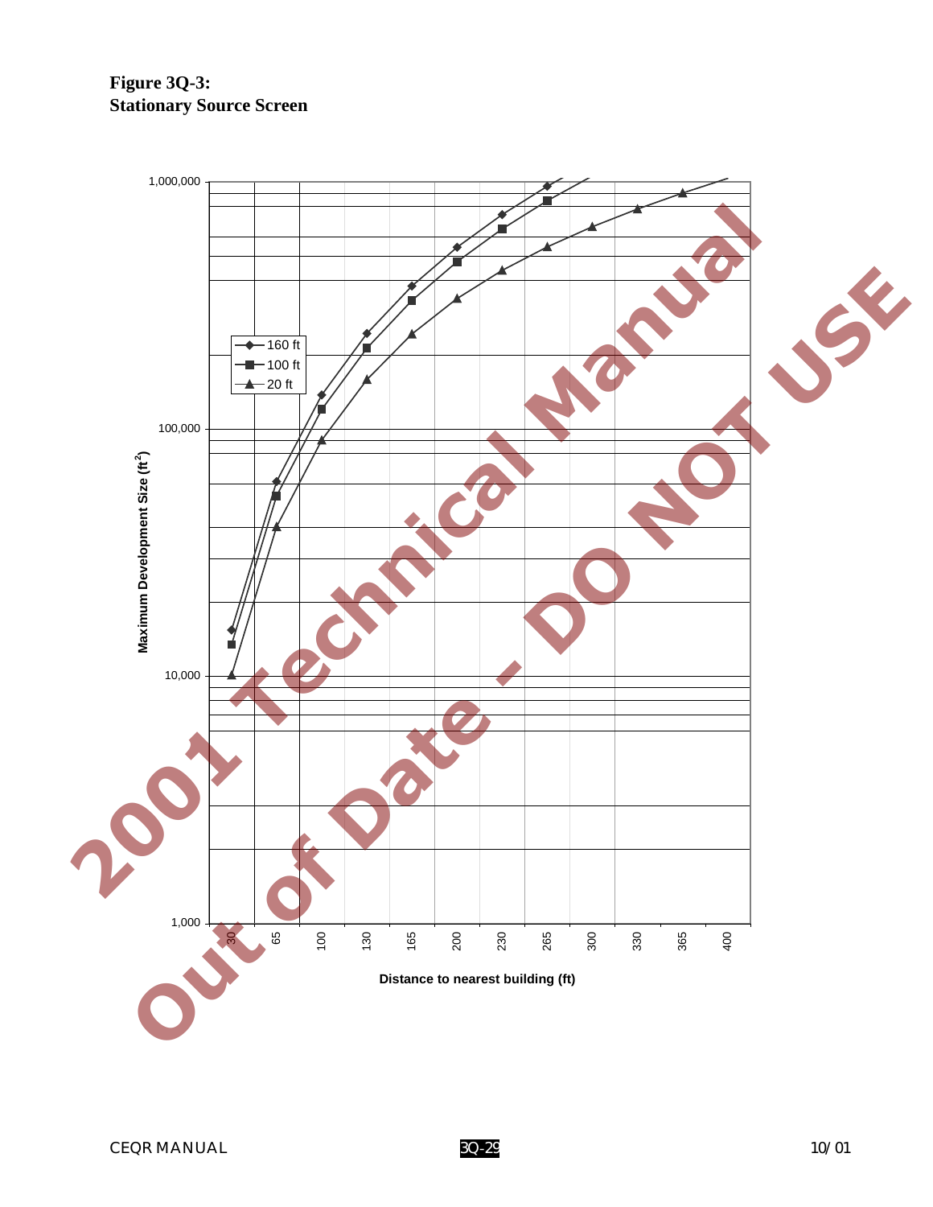**Figure 3Q-3:**
**Stationary Source Screen**

Maximum Development Size (ft²)

1,000,000

100,000

10,000

1,000

- 160 ft
- 100 ft
- 20 ft

30 65 100 130 165 200 230 265 300 330 365 400

Distance to nearest building (ft)

2001 Technical Manual

Out of Date - DO NOT USE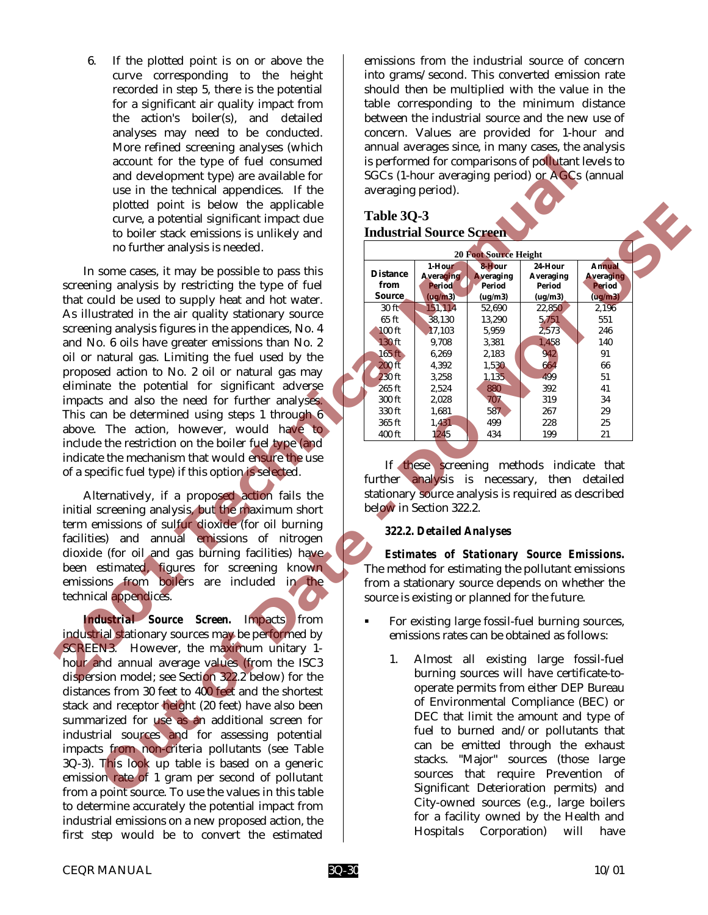6. If the plotted point is on or above the curve corresponding to the height recorded in step 5, there is the potential for a significant air quality impact from the action's boiler(s), and detailed analyses may need to be conducted. More refined screening analyses (which account for the type of fuel consumed and development type) are available for use in the technical appendices. If the plotted point is below the applicable curve, a potential significant impact due to boiler stack emissions is unlikely and no further analysis is needed.

In some cases, it may be possible to pass this screening analysis by restricting the type of fuel that could be used to supply heat and hot water. As illustrated in the air quality stationary source screening analysis figures in the appendices, No. 4 and No. 6 oils have greater emissions than No. 2 oil or natural gas. Limiting the fuel used by the proposed action to No. 2 oil or natural gas may eliminate the potential for significant adverse impacts and also the need for further analyses. This can be determined using steps 1 through 6 above. The action, however, would have to include the restriction on the boiler fuel type (and indicate the mechanism that would ensure the use of a specific fuel type) if this option is selected.

Alternatively, if a proposed action fails the initial screening analysis, but the maximum short term emissions of sulfur dioxide (for oil burning facilities) and annual emissions of nitrogen dioxide (for oil and gas burning facilities) have been estimated, figures for screening known emissions from boilers are included in the technical appendices.

***Industrial Source Screen.*** Impacts from industrial stationary sources may be performed by SCREEN3. However, the maximum unitary 1-hour and annual average values (from the ISC3 dispersion model; see Section 322.2 below) for the distances from 30 feet to 400 feet and the shortest stack and receptor height (20 feet) have also been summarized for use as an additional screen for industrial sources and for assessing potential impacts from non-criteria pollutants (see Table 3Q-3). This look up table is based on a generic emission rate of 1 gram per second of pollutant from a point source. To use the values in this table to determine accurately the potential impact from industrial emissions on a new proposed action, the first step would be to convert the estimated emissions from the industrial source of concern into grams/second. This converted emission rate should then be multiplied with the value in the table corresponding to the minimum distance between the industrial source and the new use of concern. Values are provided for 1-hour and annual averages since, in many cases, the analysis is performed for comparisons of pollutant levels to SGCs (1-hour averaging period) or AGCs (annual averaging period).

**Table 3Q-3**
**Industrial Source Screen**

| 20 Foot Source Height | | | | |
|---|---|---|---|---|
| Distance from Source | 1-Hour Averaging Period (ug/m3) | 8-Hour Averaging Period (ug/m3) | 24-Hour Averaging Period (ug/m3) | Annual Averaging Period (ug/m3) |
| 30 ft | 151,114 | 52,690 | 22,850 | 2,196 |
| 65 ft | 38,130 | 13,290 | 5,751 | 551 |
| 100 ft | 17,103 | 5,959 | 2,573 | 246 |
| 130 ft | 9,708 | 3,381 | 1,458 | 140 |
| 165 ft | 6,269 | 2,183 | 942 | 91 |
| 200 ft | 4,392 | 1,530 | 664 | 66 |
| 230 ft | 3,258 | 1,135 | 499 | 51 |
| 265 ft | 2,524 | 880 | 392 | 41 |
| 300 ft | 2,028 | 707 | 319 | 34 |
| 330 ft | 1,681 | 587 | 267 | 29 |
| 365 ft | 1,431 | 499 | 228 | 25 |
| 400 ft | 1245 | 434 | 199 | 21 |

If these screening methods indicate that further analysis is necessary, then detailed stationary source analysis is required as described below in Section 322.2.

### *322.2. Detailed Analyses*

***Estimates of Stationary Source Emissions.*** The method for estimating the pollutant emissions from a stationary source depends on whether the source is existing or planned for the future.

- For existing large fossil-fuel burning sources, emissions rates can be obtained as follows:

  1. Almost all existing large fossil-fuel burning sources will have certificate-to-operate permits from either DEP Bureau of Environmental Compliance (BEC) or DEC that limit the amount and type of fuel to burned and/or pollutants that can be emitted through the exhaust stacks. "Major" sources (those large sources that require Prevention of Significant Deterioration permits) and City-owned sources (e.g., large boilers for a facility owned by the Health and Hospitals Corporation) will have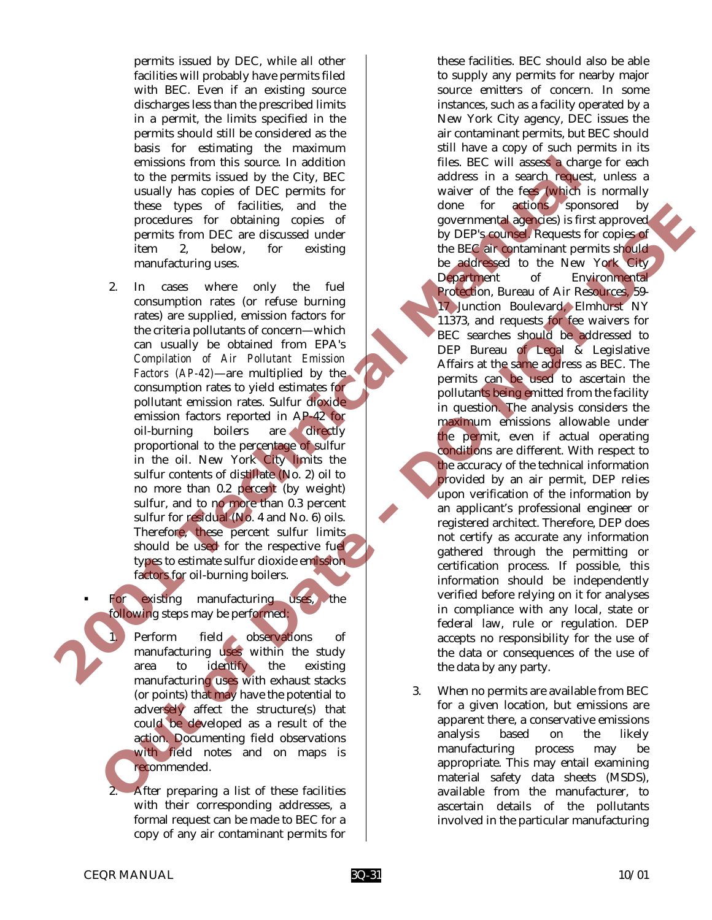permits issued by DEC, while all other facilities will probably have permits filed with BEC. Even if an existing source discharges less than the prescribed limits in a permit, the limits specified in the permits should still be considered as the basis for estimating the maximum emissions from this source. In addition to the permits issued by the City, BEC usually has copies of DEC permits for these types of facilities, and the procedures for obtaining copies of permits from DEC are discussed under item 2, below, for existing manufacturing uses.

2. In cases where only the fuel consumption rates (or refuse burning rates) are supplied, emission factors for the criteria pollutants of concern—which can usually be obtained from EPA's *Compilation of Air Pollutant Emission Factors (AP-42)*—are multiplied by the consumption rates to yield estimates for pollutant emission rates. Sulfur dioxide emission factors reported in AP-42 for oil-burning boilers are directly proportional to the percentage of sulfur in the oil. New York City limits the sulfur contents of distillate (No. 2) oil to no more than 0.2 percent (by weight) sulfur, and to no more than 0.3 percent sulfur for residual (No. 4 and No. 6) oils. Therefore, these percent sulfur limits should be used for the respective fuel types to estimate sulfur dioxide emission factors for oil-burning boilers.

- For existing manufacturing uses, the following steps may be performed:

1. Perform field observations of manufacturing uses within the study area to identify the existing manufacturing uses with exhaust stacks (or points) that may have the potential to adversely affect the structure(s) that could be developed as a result of the action. Documenting field observations with field notes and on maps is recommended.

2. After preparing a list of these facilities with their corresponding addresses, a formal request can be made to BEC for a copy of any air contaminant permits for these facilities. BEC should also be able to supply any permits for nearby major source emitters of concern. In some instances, such as a facility operated by a New York City agency, DEC issues the air contaminant permits, but BEC should still have a copy of such permits in its files. BEC will assess a charge for each address in a search request, unless a waiver of the fees (which is normally done for actions sponsored by governmental agencies) is first approved by DEP's counsel. Requests for copies of the BEC air contaminant permits should be addressed to the New York City Department of Environmental Protection, Bureau of Air Resources, 59-17 Junction Boulevard, Elmhurst NY 11373, and requests for fee waivers for BEC searches should be addressed to DEP Bureau of Legal & Legislative Affairs at the same address as BEC. The permits can be used to ascertain the pollutants being emitted from the facility in question. The analysis considers the maximum emissions allowable under the permit, even if actual operating conditions are different. With respect to the accuracy of the technical information provided by an air permit, DEP relies upon verification of the information by an applicant's professional engineer or registered architect. Therefore, DEP does not certify as accurate any information gathered through the permitting or certification process. If possible, this information should be independently verified before relying on it for analyses in compliance with any local, state or federal law, rule or regulation. DEP accepts no responsibility for the use of the data or consequences of the use of the data by any party.

3. When no permits are available from BEC for a given location, but emissions are apparent there, a conservative emissions analysis based on the likely manufacturing process may be appropriate. This may entail examining material safety data sheets (MSDS), available from the manufacturer, to ascertain details of the pollutants involved in the particular manufacturing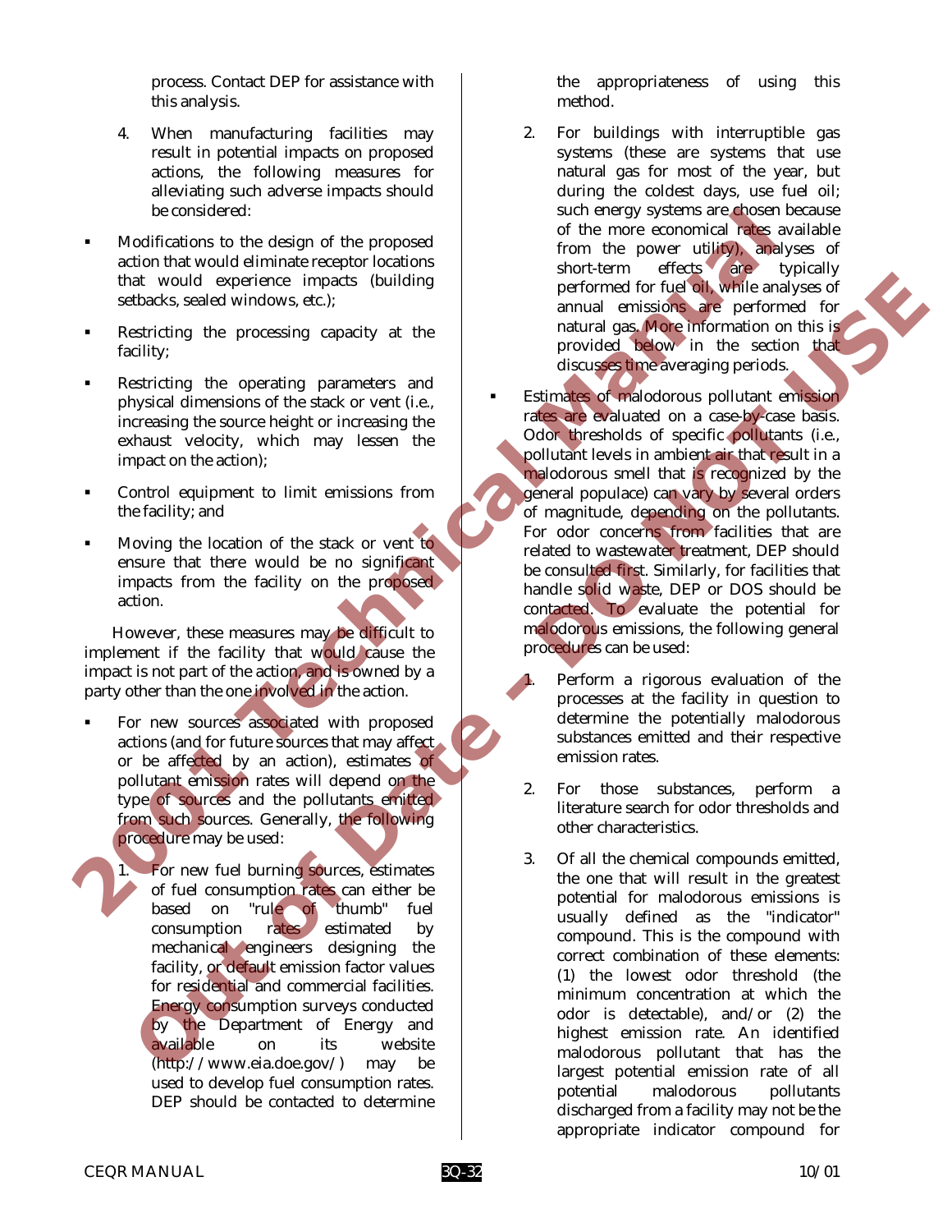process. Contact DEP for assistance with this analysis.

4. When manufacturing facilities may result in potential impacts on proposed actions, the following measures for alleviating such adverse impacts should be considered:

- Modifications to the design of the proposed action that would eliminate receptor locations that would experience impacts (building setbacks, sealed windows, etc.);
- Restricting the processing capacity at the facility;
- Restricting the operating parameters and physical dimensions of the stack or vent (i.e., increasing the source height or increasing the exhaust velocity, which may lessen the impact on the action);
- Control equipment to limit emissions from the facility; and
- Moving the location of the stack or vent to ensure that there would be no significant impacts from the facility on the proposed action.

However, these measures may be difficult to implement if the facility that would cause the impact is not part of the action, and is owned by a party other than the one involved in the action.

- For new sources associated with proposed actions (and for future sources that may affect or be affected by an action), estimates of pollutant emission rates will depend on the type of sources and the pollutants emitted from such sources. Generally, the following procedure may be used:

  1. For new fuel burning sources, estimates of fuel consumption rates can either be based on "rule of thumb" fuel consumption rates estimated by mechanical engineers designing the facility, or default emission factor values for residential and commercial facilities. Energy consumption surveys conducted by the Department of Energy and available on its website (http://www.eia.doe.gov/) may be used to develop fuel consumption rates. DEP should be contacted to determine the appropriateness of using this method.

  2. For buildings with interruptible gas systems (these are systems that use natural gas for most of the year, but during the coldest days, use fuel oil; such energy systems are chosen because of the more economical rates available from the power utility), analyses of short-term effects are typically performed for fuel oil, while analyses of annual emissions are performed for natural gas. More information on this is provided below in the section that discusses time averaging periods.

- Estimates of malodorous pollutant emission rates are evaluated on a case-by-case basis. Odor thresholds of specific pollutants (i.e., pollutant levels in ambient air that result in a malodorous smell that is recognized by the general populace) can vary by several orders of magnitude, depending on the pollutants. For odor concerns from facilities that are related to wastewater treatment, DEP should be consulted first. Similarly, for facilities that handle solid waste, DEP or DOS should be contacted. To evaluate the potential for malodorous emissions, the following general procedures can be used:

  1. Perform a rigorous evaluation of the processes at the facility in question to determine the potentially malodorous substances emitted and their respective emission rates.

  2. For those substances, perform a literature search for odor thresholds and other characteristics.

  3. Of all the chemical compounds emitted, the one that will result in the greatest potential for malodorous emissions is usually defined as the "indicator" compound. This is the compound with correct combination of these elements: (1) the lowest odor threshold (the minimum concentration at which the odor is detectable), and/or (2) the highest emission rate. An identified malodorous pollutant that has the largest potential emission rate of all potential malodorous pollutants discharged from a facility may not be the appropriate indicator compound for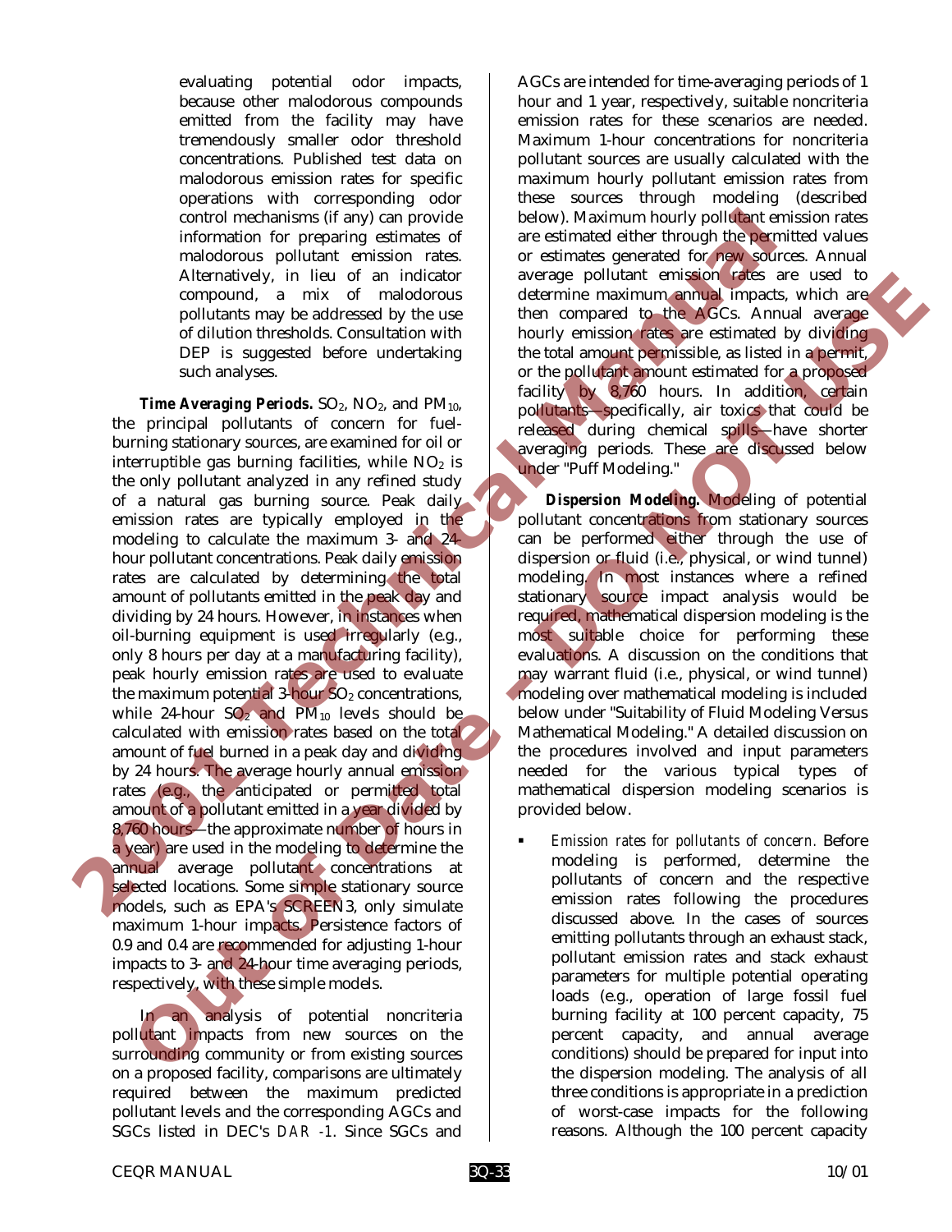evaluating potential odor impacts, because other malodorous compounds emitted from the facility may have tremendously smaller odor threshold concentrations. Published test data on malodorous emission rates for specific operations with corresponding odor control mechanisms (if any) can provide information for preparing estimates of malodorous pollutant emission rates. Alternatively, in lieu of an indicator compound, a mix of malodorous pollutants may be addressed by the use of dilution thresholds. Consultation with DEP is suggested before undertaking such analyses.

***Time Averaging Periods.*** $SO_2$, $NO_2$, and $PM_{10}$, the principal pollutants of concern for fuel-burning stationary sources, are examined for oil or interruptible gas burning facilities, while $NO_2$ is the only pollutant analyzed in any refined study of a natural gas burning source. Peak daily emission rates are typically employed in the modeling to calculate the maximum 3- and 24-hour pollutant concentrations. Peak daily emission rates are calculated by determining the total amount of pollutants emitted in the peak day and dividing by 24 hours. However, in instances when oil-burning equipment is used irregularly (e.g., only 8 hours per day at a manufacturing facility), peak hourly emission rates are used to evaluate the maximum potential 3-hour $SO_2$ concentrations, while 24-hour $SO_2$ and $PM_{10}$ levels should be calculated with emission rates based on the total amount of fuel burned in a peak day and dividing by 24 hours. The average hourly annual emission rates (e.g., the anticipated or permitted total amount of a pollutant emitted in a year divided by 8,760 hours—the approximate number of hours in a year) are used in the modeling to determine the annual average pollutant concentrations at selected locations. Some simple stationary source models, such as EPA's SCREEN3, only simulate maximum 1-hour impacts. Persistence factors of 0.9 and 0.4 are recommended for adjusting 1-hour impacts to 3- and 24-hour time averaging periods, respectively, with these simple models.

In an analysis of potential noncriteria pollutant impacts from new sources on the surrounding community or from existing sources on a proposed facility, comparisons are ultimately required between the maximum predicted pollutant levels and the corresponding AGCs and SGCs listed in DEC's *DAR -1*. Since SGCs and AGCs are intended for time-averaging periods of 1 hour and 1 year, respectively, suitable noncriteria emission rates for these scenarios are needed. Maximum 1-hour concentrations for noncriteria pollutant sources are usually calculated with the maximum hourly pollutant emission rates from these sources through modeling (described below). Maximum hourly pollutant emission rates are estimated either through the permitted values or estimates generated for new sources. Annual average pollutant emission rates are used to determine maximum annual impacts, which are then compared to the AGCs. Annual average hourly emission rates are estimated by dividing the total amount permissible, as listed in a permit, or the pollutant amount estimated for a proposed facility by 8,760 hours. In addition, certain pollutants—specifically, air toxics that could be released during chemical spills—have shorter averaging periods. These are discussed below under "Puff Modeling."

***Dispersion Modeling.*** Modeling of potential pollutant concentrations from stationary sources can be performed either through the use of dispersion or fluid (i.e., physical, or wind tunnel) modeling. In most instances where a refined stationary source impact analysis would be required, mathematical dispersion modeling is the most suitable choice for performing these evaluations. A discussion on the conditions that may warrant fluid (i.e., physical, or wind tunnel) modeling over mathematical modeling is included below under "Suitability of Fluid Modeling Versus Mathematical Modeling." A detailed discussion on the procedures involved and input parameters needed for the various typical types of mathematical dispersion modeling scenarios is provided below.

- *Emission rates for pollutants of concern.* Before modeling is performed, determine the pollutants of concern and the respective emission rates following the procedures discussed above. In the cases of sources emitting pollutants through an exhaust stack, pollutant emission rates and stack exhaust parameters for multiple potential operating loads (e.g., operation of large fossil fuel burning facility at 100 percent capacity, 75 percent capacity, and annual average conditions) should be prepared for input into the dispersion modeling. The analysis of all three conditions is appropriate in a prediction of worst-case impacts for the following reasons. Although the 100 percent capacity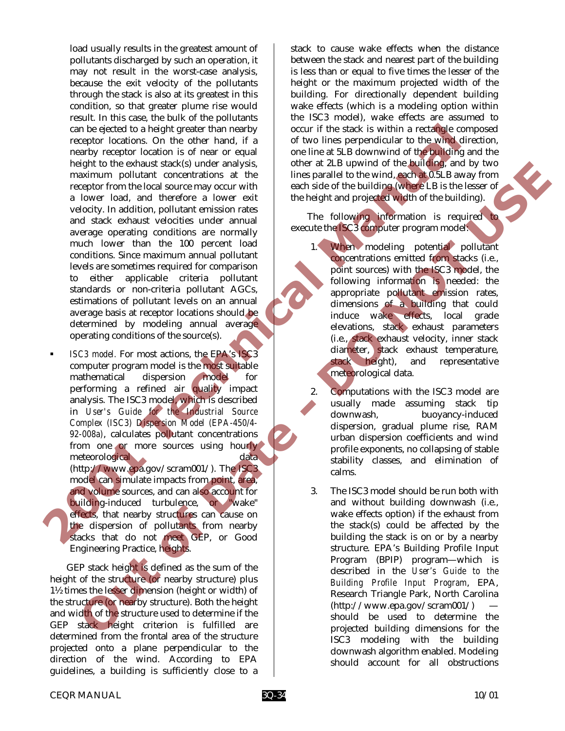load usually results in the greatest amount of pollutants discharged by such an operation, it may not result in the worst-case analysis, because the exit velocity of the pollutants through the stack is also at its greatest in this condition, so that greater plume rise would result. In this case, the bulk of the pollutants can be ejected to a height greater than nearby receptor locations. On the other hand, if a nearby receptor location is of near or equal height to the exhaust stack(s) under analysis, maximum pollutant concentrations at the receptor from the local source may occur with a lower load, and therefore a lower exit velocity. In addition, pollutant emission rates and stack exhaust velocities under annual average operating conditions are normally much lower than the 100 percent load conditions. Since maximum annual pollutant levels are sometimes required for comparison to either applicable criteria pollutant standards or non-criteria pollutant AGCs, estimations of pollutant levels on an annual average basis at receptor locations should be determined by modeling annual average operating conditions of the source(s).

- *ISC3 model.* For most actions, the EPA's ISC3 computer program model is the most suitable mathematical dispersion model for performing a refined air quality impact analysis. The ISC3 model, which is described in *User's Guide for the Industrial Source Complex (ISC3) Dispersion Model (EPA-450/4-92-008a)*, calculates pollutant concentrations from one or more sources using hourly meteorological data (http://www.epa.gov/scram001/). The ISC3 model can simulate impacts from point, area, and volume sources, and can also account for building-induced turbulence, or "wake" effects, that nearby structures can cause on the dispersion of pollutants from nearby stacks that do not meet GEP, or Good Engineering Practice, heights.

GEP stack height is defined as the sum of the height of the structure (or nearby structure) plus 1½ times the lesser dimension (height or width) of the structure (or nearby structure). Both the height and width of the structure used to determine if the GEP stack height criterion is fulfilled are determined from the frontal area of the structure projected onto a plane perpendicular to the direction of the wind. According to EPA guidelines, a building is sufficiently close to a stack to cause wake effects when the distance between the stack and nearest part of the building is less than or equal to five times the lesser of the height or the maximum projected width of the building. For directionally dependent building wake effects (which is a modeling option within the ISC3 model), wake effects are assumed to occur if the stack is within a rectangle composed of two lines perpendicular to the wind direction, one line at 5LB downwind of the building and the other at 2LB upwind of the building, and by two lines parallel to the wind, each at 0.5LB away from each side of the building (where LB is the lesser of the height and projected width of the building).

The following information is required to execute the ISC3 computer program model:

1. When modeling potential pollutant concentrations emitted from stacks (i.e., point sources) with the ISC3 model, the following information is needed: the appropriate pollutant emission rates, dimensions of a building that could induce wake effects, local grade elevations, stack exhaust parameters (i.e., stack exhaust velocity, inner stack diameter, stack exhaust temperature, stack height), and representative meteorological data.

2. Computations with the ISC3 model are usually made assuming stack tip downwash, buoyancy-induced dispersion, gradual plume rise, RAM urban dispersion coefficients and wind profile exponents, no collapsing of stable stability classes, and elimination of calms.

3. The ISC3 model should be run both with and without building downwash (i.e., wake effects option) if the exhaust from the stack(s) could be affected by the building the stack is on or by a nearby structure. EPA's Building Profile Input Program (BPIP) program—which is described in the *User's Guide to the Building Profile Input Program*, EPA, Research Triangle Park, North Carolina (http://www.epa.gov/scram001/) — should be used to determine the projected building dimensions for the ISC3 modeling with the building downwash algorithm enabled. Modeling should account for all obstructions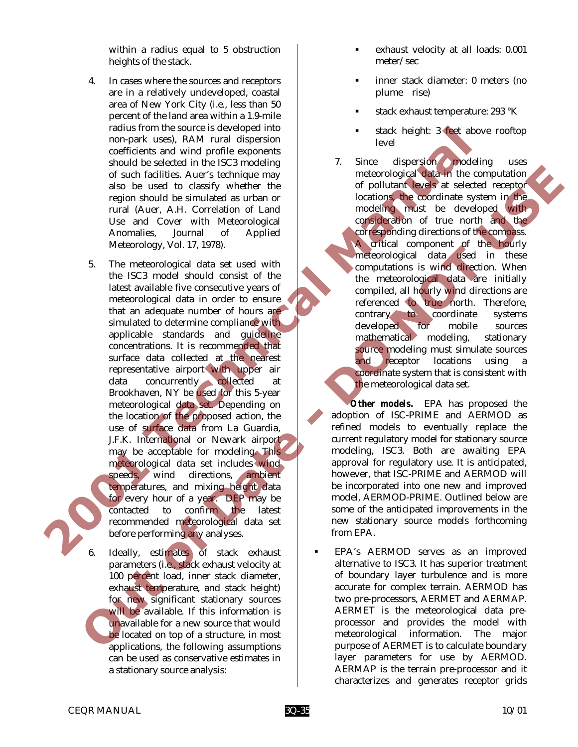within a radius equal to 5 obstruction heights of the stack.

4. In cases where the sources and receptors are in a relatively undeveloped, coastal area of New York City (i.e., less than 50 percent of the land area within a 1.9-mile radius from the source is developed into non-park uses), RAM rural dispersion coefficients and wind profile exponents should be selected in the ISC3 modeling of such facilities. Auer's technique may also be used to classify whether the region should be simulated as urban or rural (Auer, A.H. Correlation of Land Use and Cover with Meteorological Anomalies, Journal of Applied Meteorology, Vol. 17, 1978).

5. The meteorological data set used with the ISC3 model should consist of the latest available five consecutive years of meteorological data in order to ensure that an adequate number of hours are simulated to determine compliance with applicable standards and guideline concentrations. It is recommended that surface data collected at the nearest representative airport with upper air data concurrently collected at Brookhaven, NY be used for this 5-year meteorological data set. Depending on the location of the proposed action, the use of surface data from La Guardia, J.F.K. International or Newark airport may be acceptable for modeling. This meteorological data set includes wind speeds, wind directions, ambient temperatures, and mixing height data for every hour of a year. DEP may be contacted to confirm the latest recommended meteorological data set before performing any analyses.

6. Ideally, estimates of stack exhaust parameters (i.e., stack exhaust velocity at 100 percent load, inner stack diameter, exhaust temperature, and stack height) for new significant stationary sources will be available. If this information is unavailable for a new source that would be located on top of a structure, in most applications, the following assumptions can be used as conservative estimates in a stationary source analysis:

   - exhaust velocity at all loads: 0.001 meter/sec
   - inner stack diameter: 0 meters (no plume rise)
   - stack exhaust temperature: 293 °K
   - stack height: 3 feet above rooftop level

7. Since dispersion modeling uses meteorological data in the computation of pollutant levels at selected receptor locations, the coordinate system in the modeling must be developed with consideration of true north and the corresponding directions of the compass. A critical component of the hourly meteorological data used in these computations is wind direction. When the meteorological data are initially compiled, all hourly wind directions are referenced to true north. Therefore, contrary to coordinate systems developed for mobile sources mathematical modeling, stationary source modeling must simulate sources and receptor locations using a coordinate system that is consistent with the meteorological data set.

***Other models.*** EPA has proposed the adoption of ISC-PRIME and AERMOD as refined models to eventually replace the current regulatory model for stationary source modeling, ISC3. Both are awaiting EPA approval for regulatory use. It is anticipated, however, that ISC-PRIME and AERMOD will be incorporated into one new and improved model, AERMOD-PRIME. Outlined below are some of the anticipated improvements in the new stationary source models forthcoming from EPA.

- EPA's AERMOD serves as an improved alternative to ISC3. It has superior treatment of boundary layer turbulence and is more accurate for complex terrain. AERMOD has two pre-processors, AERMET and AERMAP. AERMET is the meteorological data pre-processor and provides the model with meteorological information. The major purpose of AERMET is to calculate boundary layer parameters for use by AERMOD. AERMAP is the terrain pre-processor and it characterizes and generates receptor grids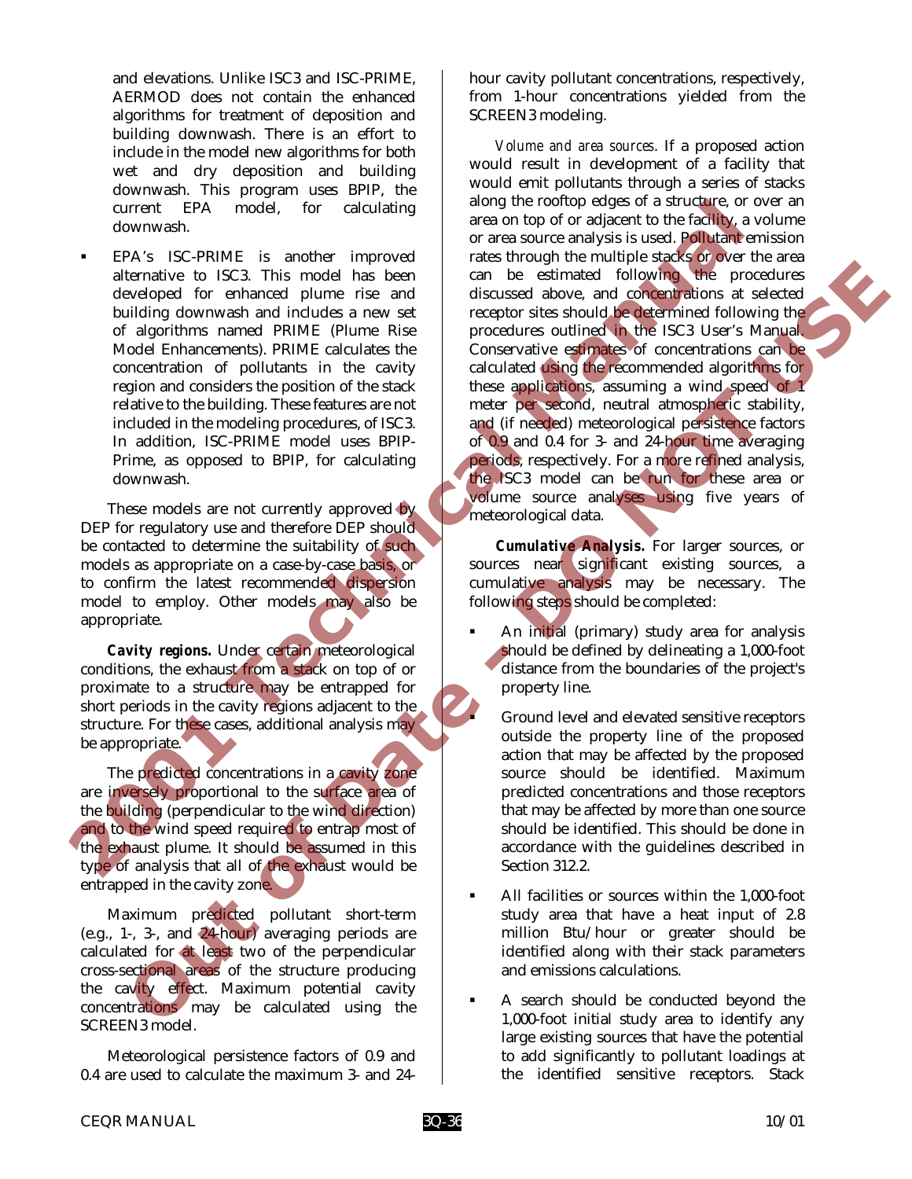and elevations. Unlike ISC3 and ISC-PRIME, AERMOD does not contain the enhanced algorithms for treatment of deposition and building downwash. There is an effort to include in the model new algorithms for both wet and dry deposition and building downwash. This program uses BPIP, the current EPA model, for calculating downwash.

- EPA's ISC-PRIME is another improved alternative to ISC3. This model has been developed for enhanced plume rise and building downwash and includes a new set of algorithms named PRIME (Plume Rise Model Enhancements). PRIME calculates the concentration of pollutants in the cavity region and considers the position of the stack relative to the building. These features are not included in the modeling procedures, of ISC3. In addition, ISC-PRIME model uses BPIP-Prime, as opposed to BPIP, for calculating downwash.

These models are not currently approved by DEP for regulatory use and therefore DEP should be contacted to determine the suitability of such models as appropriate on a case-by-case basis, or to confirm the latest recommended dispersion model to employ. Other models may also be appropriate.

**Cavity regions.** Under certain meteorological conditions, the exhaust from a stack on top of or proximate to a structure may be entrapped for short periods in the cavity regions adjacent to the structure. For these cases, additional analysis may be appropriate.

The predicted concentrations in a cavity zone are inversely proportional to the surface area of the building (perpendicular to the wind direction) and to the wind speed required to entrap most of the exhaust plume. It should be assumed in this type of analysis that all of the exhaust would be entrapped in the cavity zone.

Maximum predicted pollutant short-term (e.g., 1-, 3-, and 24-hour) averaging periods are calculated for at least two of the perpendicular cross-sectional areas of the structure producing the cavity effect. Maximum potential cavity concentrations may be calculated using the SCREEN3 model.

Meteorological persistence factors of 0.9 and 0.4 are used to calculate the maximum 3- and 24-hour cavity pollutant concentrations, respectively, from 1-hour concentrations yielded from the SCREEN3 modeling.

*Volume and area sources*. If a proposed action would result in development of a facility that would emit pollutants through a series of stacks along the rooftop edges of a structure, or over an area on top of or adjacent to the facility, a volume or area source analysis is used. Pollutant emission rates through the multiple stacks or over the area can be estimated following the procedures discussed above, and concentrations at selected receptor sites should be determined following the procedures outlined in the ISC3 User's Manual. Conservative estimates of concentrations can be calculated using the recommended algorithms for these applications, assuming a wind speed of 1 meter per second, neutral atmospheric stability, and (if needed) meteorological persistence factors of 0.9 and 0.4 for 3- and 24-hour time averaging periods, respectively. For a more refined analysis, the ISC3 model can be run for these area or volume source analyses using five years of meteorological data.

**Cumulative Analysis.** For larger sources, or sources near significant existing sources, a cumulative analysis may be necessary. The following steps should be completed:

- An initial (primary) study area for analysis should be defined by delineating a 1,000-foot distance from the boundaries of the project's property line.
- Ground level and elevated sensitive receptors outside the property line of the proposed action that may be affected by the proposed source should be identified. Maximum predicted concentrations and those receptors that may be affected by more than one source should be identified. This should be done in accordance with the guidelines described in Section 312.2.
- All facilities or sources within the 1,000-foot study area that have a heat input of 2.8 million Btu/hour or greater should be identified along with their stack parameters and emissions calculations.
- A search should be conducted beyond the 1,000-foot initial study area to identify any large existing sources that have the potential to add significantly to pollutant loadings at the identified sensitive receptors. Stack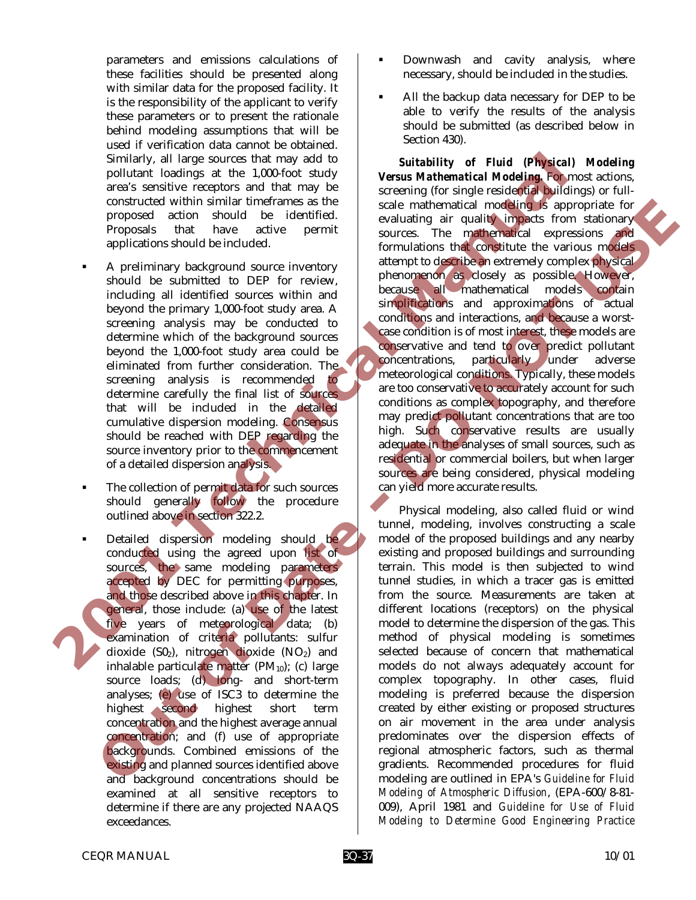parameters and emissions calculations of these facilities should be presented along with similar data for the proposed facility. It is the responsibility of the applicant to verify these parameters or to present the rationale behind modeling assumptions that will be used if verification data cannot be obtained. Similarly, all large sources that may add to pollutant loadings at the 1,000-foot study area's sensitive receptors and that may be constructed within similar timeframes as the proposed action should be identified. Proposals that have active permit applications should be included.

- A preliminary background source inventory should be submitted to DEP for review, including all identified sources within and beyond the primary 1,000-foot study area. A screening analysis may be conducted to determine which of the background sources beyond the 1,000-foot study area could be eliminated from further consideration. The screening analysis is recommended to determine carefully the final list of sources that will be included in the detailed cumulative dispersion modeling. Consensus should be reached with DEP regarding the source inventory prior to the commencement of a detailed dispersion analysis.
- The collection of permit data for such sources should generally follow the procedure outlined above in section 322.2.
- Detailed dispersion modeling should be conducted using the agreed upon list of sources, the same modeling parameters accepted by DEC for permitting purposes, and those described above in this chapter. In general, those include: (a) use of the latest five years of meteorological data; (b) examination of criteria pollutants: sulfur dioxide ($SO_2$), nitrogen dioxide ($NO_2$) and inhalable particulate matter ($PM_{10}$); (c) large source loads; (d) long- and short-term analyses; (e) use of ISC3 to determine the highest second highest short term concentration and the highest average annual concentration; and (f) use of appropriate backgrounds. Combined emissions of the existing and planned sources identified above and background concentrations should be examined at all sensitive receptors to determine if there are any projected NAAQS exceedances.
- Downwash and cavity analysis, where necessary, should be included in the studies.
- All the backup data necessary for DEP to be able to verify the results of the analysis should be submitted (as described below in Section 430).

***Suitability of Fluid (Physical) Modeling Versus Mathematical Modeling.*** For most actions, screening (for single residential buildings) or full-scale mathematical modeling is appropriate for evaluating air quality impacts from stationary sources. The mathematical expressions and formulations that constitute the various models attempt to describe an extremely complex physical phenomenon as closely as possible. However, because all mathematical models contain simplifications and approximations of actual conditions and interactions, and because a worst-case condition is of most interest, these models are conservative and tend to over predict pollutant concentrations, particularly under adverse meteorological conditions. Typically, these models are too conservative to accurately account for such conditions as complex topography, and therefore may predict pollutant concentrations that are too high. Such conservative results are usually adequate in the analyses of small sources, such as residential or commercial boilers, but when larger sources are being considered, physical modeling can yield more accurate results.

Physical modeling, also called fluid or wind tunnel, modeling, involves constructing a scale model of the proposed buildings and any nearby existing and proposed buildings and surrounding terrain. This model is then subjected to wind tunnel studies, in which a tracer gas is emitted from the source. Measurements are taken at different locations (receptors) on the physical model to determine the dispersion of the gas. This method of physical modeling is sometimes selected because of concern that mathematical models do not always adequately account for complex topography. In other cases, fluid modeling is preferred because the dispersion created by either existing or proposed structures on air movement in the area under analysis predominates over the dispersion effects of regional atmospheric factors, such as thermal gradients. Recommended procedures for fluid modeling are outlined in EPA's *Guideline for Fluid Modeling of Atmospheric Diffusion*, (EPA-600/8-81-009), April 1981 and *Guideline for Use of Fluid Modeling to Determine Good Engineering Practice*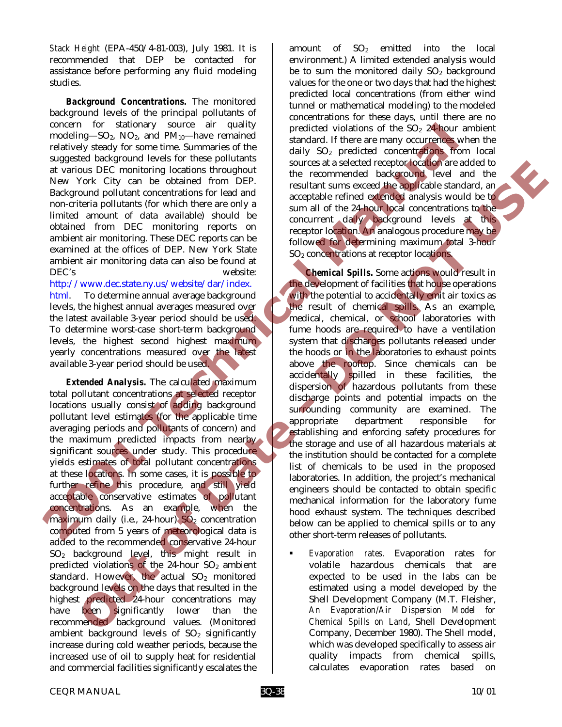*Stack Height* (EPA-450/4-81-003), July 1981. It is recommended that DEP be contacted for assistance before performing any fluid modeling studies.

***Background Concentrations.*** The monitored background levels of the principal pollutants of concern for stationary source air quality modeling—$SO_2$, $NO_2$, and $PM_{10}$—have remained relatively steady for some time. Summaries of the suggested background levels for these pollutants at various DEC monitoring locations throughout New York City can be obtained from DEP. Background pollutant concentrations for lead and non-criteria pollutants (for which there are only a limited amount of data available) should be obtained from DEC monitoring reports on ambient air monitoring. These DEC reports can be examined at the offices of DEP. New York State ambient air monitoring data can also be found at DEC's website: http://www.dec.state.ny.us/website/dar/index.html. To determine annual average background levels, the highest annual averages measured over the latest available 3-year period should be used. To determine worst-case short-term background levels, the highest second highest maximum yearly concentrations measured over the latest available 3-year period should be used.

***Extended Analysis.*** The calculated maximum total pollutant concentrations at selected receptor locations usually consist of adding background pollutant level estimates (for the applicable time averaging periods and pollutants of concern) and the maximum predicted impacts from nearby significant sources under study. This procedure yields estimates of total pollutant concentrations at these locations. In some cases, it is possible to further refine this procedure, and still yield acceptable conservative estimates of pollutant concentrations. As an example, when the maximum daily (i.e., 24-hour) $SO_2$ concentration computed from 5 years of meteorological data is added to the recommended conservative 24-hour $SO_2$ background level, this might result in predicted violations of the 24-hour $SO_2$ ambient standard. However, the actual $SO_2$ monitored background levels on the days that resulted in the highest predicted 24-hour concentrations may have been significantly lower than the recommended background values. (Monitored ambient background levels of $SO_2$ significantly increase during cold weather periods, because the increased use of oil to supply heat for residential and commercial facilities significantly escalates the amount of $SO_2$ emitted into the local environment.) A limited extended analysis would be to sum the monitored daily $SO_2$ background values for the one or two days that had the highest predicted local concentrations (from either wind tunnel or mathematical modeling) to the modeled concentrations for these days, until there are no predicted violations of the $SO_2$ 24-hour ambient standard. If there are many occurrences when the daily $SO_2$ predicted concentrations from local sources at a selected receptor location are added to the recommended background level and the resultant sums exceed the applicable standard, an acceptable refined extended analysis would be to sum all of the 24-hour local concentrations to the concurrent daily background levels at this receptor location. An analogous procedure may be followed for determining maximum total 3-hour $SO_2$ concentrations at receptor locations.

***Chemical Spills.*** Some actions would result in the development of facilities that house operations with the potential to accidentally emit air toxics as the result of chemical spills. As an example, medical, chemical, or school laboratories with fume hoods are required to have a ventilation system that discharges pollutants released under the hoods or in the laboratories to exhaust points above the rooftop. Since chemicals can be accidentally spilled in these facilities, the dispersion of hazardous pollutants from these discharge points and potential impacts on the surrounding community are examined. The appropriate department responsible for establishing and enforcing safety procedures for the storage and use of all hazardous materials at the institution should be contacted for a complete list of chemicals to be used in the proposed laboratories. In addition, the project's mechanical engineers should be contacted to obtain specific mechanical information for the laboratory fume hood exhaust system. The techniques described below can be applied to chemical spills or to any other short-term releases of pollutants.

- *Evaporation rates.* Evaporation rates for volatile hazardous chemicals that are expected to be used in the labs can be estimated using a model developed by the Shell Development Company (M.T. Fleisher, *An Evaporation/Air Dispersion Model for Chemical Spills on Land*, Shell Development Company, December 1980). The Shell model, which was developed specifically to assess air quality impacts from chemical spills, calculates evaporation rates based on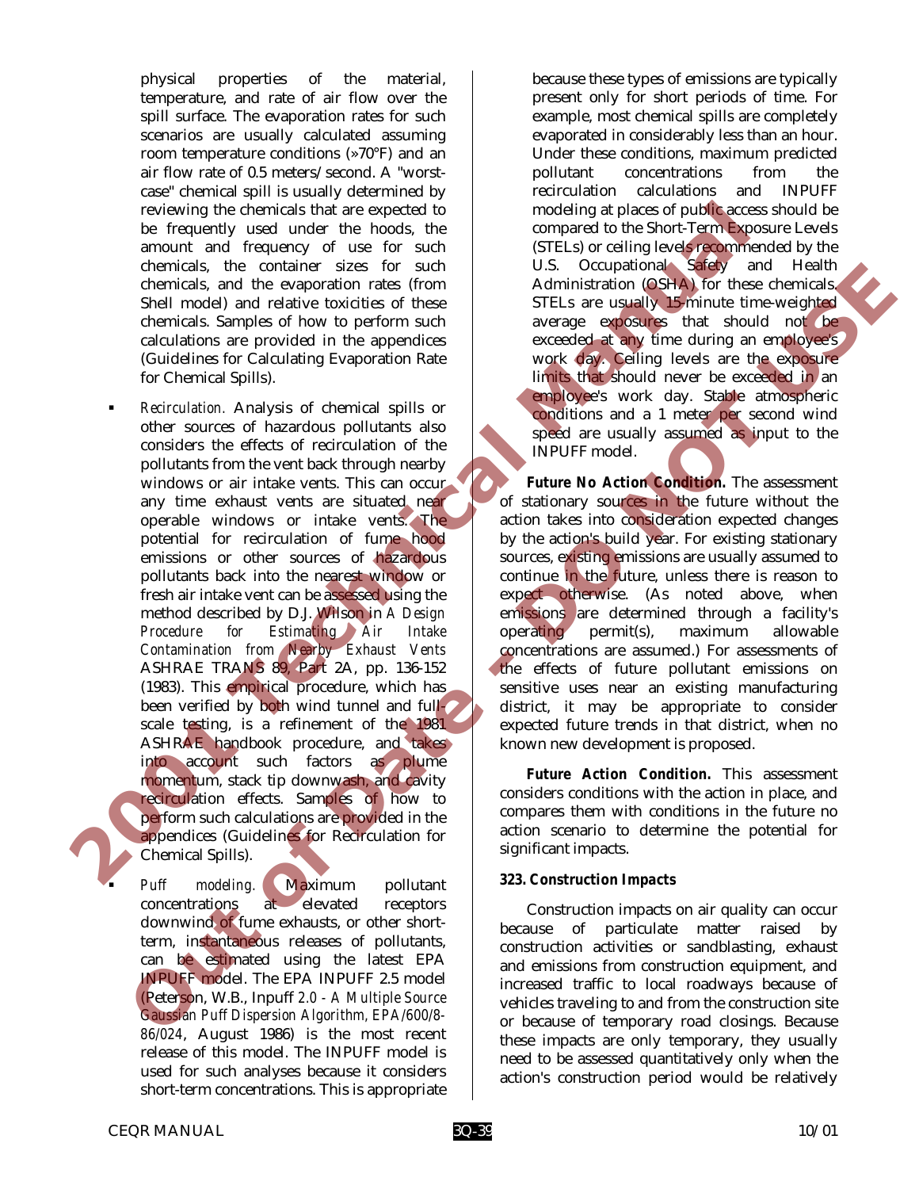physical properties of the material, temperature, and rate of air flow over the spill surface. The evaporation rates for such scenarios are usually calculated assuming room temperature conditions (»70°F) and an air flow rate of 0.5 meters/second. A "worst-case" chemical spill is usually determined by reviewing the chemicals that are expected to be frequently used under the hoods, the amount and frequency of use for such chemicals, the container sizes for such chemicals, and the evaporation rates (from Shell model) and relative toxicities of these chemicals. Samples of how to perform such calculations are provided in the appendices (Guidelines for Calculating Evaporation Rate for Chemical Spills).

- *Recirculation.* Analysis of chemical spills or other sources of hazardous pollutants also considers the effects of recirculation of the pollutants from the vent back through nearby windows or air intake vents. This can occur any time exhaust vents are situated near operable windows or intake vents. The potential for recirculation of fume hood emissions or other sources of hazardous pollutants back into the nearest window or fresh air intake vent can be assessed using the method described by D.J. Wilson in *A Design Procedure for Estimating Air Intake Contamination from Nearby Exhaust Vents* ASHRAE TRANS 89, Part 2A, pp. 136-152 (1983). This empirical procedure, which has been verified by both wind tunnel and full-scale testing, is a refinement of the 1981 ASHRAE handbook procedure, and takes into account such factors as plume momentum, stack tip downwash, and cavity recirculation effects. Samples of how to perform such calculations are provided in the appendices (Guidelines for Recirculation for Chemical Spills).

- *Puff modeling.* Maximum pollutant concentrations at elevated receptors downwind of fume exhausts, or other short-term, instantaneous releases of pollutants, can be estimated using the latest EPA INPUFF model. The EPA INPUFF 2.5 model (Peterson, W.B., Inpuff *2.0 - A Multiple Source Gaussian Puff Dispersion Algorithm, EPA/600/8-86/024*, August 1986) is the most recent release of this model. The INPUFF model is used for such analyses because it considers short-term concentrations. This is appropriate because these types of emissions are typically present only for short periods of time. For example, most chemical spills are completely evaporated in considerably less than an hour. Under these conditions, maximum predicted pollutant concentrations from the recirculation calculations and INPUFF modeling at places of public access should be compared to the Short-Term Exposure Levels (STELs) or ceiling levels recommended by the U.S. Occupational Safety and Health Administration (OSHA) for these chemicals. STELs are usually 15-minute time-weighted average exposures that should not be exceeded at any time during an employee's work day. Ceiling levels are the exposure limits that should never be exceeded in an employee's work day. Stable atmospheric conditions and a 1 meter per second wind speed are usually assumed as input to the INPUFF model.

**Future No Action Condition.** The assessment of stationary sources in the future without the action takes into consideration expected changes by the action's build year. For existing stationary sources, existing emissions are usually assumed to continue in the future, unless there is reason to expect otherwise. (As noted above, when emissions are determined through a facility's operating permit(s), maximum allowable concentrations are assumed.) For assessments of the effects of future pollutant emissions on sensitive uses near an existing manufacturing district, it may be appropriate to consider expected future trends in that district, when no known new development is proposed.

**Future Action Condition.** This assessment considers conditions with the action in place, and compares them with conditions in the future no action scenario to determine the potential for significant impacts.

### 323. Construction Impacts

Construction impacts on air quality can occur because of particulate matter raised by construction activities or sandblasting, exhaust and emissions from construction equipment, and increased traffic to local roadways because of vehicles traveling to and from the construction site or because of temporary road closings. Because these impacts are only temporary, they usually need to be assessed quantitatively only when the action's construction period would be relatively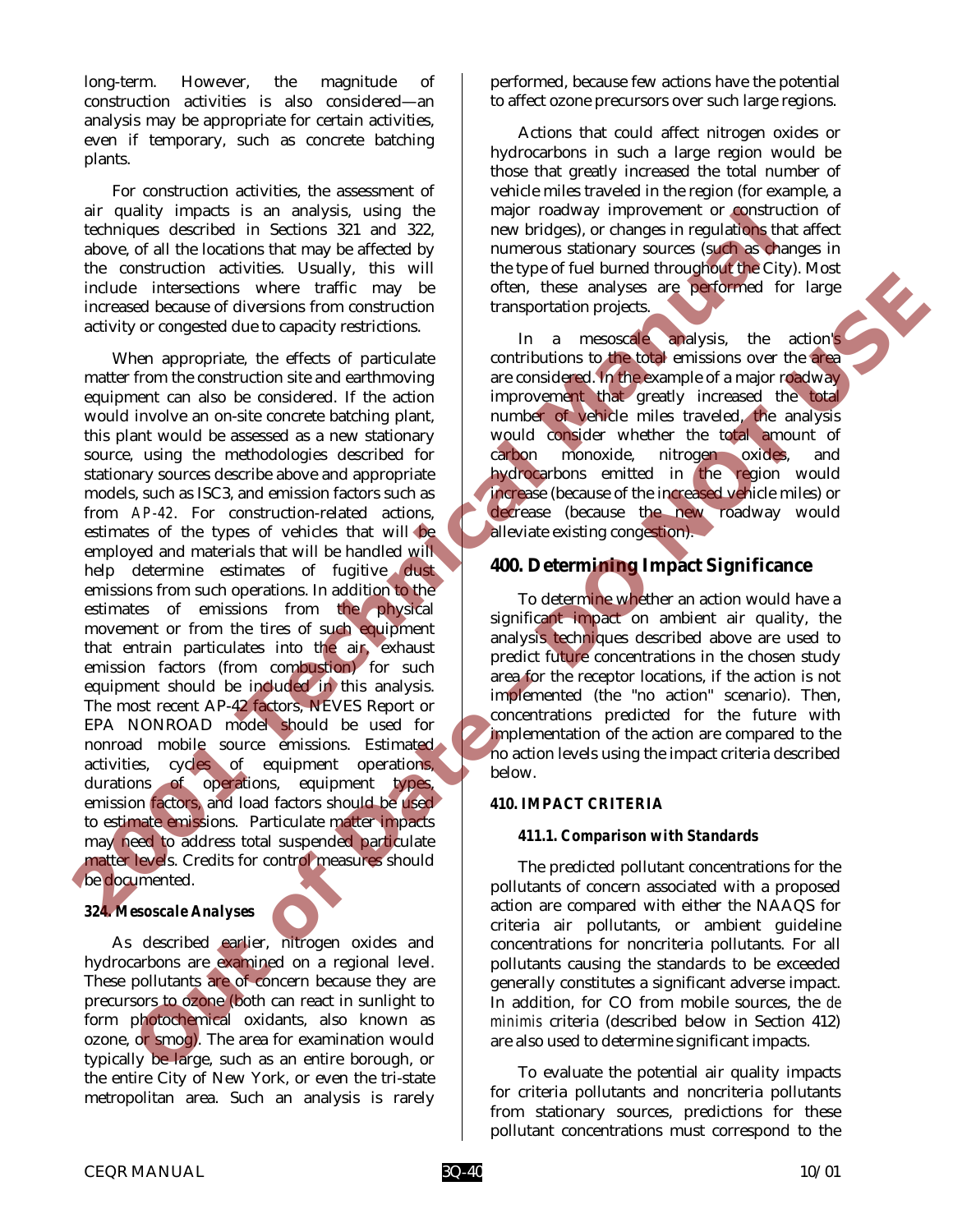long-term. However, the magnitude of construction activities is also considered—an analysis may be appropriate for certain activities, even if temporary, such as concrete batching plants.

For construction activities, the assessment of air quality impacts is an analysis, using the techniques described in Sections 321 and 322, above, of all the locations that may be affected by the construction activities. Usually, this will include intersections where traffic may be increased because of diversions from construction activity or congested due to capacity restrictions.

When appropriate, the effects of particulate matter from the construction site and earthmoving equipment can also be considered. If the action would involve an on-site concrete batching plant, this plant would be assessed as a new stationary source, using the methodologies described for stationary sources describe above and appropriate models, such as ISC3, and emission factors such as from *AP-42*. For construction-related actions, estimates of the types of vehicles that will be employed and materials that will be handled will help determine estimates of fugitive dust emissions from such operations. In addition to the estimates of emissions from the physical movement or from the tires of such equipment that entrain particulates into the air, exhaust emission factors (from combustion) for such equipment should be included in this analysis. The most recent AP-42 factors, NEVES Report or EPA NONROAD model should be used for nonroad mobile source emissions. Estimated activities, cycles of equipment operations, durations of operations, equipment types, emission factors, and load factors should be used to estimate emissions. Particulate matter impacts may need to address total suspended particulate matter levels. Credits for control measures should be documented.

#### 324. Mesoscale Analyses

As described earlier, nitrogen oxides and hydrocarbons are examined on a regional level. These pollutants are of concern because they are precursors to ozone (both can react in sunlight to form photochemical oxidants, also known as ozone, or smog). The area for examination would typically be large, such as an entire borough, or the entire City of New York, or even the tri-state metropolitan area. Such an analysis is rarely performed, because few actions have the potential to affect ozone precursors over such large regions.

Actions that could affect nitrogen oxides or hydrocarbons in such a large region would be those that greatly increased the total number of vehicle miles traveled in the region (for example, a major roadway improvement or construction of new bridges), or changes in regulations that affect numerous stationary sources (such as changes in the type of fuel burned throughout the City). Most often, these analyses are performed for large transportation projects.

In a mesoscale analysis, the action's contributions to the total emissions over the area are considered. In the example of a major roadway improvement that greatly increased the total number of vehicle miles traveled, the analysis would consider whether the total amount of carbon monoxide, nitrogen oxides, and hydrocarbons emitted in the region would increase (because of the increased vehicle miles) or decrease (because the new roadway would alleviate existing congestion).

## 400. Determining Impact Significance

To determine whether an action would have a significant impact on ambient air quality, the analysis techniques described above are used to predict future concentrations in the chosen study area for the receptor locations, if the action is not implemented (the "no action" scenario). Then, concentrations predicted for the future with implementation of the action are compared to the no action levels using the impact criteria described below.

### 410. IMPACT CRITERIA

#### 411.1. Comparison with Standards

The predicted pollutant concentrations for the pollutants of concern associated with a proposed action are compared with either the NAAQS for criteria air pollutants, or ambient guideline concentrations for noncriteria pollutants. For all pollutants causing the standards to be exceeded generally constitutes a significant adverse impact. In addition, for CO from mobile sources, the *de minimis* criteria (described below in Section 412) are also used to determine significant impacts.

To evaluate the potential air quality impacts for criteria pollutants and noncriteria pollutants from stationary sources, predictions for these pollutant concentrations must correspond to the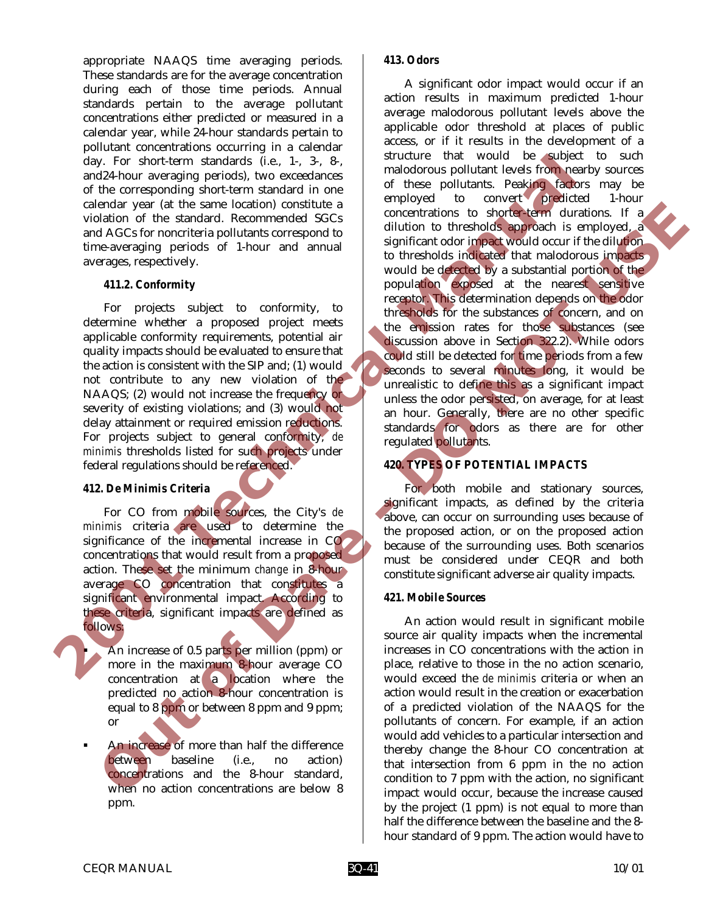appropriate NAAQS time averaging periods. These standards are for the average concentration during each of those time periods. Annual standards pertain to the average pollutant concentrations either predicted or measured in a calendar year, while 24-hour standards pertain to pollutant concentrations occurring in a calendar day. For short-term standards (i.e., 1-, 3-, 8-, and24-hour averaging periods), two exceedances of the corresponding short-term standard in one calendar year (at the same location) constitute a violation of the standard. Recommended SGCs and AGCs for noncriteria pollutants correspond to time-averaging periods of 1-hour and annual averages, respectively.

#### 411.2. Conformity

For projects subject to conformity, to determine whether a proposed project meets applicable conformity requirements, potential air quality impacts should be evaluated to ensure that the action is consistent with the SIP and; (1) would not contribute to any new violation of the NAAQS; (2) would not increase the frequency or severity of existing violations; and (3) would not delay attainment or required emission reductions. For projects subject to general conformity, *de minimis* thresholds listed for such projects under federal regulations should be referenced.

### 412. De Minimis Criteria

For CO from mobile sources, the City's *de minimis* criteria are used to determine the significance of the incremental increase in CO concentrations that would result from a proposed action. These set the minimum *change* in 8-hour average CO concentration that constitutes a significant environmental impact. According to these criteria, significant impacts are defined as follows:

- An increase of 0.5 parts per million (ppm) or more in the maximum 8-hour average CO concentration at a location where the predicted no action 8-hour concentration is equal to 8 ppm or between 8 ppm and 9 ppm; or
- An increase of more than half the difference between baseline (i.e., no action) concentrations and the 8-hour standard, when no action concentrations are below 8 ppm.

### 413. Odors

A significant odor impact would occur if an action results in maximum predicted 1-hour average malodorous pollutant levels above the applicable odor threshold at places of public access, or if it results in the development of a structure that would be subject to such malodorous pollutant levels from nearby sources of these pollutants. Peaking factors may be employed to convert predicted 1-hour concentrations to shorter-term durations. If a dilution to thresholds approach is employed, a significant odor impact would occur if the dilution to thresholds indicated that malodorous impacts would be detected by a substantial portion of the population exposed at the nearest sensitive receptor. This determination depends on the odor thresholds for the substances of concern, and on the emission rates for those substances (see discussion above in Section 322.2). While odors could still be detected for time periods from a few seconds to several minutes long, it would be unrealistic to define this as a significant impact unless the odor persisted, on average, for at least an hour. Generally, there are no other specific standards for odors as there are for other regulated pollutants.

## 420. TYPES OF POTENTIAL IMPACTS

For both mobile and stationary sources, significant impacts, as defined by the criteria above, can occur on surrounding uses because of the proposed action, or on the proposed action because of the surrounding uses. Both scenarios must be considered under CEQR and both constitute significant adverse air quality impacts.

### 421. Mobile Sources

An action would result in significant mobile source air quality impacts when the incremental increases in CO concentrations with the action in place, relative to those in the no action scenario, would exceed the *de minimis* criteria or when an action would result in the creation or exacerbation of a predicted violation of the NAAQS for the pollutants of concern. For example, if an action would add vehicles to a particular intersection and thereby change the 8-hour CO concentration at that intersection from 6 ppm in the no action condition to 7 ppm with the action, no significant impact would occur, because the increase caused by the project (1 ppm) is not equal to more than half the difference between the baseline and the 8-hour standard of 9 ppm. The action would have to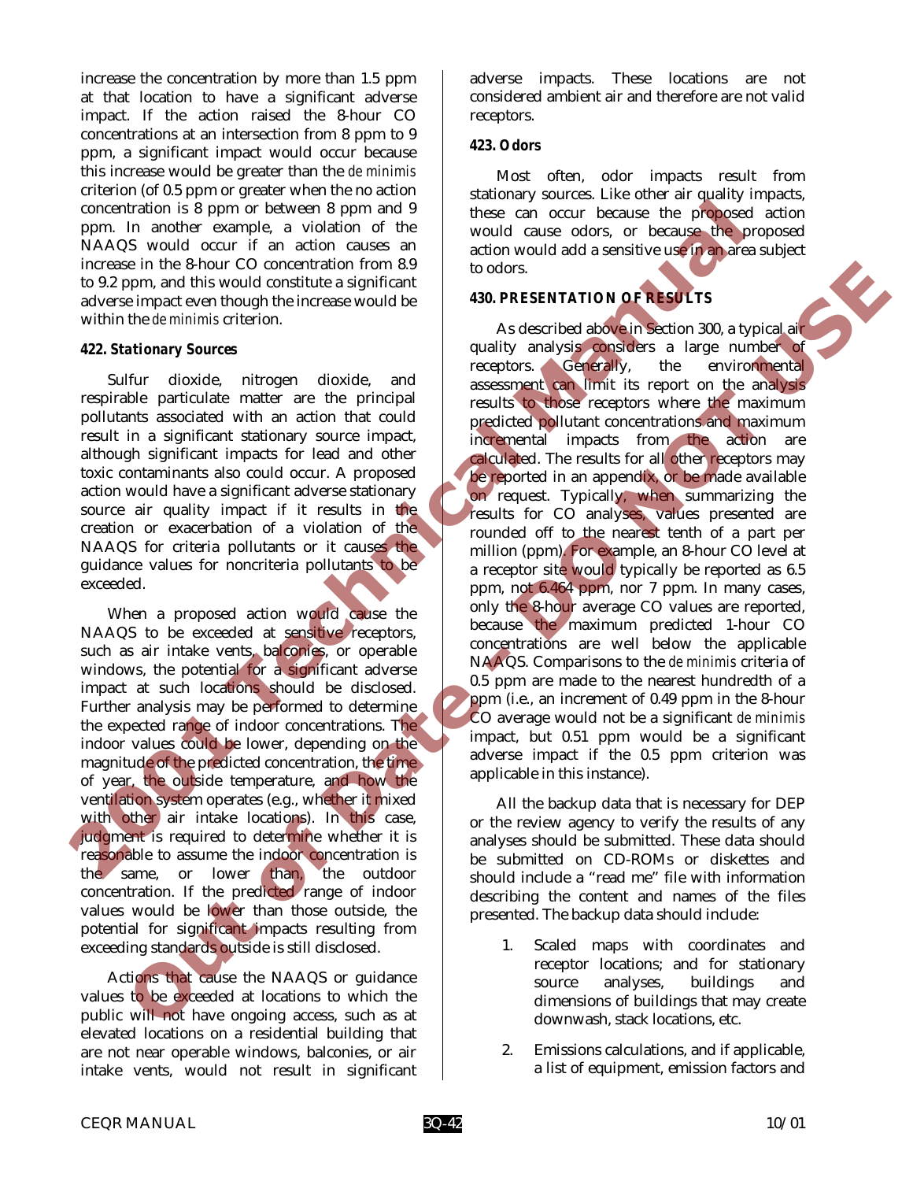increase the concentration by more than 1.5 ppm at that location to have a significant adverse impact. If the action raised the 8-hour CO concentrations at an intersection from 8 ppm to 9 ppm, a significant impact would occur because this increase would be greater than the *de minimis* criterion (of 0.5 ppm or greater when the no action concentration is 8 ppm or between 8 ppm and 9 ppm. In another example, a violation of the NAAQS would occur if an action causes an increase in the 8-hour CO concentration from 8.9 to 9.2 ppm, and this would constitute a significant adverse impact even though the increase would be within the *de minimis* criterion.

### 422. Stationary Sources

Sulfur dioxide, nitrogen dioxide, and respirable particulate matter are the principal pollutants associated with an action that could result in a significant stationary source impact, although significant impacts for lead and other toxic contaminants also could occur. A proposed action would have a significant adverse stationary source air quality impact if it results in the creation or exacerbation of a violation of the NAAQS for criteria pollutants or it causes the guidance values for noncriteria pollutants to be exceeded.

When a proposed action would cause the NAAQS to be exceeded at sensitive receptors, such as air intake vents, balconies, or operable windows, the potential for a significant adverse impact at such locations should be disclosed. Further analysis may be performed to determine the expected range of indoor concentrations. The indoor values could be lower, depending on the magnitude of the predicted concentration, the time of year, the outside temperature, and how the ventilation system operates (e.g., whether it mixed with other air intake locations). In this case, judgment is required to determine whether it is reasonable to assume the indoor concentration is the same, or lower than, the outdoor concentration. If the predicted range of indoor values would be lower than those outside, the potential for significant impacts resulting from exceeding standards outside is still disclosed.

Actions that cause the NAAQS or guidance values to be exceeded at locations to which the public will not have ongoing access, such as at elevated locations on a residential building that are not near operable windows, balconies, or air intake vents, would not result in significant adverse impacts. These locations are not considered ambient air and therefore are not valid receptors.

### 423. Odors

Most often, odor impacts result from stationary sources. Like other air quality impacts, these can occur because the proposed action would cause odors, or because the proposed action would add a sensitive use in an area subject to odors.

## 430. PRESENTATION OF RESULTS

As described above in Section 300, a typical air quality analysis considers a large number of receptors. Generally, the environmental assessment can limit its report on the analysis results to those receptors where the maximum predicted pollutant concentrations and maximum incremental impacts from the action are calculated. The results for all other receptors may be reported in an appendix, or be made available on request. Typically, when summarizing the results for CO analyses, values presented are rounded off to the nearest tenth of a part per million (ppm). For example, an 8-hour CO level at a receptor site would typically be reported as 6.5 ppm, not 6.464 ppm, nor 7 ppm. In many cases, only the 8-hour average CO values are reported, because the maximum predicted 1-hour CO concentrations are well below the applicable NAAQS. Comparisons to the *de minimis* criteria of 0.5 ppm are made to the nearest hundredth of a ppm (i.e., an increment of 0.49 ppm in the 8-hour CO average would not be a significant *de minimis* impact, but 0.51 ppm would be a significant adverse impact if the 0.5 ppm criterion was applicable in this instance).

All the backup data that is necessary for DEP or the review agency to verify the results of any analyses should be submitted. These data should be submitted on CD-ROMs or diskettes and should include a "read me" file with information describing the content and names of the files presented. The backup data should include:

1. Scaled maps with coordinates and receptor locations; and for stationary source analyses, buildings and dimensions of buildings that may create downwash, stack locations, etc.
2. Emissions calculations, and if applicable, a list of equipment, emission factors and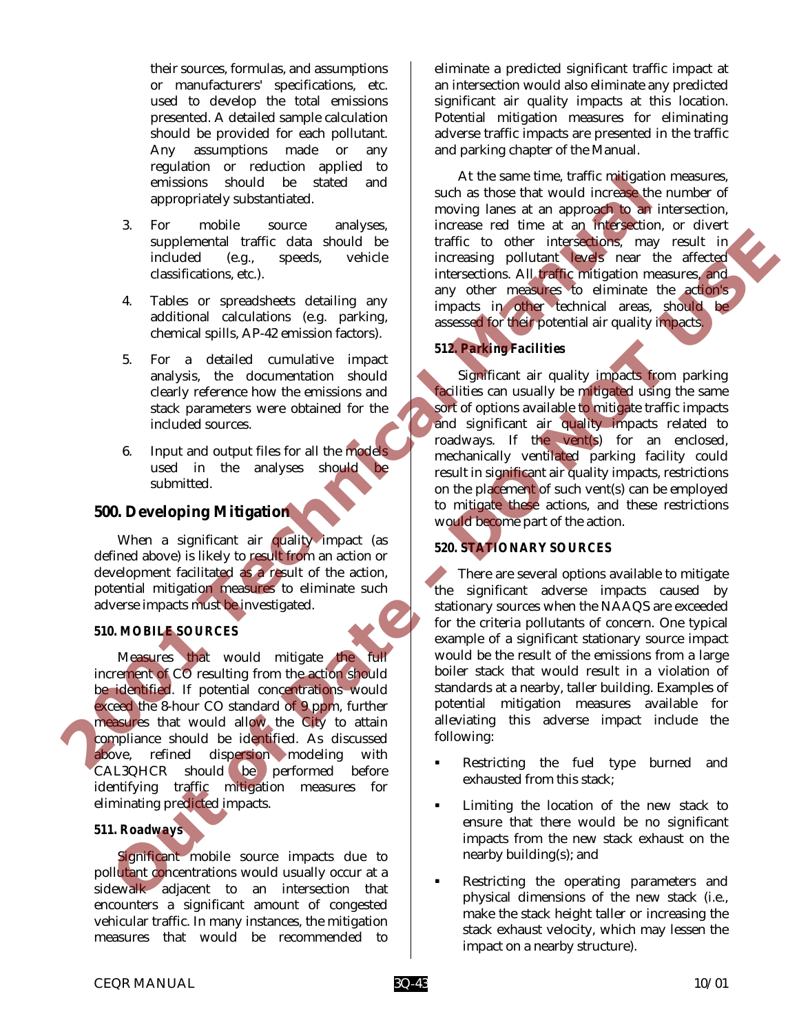their sources, formulas, and assumptions or manufacturers' specifications, etc. used to develop the total emissions presented. A detailed sample calculation should be provided for each pollutant. Any assumptions made or any regulation or reduction applied to emissions should be stated and appropriately substantiated.

3. For mobile source analyses, supplemental traffic data should be included (e.g., speeds, vehicle classifications, etc.).

4. Tables or spreadsheets detailing any additional calculations (e.g. parking, chemical spills, AP-42 emission factors).

5. For a detailed cumulative impact analysis, the documentation should clearly reference how the emissions and stack parameters were obtained for the included sources.

6. Input and output files for all the models used in the analyses should be submitted.

## 500. Developing Mitigation

When a significant air quality impact (as defined above) is likely to result from an action or development facilitated as a result of the action, potential mitigation measures to eliminate such adverse impacts must be investigated.

### 510. MOBILE SOURCES

Measures that would mitigate the full increment of CO resulting from the action should be identified. If potential concentrations would exceed the 8-hour CO standard of 9 ppm, further measures that would allow the City to attain compliance should be identified. As discussed above, refined dispersion modeling with CAL3QHCR should be performed before identifying traffic mitigation measures for eliminating predicted impacts.

#### 511. Roadways

Significant mobile source impacts due to pollutant concentrations would usually occur at a sidewalk adjacent to an intersection that encounters a significant amount of congested vehicular traffic. In many instances, the mitigation measures that would be recommended to eliminate a predicted significant traffic impact at an intersection would also eliminate any predicted significant air quality impacts at this location. Potential mitigation measures for eliminating adverse traffic impacts are presented in the traffic and parking chapter of the Manual.

At the same time, traffic mitigation measures, such as those that would increase the number of moving lanes at an approach to an intersection, increase red time at an intersection, or divert traffic to other intersections, may result in increasing pollutant levels near the affected intersections. All traffic mitigation measures, and any other measures to eliminate the action's impacts in other technical areas, should be assessed for their potential air quality impacts.

#### 512. Parking Facilities

Significant air quality impacts from parking facilities can usually be mitigated using the same sort of options available to mitigate traffic impacts and significant air quality impacts related to roadways. If the vent(s) for an enclosed, mechanically ventilated parking facility could result in significant air quality impacts, restrictions on the placement of such vent(s) can be employed to mitigate these actions, and these restrictions would become part of the action.

### 520. STATIONARY SOURCES

There are several options available to mitigate the significant adverse impacts caused by stationary sources when the NAAQS are exceeded for the criteria pollutants of concern. One typical example of a significant stationary source impact would be the result of the emissions from a large boiler stack that would result in a violation of standards at a nearby, taller building. Examples of potential mitigation measures available for alleviating this adverse impact include the following:

- Restricting the fuel type burned and exhausted from this stack;
- Limiting the location of the new stack to ensure that there would be no significant impacts from the new stack exhaust on the nearby building(s); and
- Restricting the operating parameters and physical dimensions of the new stack (i.e., make the stack height taller or increasing the stack exhaust velocity, which may lessen the impact on a nearby structure).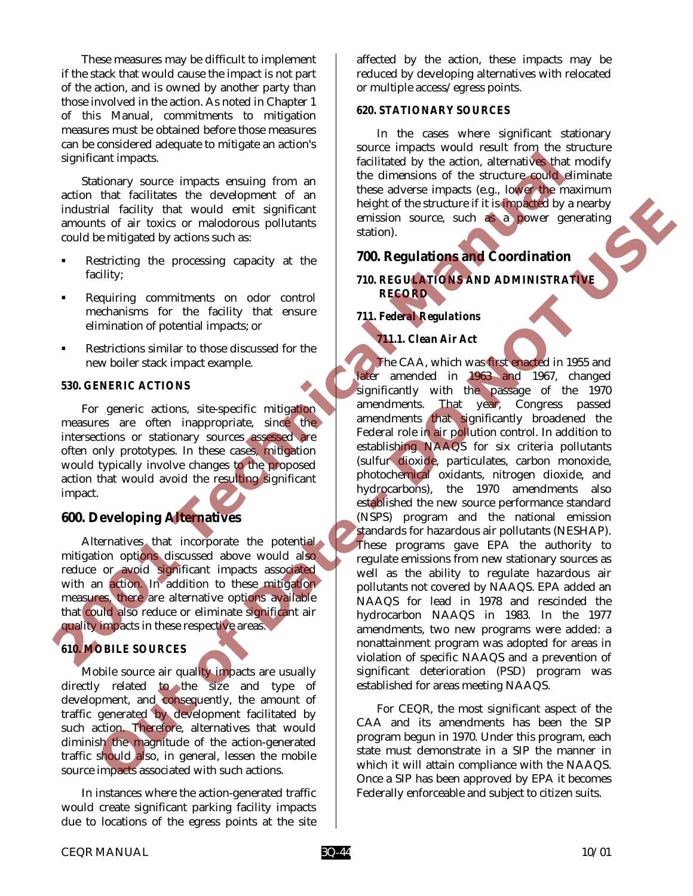These measures may be difficult to implement if the stack that would cause the impact is not part of the action, and is owned by another party than those involved in the action. As noted in Chapter 1 of this Manual, commitments to mitigation measures must be obtained before those measures can be considered adequate to mitigate an action's significant impacts.

Stationary source impacts ensuing from an action that facilitates the development of an industrial facility that would emit significant amounts of air toxics or malodorous pollutants could be mitigated by actions such as:

- Restricting the processing capacity at the facility;
- Requiring commitments on odor control mechanisms for the facility that ensure elimination of potential impacts; or
- Restrictions similar to those discussed for the new boiler stack impact example.

### 530. GENERIC ACTIONS

For generic actions, site-specific mitigation measures are often inappropriate, since the intersections or stationary sources assessed are often only prototypes. In these cases, mitigation would typically involve changes to the proposed action that would avoid the resulting significant impact.

## 600. Developing Alternatives

Alternatives that incorporate the potential mitigation options discussed above would also reduce or avoid significant impacts associated with an action. In addition to these mitigation measures, there are alternative options available that could also reduce or eliminate significant air quality impacts in these respective areas.

### 610. MOBILE SOURCES

Mobile source air quality impacts are usually directly related to the size and type of development, and consequently, the amount of traffic generated by development facilitated by such action. Therefore, alternatives that would diminish the magnitude of the action-generated traffic should also, in general, lessen the mobile source impacts associated with such actions.

In instances where the action-generated traffic would create significant parking facility impacts due to locations of the egress points at the site affected by the action, these impacts may be reduced by developing alternatives with relocated or multiple access/egress points.

### 620. STATIONARY SOURCES

In the cases where significant stationary source impacts would result from the structure facilitated by the action, alternatives that modify the dimensions of the structure could eliminate these adverse impacts (e.g., lower the maximum height of the structure if it is impacted by a nearby emission source, such as a power generating station).

## 700. Regulations and Coordination

### 710. REGULATIONS AND ADMINISTRATIVE RECORD

#### *711. Federal Regulations*

##### *711.1. Clean Air Act*

The CAA, which was first enacted in 1955 and later amended in 1963 and 1967, changed significantly with the passage of the 1970 amendments. That year, Congress passed amendments that significantly broadened the Federal role in air pollution control. In addition to establishing NAAQS for six criteria pollutants (sulfur dioxide, particulates, carbon monoxide, photochemical oxidants, nitrogen dioxide, and hydrocarbons), the 1970 amendments also established the new source performance standard (NSPS) program and the national emission standards for hazardous air pollutants (NESHAP). These programs gave EPA the authority to regulate emissions from new stationary sources as well as the ability to regulate hazardous air pollutants not covered by NAAQS. EPA added an NAAQS for lead in 1978 and rescinded the hydrocarbon NAAQS in 1983. In the 1977 amendments, two new programs were added: a nonattainment program was adopted for areas in violation of specific NAAQS and a prevention of significant deterioration (PSD) program was established for areas meeting NAAQS.

For CEQR, the most significant aspect of the CAA and its amendments has been the SIP program begun in 1970. Under this program, each state must demonstrate in a SIP the manner in which it will attain compliance with the NAAQS. Once a SIP has been approved by EPA it becomes Federally enforceable and subject to citizen suits.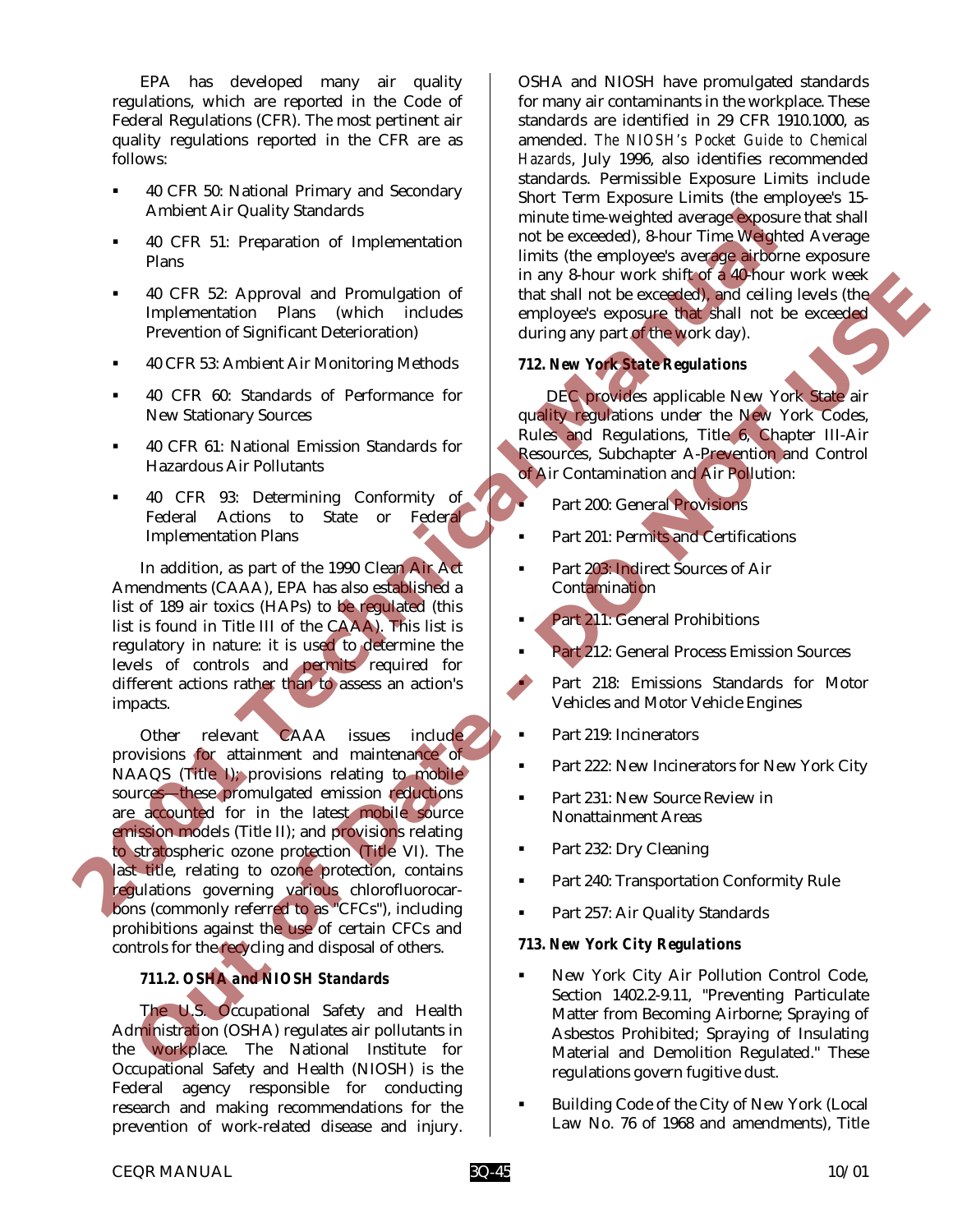EPA has developed many air quality regulations, which are reported in the Code of Federal Regulations (CFR). The most pertinent air quality regulations reported in the CFR are as follows:

- 40 CFR 50: National Primary and Secondary Ambient Air Quality Standards
- 40 CFR 51: Preparation of Implementation Plans
- 40 CFR 52: Approval and Promulgation of Implementation Plans (which includes Prevention of Significant Deterioration)
- 40 CFR 53: Ambient Air Monitoring Methods
- 40 CFR 60: Standards of Performance for New Stationary Sources
- 40 CFR 61: National Emission Standards for Hazardous Air Pollutants
- 40 CFR 93: Determining Conformity of Federal Actions to State or Federal Implementation Plans

In addition, as part of the 1990 Clean Air Act Amendments (CAAA), EPA has also established a list of 189 air toxics (HAPs) to be regulated (this list is found in Title III of the CAAA). This list is regulatory in nature: it is used to determine the levels of controls and permits required for different actions rather than to assess an action's impacts.

Other relevant CAAA issues include provisions for attainment and maintenance of NAAQS (Title I); provisions relating to mobile sources—these promulgated emission reductions are accounted for in the latest mobile source emission models (Title II); and provisions relating to stratospheric ozone protection (Title VI). The last title, relating to ozone protection, contains regulations governing various chlorofluorocarbons (commonly referred to as "CFCs"), including prohibitions against the use of certain CFCs and controls for the recycling and disposal of others.

### 711.2. OSHA and NIOSH Standards

The U.S. Occupational Safety and Health Administration (OSHA) regulates air pollutants in the workplace. The National Institute for Occupational Safety and Health (NIOSH) is the Federal agency responsible for conducting research and making recommendations for the prevention of work-related disease and injury. OSHA and NIOSH have promulgated standards for many air contaminants in the workplace. These standards are identified in 29 CFR 1910.1000, as amended. *The NIOSH's Pocket Guide to Chemical Hazards*, July 1996, also identifies recommended standards. Permissible Exposure Limits include Short Term Exposure Limits (the employee's 15-minute time-weighted average exposure that shall not be exceeded), 8-hour Time Weighted Average limits (the employee's average airborne exposure in any 8-hour work shift of a 40-hour work week that shall not be exceeded), and ceiling levels (the employee's exposure that shall not be exceeded during any part of the work day).

### 712. New York State Regulations

DEC provides applicable New York State air quality regulations under the New York Codes, Rules and Regulations, Title 6, Chapter III-Air Resources, Subchapter A-Prevention and Control of Air Contamination and Air Pollution:

- Part 200: General Provisions
- Part 201: Permits and Certifications
- Part 203: Indirect Sources of Air Contamination
- Part 211: General Prohibitions
- Part 212: General Process Emission Sources
- Part 218: Emissions Standards for Motor Vehicles and Motor Vehicle Engines
- Part 219: Incinerators
- Part 222: New Incinerators for New York City
- Part 231: New Source Review in Nonattainment Areas
- Part 232: Dry Cleaning
- Part 240: Transportation Conformity Rule
- Part 257: Air Quality Standards

### 713. New York City Regulations

- New York City Air Pollution Control Code, Section 1402.2-9.11, "Preventing Particulate Matter from Becoming Airborne; Spraying of Asbestos Prohibited; Spraying of Insulating Material and Demolition Regulated." These regulations govern fugitive dust.
- Building Code of the City of New York (Local Law No. 76 of 1968 and amendments), Title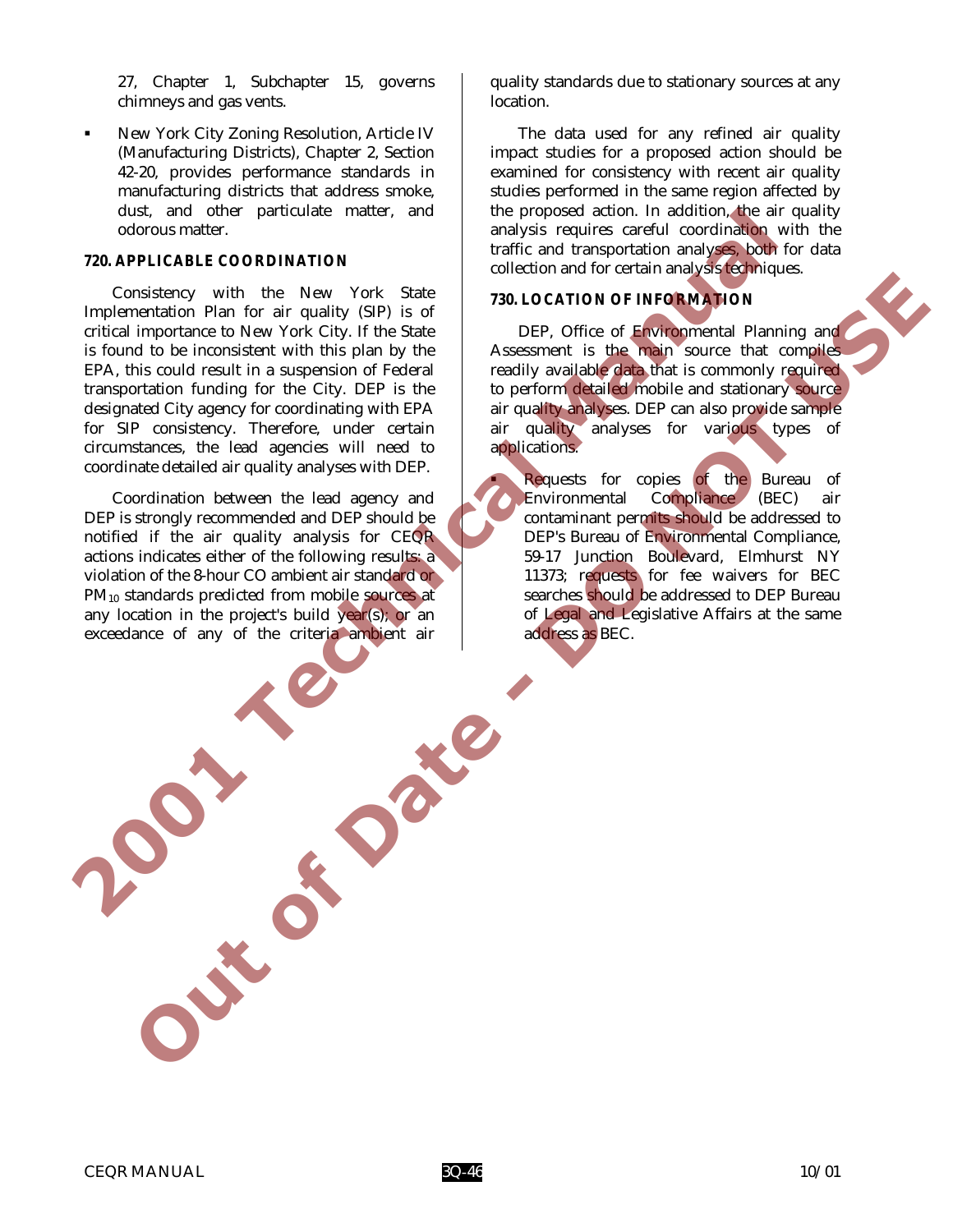27, Chapter 1, Subchapter 15, governs chimneys and gas vents.

- New York City Zoning Resolution, Article IV (Manufacturing Districts), Chapter 2, Section 42-20, provides performance standards in manufacturing districts that address smoke, dust, and other particulate matter, and odorous matter.

## 720. APPLICABLE COORDINATION

Consistency with the New York State Implementation Plan for air quality (SIP) is of critical importance to New York City. If the State is found to be inconsistent with this plan by the EPA, this could result in a suspension of Federal transportation funding for the City. DEP is the designated City agency for coordinating with EPA for SIP consistency. Therefore, under certain circumstances, the lead agencies will need to coordinate detailed air quality analyses with DEP.

Coordination between the lead agency and DEP is strongly recommended and DEP should be notified if the air quality analysis for CEQR actions indicates either of the following results: a violation of the 8-hour CO ambient air standard or $PM_{10}$ standards predicted from mobile sources at any location in the project's build year(s); or an exceedance of any of the criteria ambient air quality standards due to stationary sources at any location.

The data used for any refined air quality impact studies for a proposed action should be examined for consistency with recent air quality studies performed in the same region affected by the proposed action. In addition, the air quality analysis requires careful coordination with the traffic and transportation analyses, both for data collection and for certain analysis techniques.

## 730. LOCATION OF INFORMATION

DEP, Office of Environmental Planning and Assessment is the main source that compiles readily available data that is commonly required to perform detailed mobile and stationary source air quality analyses. DEP can also provide sample air quality analyses for various types of applications.

- Requests for copies of the Bureau of Environmental Compliance (BEC) air contaminant permits should be addressed to DEP's Bureau of Environmental Compliance, 59-17 Junction Boulevard, Elmhurst NY 11373; requests for fee waivers for BEC searches should be addressed to DEP Bureau of Legal and Legislative Affairs at the same address as BEC.

2001 Technical Manual - DO NOT USE
Out of Date